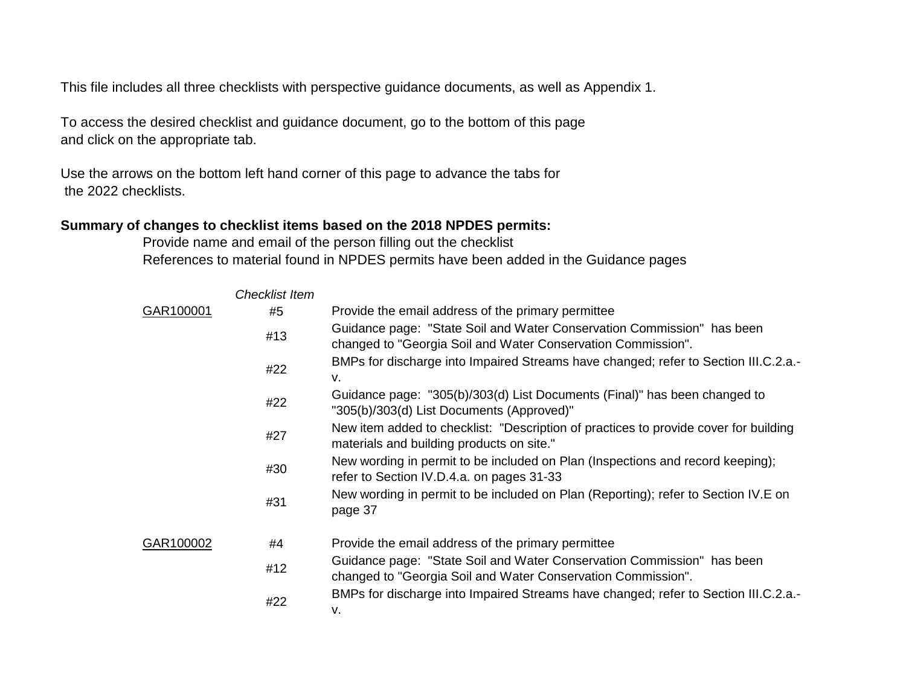This file includes all three checklists with perspective guidance documents, as well as Appendix 1.

To access the desired checklist and guidance document, go to the bottom of this page and click on the appropriate tab.

Use the arrows on the bottom left hand corner of this page to advance the tabs for the 2022 checklists.

**Summary of changes to checklist items based on the 2018 NPDES permits:**

Provide name and email of the person filling out the checklist
References to material found in NPDES permits have been added in the Guidance pages

| | *Checklist Item* | |
|---|---|---|
| GAR100001 | #5 | Provide the email address of the primary permittee |
| | #13 | Guidance page: "State Soil and Water Conservation Commission" has been changed to "Georgia Soil and Water Conservation Commission". |
| | #22 | BMPs for discharge into Impaired Streams have changed; refer to Section III.C.2.a.-v. |
| | #22 | Guidance page: "305(b)/303(d) List Documents (Final)" has been changed to "305(b)/303(d) List Documents (Approved)" |
| | #27 | New item added to checklist: "Description of practices to provide cover for building materials and building products on site." |
| | #30 | New wording in permit to be included on Plan (Inspections and record keeping); refer to Section IV.D.4.a. on pages 31-33 |
| | #31 | New wording in permit to be included on Plan (Reporting); refer to Section IV.E on page 37 |
| GAR100002 | #4 | Provide the email address of the primary permittee |
| | #12 | Guidance page: "State Soil and Water Conservation Commission" has been changed to "Georgia Soil and Water Conservation Commission". |
| | #22 | BMPs for discharge into Impaired Streams have changed; refer to Section III.C.2.a.-v. |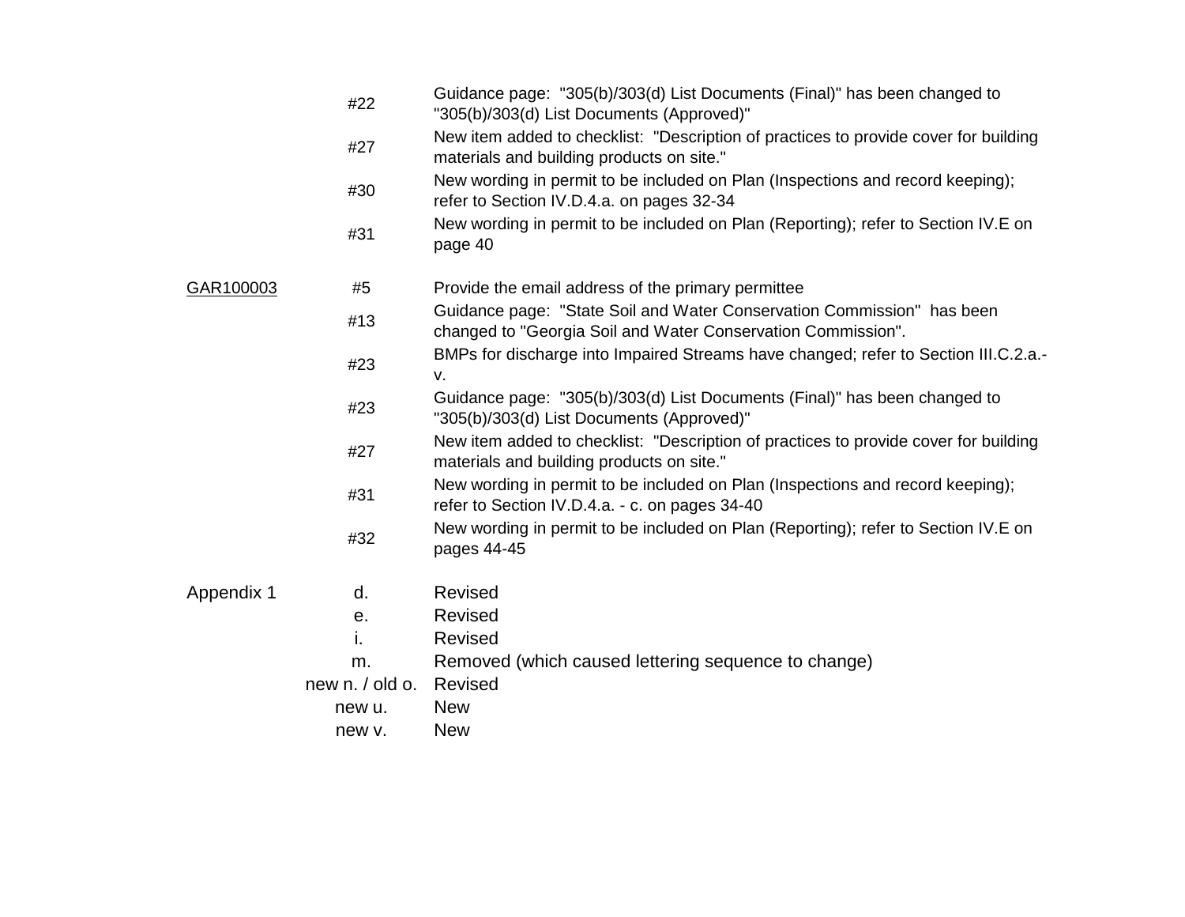| | | |
|---|---|---|
| | #22 | Guidance page: "305(b)/303(d) List Documents (Final)" has been changed to "305(b)/303(d) List Documents (Approved)" |
| | #27 | New item added to checklist: "Description of practices to provide cover for building materials and building products on site." |
| | #30 | New wording in permit to be included on Plan (Inspections and record keeping); refer to Section IV.D.4.a. on pages 32-34 |
| | #31 | New wording in permit to be included on Plan (Reporting); refer to Section IV.E on page 40 |
| | | |
| GAR100003 | #5 | Provide the email address of the primary permittee |
| | #13 | Guidance page: "State Soil and Water Conservation Commission" has been changed to "Georgia Soil and Water Conservation Commission". |
| | #23 | BMPs for discharge into Impaired Streams have changed; refer to Section III.C.2.a.-v. |
| | #23 | Guidance page: "305(b)/303(d) List Documents (Final)" has been changed to "305(b)/303(d) List Documents (Approved)" |
| | #27 | New item added to checklist: "Description of practices to provide cover for building materials and building products on site." |
| | #31 | New wording in permit to be included on Plan (Inspections and record keeping); refer to Section IV.D.4.a. - c. on pages 34-40 |
| | #32 | New wording in permit to be included on Plan (Reporting); refer to Section IV.E on pages 44-45 |
| | | |
| Appendix 1 | d. | Revised |
| | e. | Revised |
| | i. | Revised |
| | m. | Removed (which caused lettering sequence to change) |
| | new n. / old o. | Revised |
| | new u. | New |
| | new v. | New |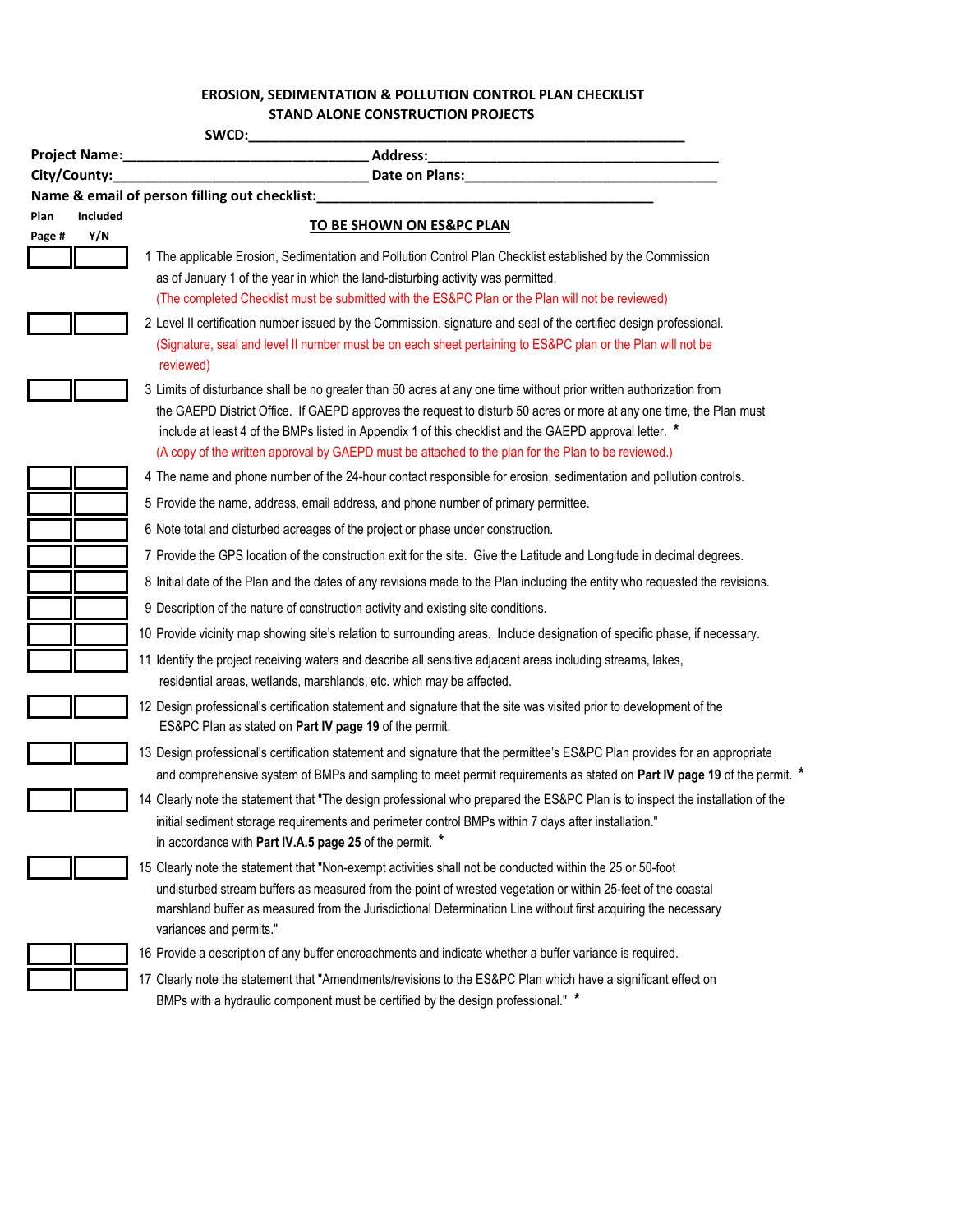## EROSION, SEDIMENTATION & POLLUTION CONTROL PLAN CHECKLIST
## STAND ALONE CONSTRUCTION PROJECTS

**SWCD:**\_\_\_\_\_\_\_\_\_\_\_\_\_\_\_\_\_\_\_\_\_\_\_\_\_\_\_\_\_\_\_\_\_\_\_\_\_\_\_\_\_\_\_\_\_\_\_\_\_\_\_\_

**Project Name:**\_\_\_\_\_\_\_\_\_\_\_\_\_\_\_\_\_\_\_\_\_\_\_\_\_\_\_\_\_\_ **Address:**\_\_\_\_\_\_\_\_\_\_\_\_\_\_\_\_\_\_\_\_\_\_\_\_\_\_\_\_\_\_\_\_\_\_

**City/County:**\_\_\_\_\_\_\_\_\_\_\_\_\_\_\_\_\_\_\_\_\_\_\_\_\_\_\_\_\_\_ **Date on Plans:**\_\_\_\_\_\_\_\_\_\_\_\_\_\_\_\_\_\_\_\_\_\_\_\_\_\_\_\_\_\_

**Name & email of person filling out checklist:**\_\_\_\_\_\_\_\_\_\_\_\_\_\_\_\_\_\_\_\_\_\_\_\_\_\_\_\_\_\_\_\_\_\_\_\_\_\_\_\_

| Plan Page # | Included Y/N | TO BE SHOWN ON ES&PC PLAN |
|---|---|---|
| | | 1 The applicable Erosion, Sedimentation and Pollution Control Plan Checklist established by the Commission as of January 1 of the year in which the land-disturbing activity was permitted. (The completed Checklist must be submitted with the ES&PC Plan or the Plan will not be reviewed) |
| | | 2 Level II certification number issued by the Commission, signature and seal of the certified design professional. (Signature, seal and level II number must be on each sheet pertaining to ES&PC plan or the Plan will not be reviewed) |
| | | 3 Limits of disturbance shall be no greater than 50 acres at any one time without prior written authorization from the GAEPD District Office. If GAEPD approves the request to disturb 50 acres or more at any one time, the Plan must include at least 4 of the BMPs listed in Appendix 1 of this checklist and the GAEPD approval letter. * (A copy of the written approval by GAEPD must be attached to the plan for the Plan to be reviewed.) |
| | | 4 The name and phone number of the 24-hour contact responsible for erosion, sedimentation and pollution controls. |
| | | 5 Provide the name, address, email address, and phone number of primary permittee. |
| | | 6 Note total and disturbed acreages of the project or phase under construction. |
| | | 7 Provide the GPS location of the construction exit for the site. Give the Latitude and Longitude in decimal degrees. |
| | | 8 Initial date of the Plan and the dates of any revisions made to the Plan including the entity who requested the revisions. |
| | | 9 Description of the nature of construction activity and existing site conditions. |
| | | 10 Provide vicinity map showing site's relation to surrounding areas. Include designation of specific phase, if necessary. |
| | | 11 Identify the project receiving waters and describe all sensitive adjacent areas including streams, lakes, residential areas, wetlands, marshlands, etc. which may be affected. |
| | | 12 Design professional's certification statement and signature that the site was visited prior to development of the ES&PC Plan as stated on **Part IV page 19** of the permit. |
| | | 13 Design professional's certification statement and signature that the permittee's ES&PC Plan provides for an appropriate and comprehensive system of BMPs and sampling to meet permit requirements as stated on **Part IV page 19** of the permit. * |
| | | 14 Clearly note the statement that "The design professional who prepared the ES&PC Plan is to inspect the installation of the initial sediment storage requirements and perimeter control BMPs within 7 days after installation." in accordance with **Part IV.A.5 page 25** of the permit. * |
| | | 15 Clearly note the statement that "Non-exempt activities shall not be conducted within the 25 or 50-foot undisturbed stream buffers as measured from the point of wrested vegetation or within 25-feet of the coastal marshland buffer as measured from the Jurisdictional Determination Line without first acquiring the necessary variances and permits." |
| | | 16 Provide a description of any buffer encroachments and indicate whether a buffer variance is required. |
| | | 17 Clearly note the statement that "Amendments/revisions to the ES&PC Plan which have a significant effect on BMPs with a hydraulic component must be certified by the design professional." * |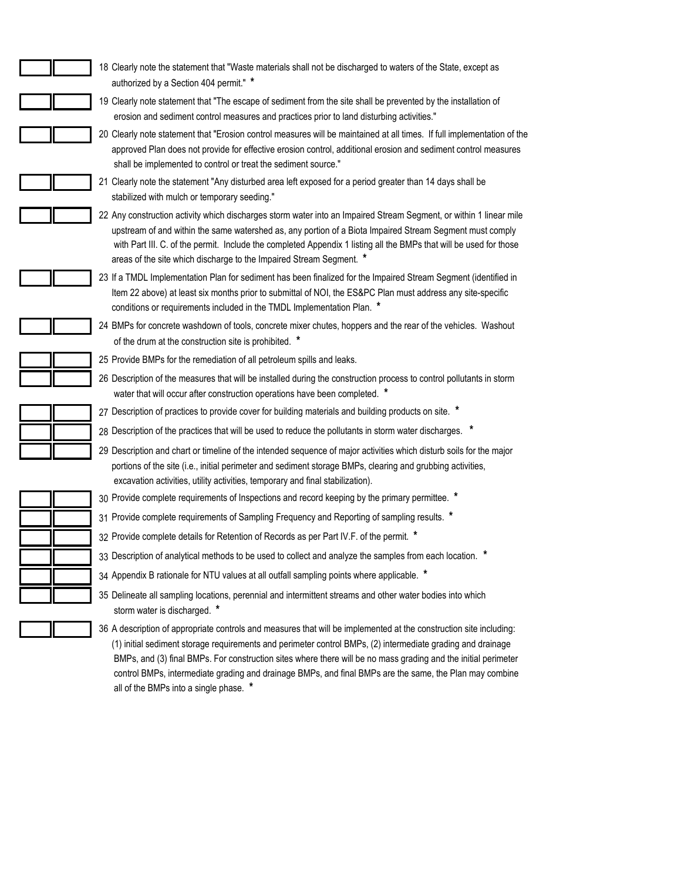| | | |
|---|---|---|
| | | 18 Clearly note the statement that "Waste materials shall not be discharged to waters of the State, except as authorized by a Section 404 permit." * |
| | | 19 Clearly note statement that "The escape of sediment from the site shall be prevented by the installation of erosion and sediment control measures and practices prior to land disturbing activities." |
| | | 20 Clearly note statement that "Erosion control measures will be maintained at all times. If full implementation of the approved Plan does not provide for effective erosion control, additional erosion and sediment control measures shall be implemented to control or treat the sediment source." |
| | | 21 Clearly note the statement "Any disturbed area left exposed for a period greater than 14 days shall be stabilized with mulch or temporary seeding." |
| | | 22 Any construction activity which discharges storm water into an Impaired Stream Segment, or within 1 linear mile upstream of and within the same watershed as, any portion of a Biota Impaired Stream Segment must comply with Part III. C. of the permit. Include the completed Appendix 1 listing all the BMPs that will be used for those areas of the site which discharge to the Impaired Stream Segment. * |
| | | 23 If a TMDL Implementation Plan for sediment has been finalized for the Impaired Stream Segment (identified in Item 22 above) at least six months prior to submittal of NOI, the ES&PC Plan must address any site-specific conditions or requirements included in the TMDL Implementation Plan. * |
| | | 24 BMPs for concrete washdown of tools, concrete mixer chutes, hoppers and the rear of the vehicles. Washout of the drum at the construction site is prohibited. * |
| | | 25 Provide BMPs for the remediation of all petroleum spills and leaks. |
| | | 26 Description of the measures that will be installed during the construction process to control pollutants in storm water that will occur after construction operations have been completed. * |
| | | 27 Description of practices to provide cover for building materials and building products on site. * |
| | | 28 Description of the practices that will be used to reduce the pollutants in storm water discharges. * |
| | | 29 Description and chart or timeline of the intended sequence of major activities which disturb soils for the major portions of the site (i.e., initial perimeter and sediment storage BMPs, clearing and grubbing activities, excavation activities, utility activities, temporary and final stabilization). |
| | | 30 Provide complete requirements of Inspections and record keeping by the primary permittee. * |
| | | 31 Provide complete requirements of Sampling Frequency and Reporting of sampling results. * |
| | | 32 Provide complete details for Retention of Records as per Part IV.F. of the permit. * |
| | | 33 Description of analytical methods to be used to collect and analyze the samples from each location. * |
| | | 34 Appendix B rationale for NTU values at all outfall sampling points where applicable. * |
| | | 35 Delineate all sampling locations, perennial and intermittent streams and other water bodies into which storm water is discharged. * |
| | | 36 A description of appropriate controls and measures that will be implemented at the construction site including: (1) initial sediment storage requirements and perimeter control BMPs, (2) intermediate grading and drainage BMPs, and (3) final BMPs. For construction sites where there will be no mass grading and the initial perimeter control BMPs, intermediate grading and drainage BMPs, and final BMPs are the same, the Plan may combine all of the BMPs into a single phase. * |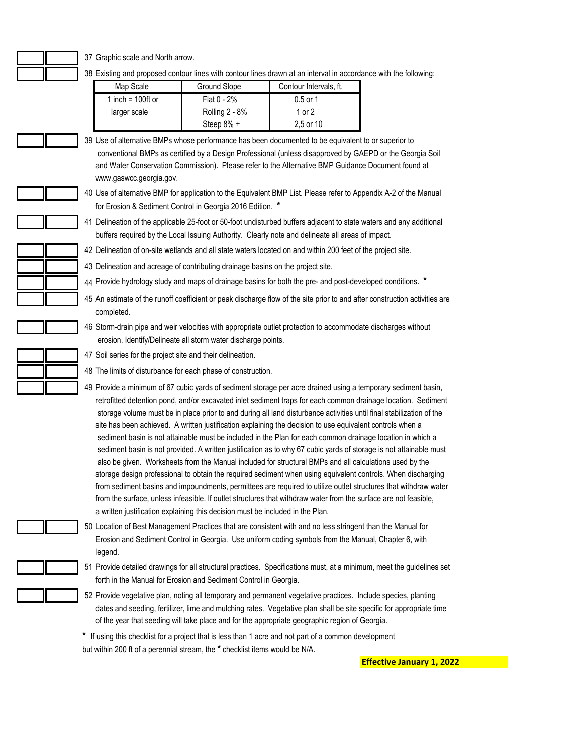37 Graphic scale and North arrow.

38 Existing and proposed contour lines with contour lines drawn at an interval in accordance with the following:

| Map Scale | Ground Slope | Contour Intervals, ft. |
|---|---|---|
| 1 inch = 100ft or | Flat 0 - 2% | 0.5 or 1 |
| larger scale | Rolling 2 - 8% | 1 or 2 |
| | Steep 8% + | 2,5 or 10 |

39 Use of alternative BMPs whose performance has been documented to be equivalent to or superior to conventional BMPs as certified by a Design Professional (unless disapproved by GAEPD or the Georgia Soil and Water Conservation Commission). Please refer to the Alternative BMP Guidance Document found at www.gaswcc.georgia.gov.

40 Use of alternative BMP for application to the Equivalent BMP List. Please refer to Appendix A-2 of the Manual for Erosion & Sediment Control in Georgia 2016 Edition. *

41 Delineation of the applicable 25-foot or 50-foot undisturbed buffers adjacent to state waters and any additional buffers required by the Local Issuing Authority. Clearly note and delineate all areas of impact.

42 Delineation of on-site wetlands and all state waters located on and within 200 feet of the project site.

43 Delineation and acreage of contributing drainage basins on the project site.

44 Provide hydrology study and maps of drainage basins for both the pre- and post-developed conditions. *

45 An estimate of the runoff coefficient or peak discharge flow of the site prior to and after construction activities are completed.

46 Storm-drain pipe and weir velocities with appropriate outlet protection to accommodate discharges without erosion. Identify/Delineate all storm water discharge points.

47 Soil series for the project site and their delineation.

48 The limits of disturbance for each phase of construction.

49 Provide a minimum of 67 cubic yards of sediment storage per acre drained using a temporary sediment basin, retrofitted detention pond, and/or excavated inlet sediment traps for each common drainage location. Sediment storage volume must be in place prior to and during all land disturbance activities until final stabilization of the site has been achieved. A written justification explaining the decision to use equivalent controls when a sediment basin is not attainable must be included in the Plan for each common drainage location in which a sediment basin is not provided. A written justification as to why 67 cubic yards of storage is not attainable must also be given. Worksheets from the Manual included for structural BMPs and all calculations used by the storage design professional to obtain the required sediment when using equivalent controls. When discharging from sediment basins and impoundments, permittees are required to utilize outlet structures that withdraw water from the surface, unless infeasible. If outlet structures that withdraw water from the surface are not feasible, a written justification explaining this decision must be included in the Plan.

50 Location of Best Management Practices that are consistent with and no less stringent than the Manual for Erosion and Sediment Control in Georgia. Use uniform coding symbols from the Manual, Chapter 6, with legend.

51 Provide detailed drawings for all structural practices. Specifications must, at a minimum, meet the guidelines set forth in the Manual for Erosion and Sediment Control in Georgia.

52 Provide vegetative plan, noting all temporary and permanent vegetative practices. Include species, planting dates and seeding, fertilizer, lime and mulching rates. Vegetative plan shall be site specific for appropriate time of the year that seeding will take place and for the appropriate geographic region of Georgia.

* If using this checklist for a project that is less than 1 acre and not part of a common development but within 200 ft of a perennial stream, the * checklist items would be N/A.

**Effective January 1, 2022**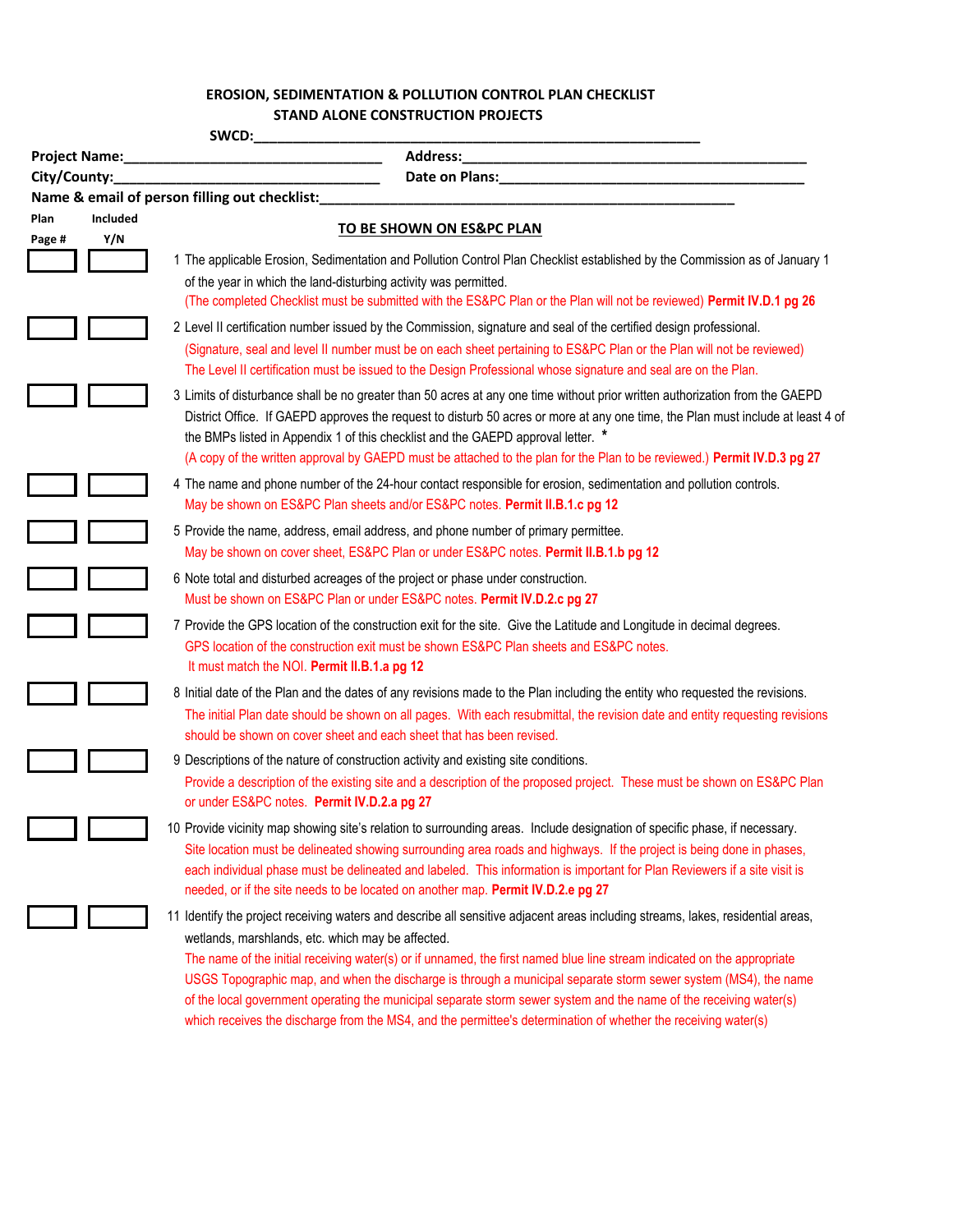**EROSION, SEDIMENTATION & POLLUTION CONTROL PLAN CHECKLIST**
**STAND ALONE CONSTRUCTION PROJECTS**

**SWCD:**______________________________________________________

**Project Name:**__________________________________ **Address:**____________________________________________

**City/County:**__________________________________ **Date on Plans:**________________________________________

**Name & email of person filling out checklist:**______________________________________________________

| Plan Page # | Included Y/N | TO BE SHOWN ON ES&PC PLAN |
|---|---|---|
| | | 1 The applicable Erosion, Sedimentation and Pollution Control Plan Checklist established by the Commission as of January 1 of the year in which the land-disturbing activity was permitted. (The completed Checklist must be submitted with the ES&PC Plan or the Plan will not be reviewed) **Permit IV.D.1 pg 26** |
| | | 2 Level II certification number issued by the Commission, signature and seal of the certified design professional. (Signature, seal and level II number must be on each sheet pertaining to ES&PC Plan or the Plan will not be reviewed) The Level II certification must be issued to the Design Professional whose signature and seal are on the Plan. |
| | | 3 Limits of disturbance shall be no greater than 50 acres at any one time without prior written authorization from the GAEPD District Office. If GAEPD approves the request to disturb 50 acres or more at any one time, the Plan must include at least 4 of the BMPs listed in Appendix 1 of this checklist and the GAEPD approval letter. * (A copy of the written approval by GAEPD must be attached to the plan for the Plan to be reviewed.) **Permit IV.D.3 pg 27** |
| | | 4 The name and phone number of the 24-hour contact responsible for erosion, sedimentation and pollution controls. May be shown on ES&PC Plan sheets and/or ES&PC notes. **Permit II.B.1.c pg 12** |
| | | 5 Provide the name, address, email address, and phone number of primary permittee. May be shown on cover sheet, ES&PC Plan or under ES&PC notes. **Permit II.B.1.b pg 12** |
| | | 6 Note total and disturbed acreages of the project or phase under construction. Must be shown on ES&PC Plan or under ES&PC notes. **Permit IV.D.2.c pg 27** |
| | | 7 Provide the GPS location of the construction exit for the site. Give the Latitude and Longitude in decimal degrees. GPS location of the construction exit must be shown ES&PC Plan sheets and ES&PC notes. It must match the NOI. **Permit II.B.1.a pg 12** |
| | | 8 Initial date of the Plan and the dates of any revisions made to the Plan including the entity who requested the revisions. The initial Plan date should be shown on all pages. With each resubmittal, the revision date and entity requesting revisions should be shown on cover sheet and each sheet that has been revised. |
| | | 9 Descriptions of the nature of construction activity and existing site conditions. Provide a description of the existing site and a description of the proposed project. These must be shown on ES&PC Plan or under ES&PC notes. **Permit IV.D.2.a pg 27** |
| | | 10 Provide vicinity map showing site's relation to surrounding areas. Include designation of specific phase, if necessary. Site location must be delineated showing surrounding area roads and highways. If the project is being done in phases, each individual phase must be delineated and labeled. This information is important for Plan Reviewers if a site visit is needed, or if the site needs to be located on another map. **Permit IV.D.2.e pg 27** |
| | | 11 Identify the project receiving waters and describe all sensitive adjacent areas including streams, lakes, residential areas, wetlands, marshlands, etc. which may be affected. The name of the initial receiving water(s) or if unnamed, the first named blue line stream indicated on the appropriate USGS Topographic map, and when the discharge is through a municipal separate storm sewer system (MS4), the name of the local government operating the municipal separate storm sewer system and the name of the receiving water(s) which receives the discharge from the MS4, and the permittee's determination of whether the receiving water(s) |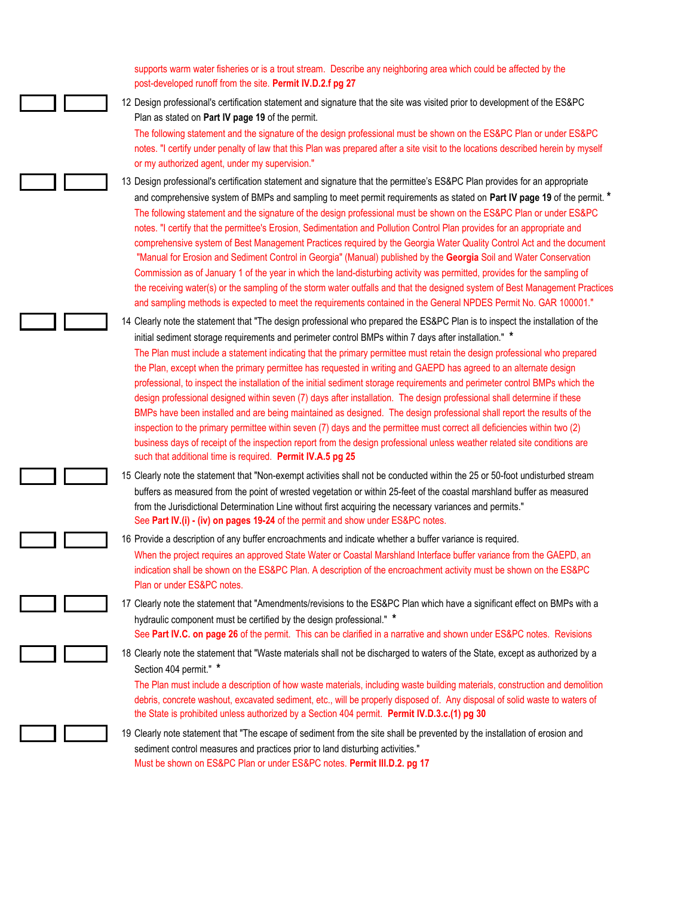supports warm water fisheries or is a trout stream. Describe any neighboring area which could be affected by the post-developed runoff from the site. **Permit IV.D.2.f pg 27**

12 Design professional's certification statement and signature that the site was visited prior to development of the ES&PC Plan as stated on **Part IV page 19** of the permit.
The following statement and the signature of the design professional must be shown on the ES&PC Plan or under ES&PC notes. "I certify under penalty of law that this Plan was prepared after a site visit to the locations described herein by myself or my authorized agent, under my supervision."

13 Design professional's certification statement and signature that the permittee's ES&PC Plan provides for an appropriate and comprehensive system of BMPs and sampling to meet permit requirements as stated on **Part IV page 19** of the permit. *****
The following statement and the signature of the design professional must be shown on the ES&PC Plan or under ES&PC notes. "I certify that the permittee's Erosion, Sedimentation and Pollution Control Plan provides for an appropriate and comprehensive system of Best Management Practices required by the Georgia Water Quality Control Act and the document "Manual for Erosion and Sediment Control in Georgia" (Manual) published by the **Georgia** Soil and Water Conservation Commission as of January 1 of the year in which the land-disturbing activity was permitted, provides for the sampling of the receiving water(s) or the sampling of the storm water outfalls and that the designed system of Best Management Practices and sampling methods is expected to meet the requirements contained in the General NPDES Permit No. GAR 100001."

14 Clearly note the statement that "The design professional who prepared the ES&PC Plan is to inspect the installation of the initial sediment storage requirements and perimeter control BMPs within 7 days after installation." *****
The Plan must include a statement indicating that the primary permittee must retain the design professional who prepared the Plan, except when the primary permittee has requested in writing and GAEPD has agreed to an alternate design professional, to inspect the installation of the initial sediment storage requirements and perimeter control BMPs which the design professional designed within seven (7) days after installation. The design professional shall determine if these BMPs have been installed and are being maintained as designed. The design professional shall report the results of the inspection to the primary permittee within seven (7) days and the permittee must correct all deficiencies within two (2) business days of receipt of the inspection report from the design professional unless weather related site conditions are such that additional time is required. **Permit IV.A.5 pg 25**

15 Clearly note the statement that "Non-exempt activities shall not be conducted within the 25 or 50-foot undisturbed stream buffers as measured from the point of wrested vegetation or within 25-feet of the coastal marshland buffer as measured from the Jurisdictional Determination Line without first acquiring the necessary variances and permits."
See **Part IV.(i) - (iv) on pages 19-24** of the permit and show under ES&PC notes.

16 Provide a description of any buffer encroachments and indicate whether a buffer variance is required.
When the project requires an approved State Water or Coastal Marshland Interface buffer variance from the GAEPD, an indication shall be shown on the ES&PC Plan. A description of the encroachment activity must be shown on the ES&PC Plan or under ES&PC notes.

17 Clearly note the statement that "Amendments/revisions to the ES&PC Plan which have a significant effect on BMPs with a hydraulic component must be certified by the design professional." *****
See **Part IV.C. on page 26** of the permit. This can be clarified in a narrative and shown under ES&PC notes. Revisions

18 Clearly note the statement that "Waste materials shall not be discharged to waters of the State, except as authorized by a Section 404 permit." *****
The Plan must include a description of how waste materials, including waste building materials, construction and demolition debris, concrete washout, excavated sediment, etc., will be properly disposed of. Any disposal of solid waste to waters of the State is prohibited unless authorized by a Section 404 permit. **Permit IV.D.3.c.(1) pg 30**

19 Clearly note statement that "The escape of sediment from the site shall be prevented by the installation of erosion and sediment control measures and practices prior to land disturbing activities."
Must be shown on ES&PC Plan or under ES&PC notes. **Permit III.D.2. pg 17**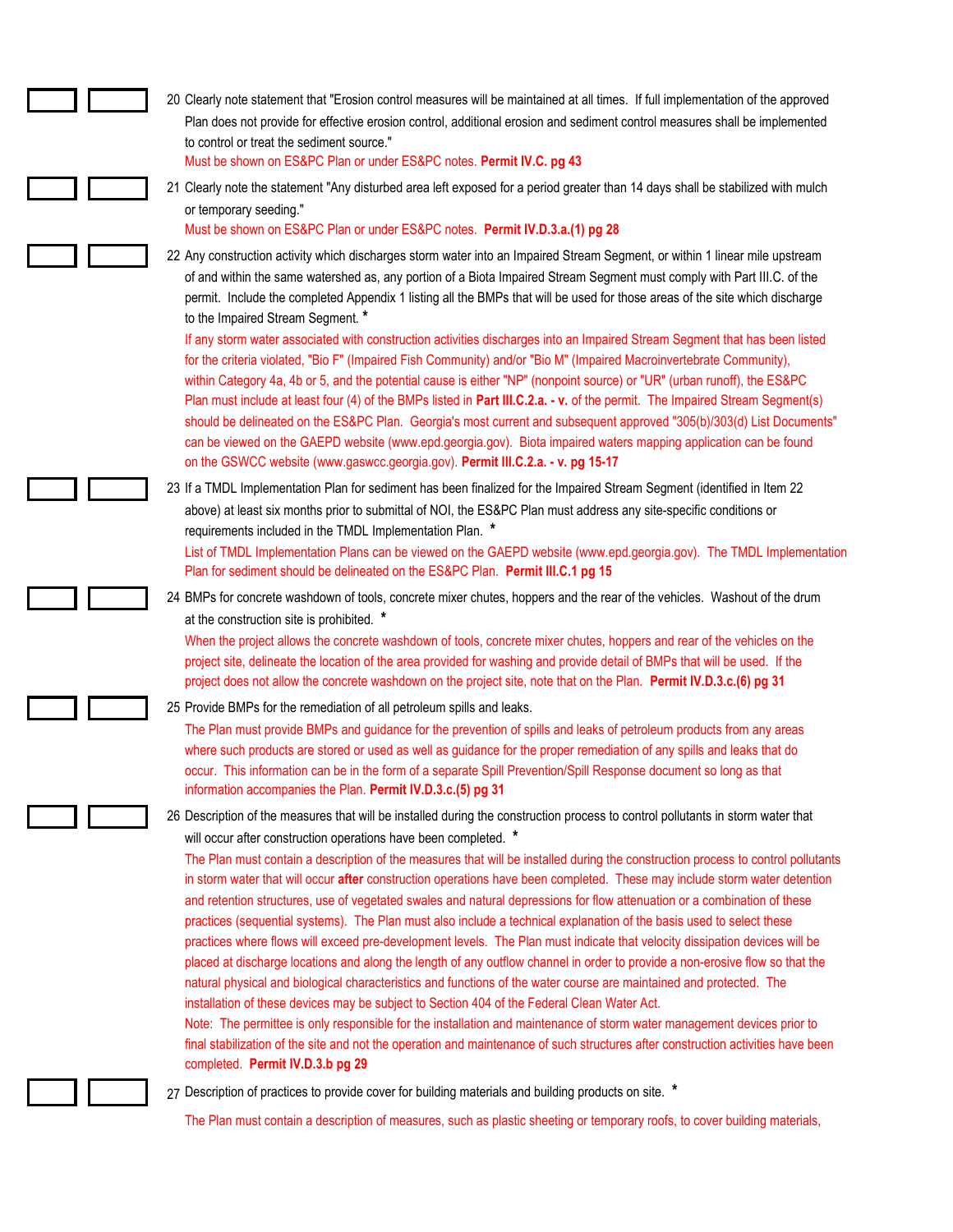20 Clearly note statement that "Erosion control measures will be maintained at all times. If full implementation of the approved Plan does not provide for effective erosion control, additional erosion and sediment control measures shall be implemented to control or treat the sediment source."

Must be shown on ES&PC Plan or under ES&PC notes. **Permit IV.C. pg 43**

21 Clearly note the statement "Any disturbed area left exposed for a period greater than 14 days shall be stabilized with mulch or temporary seeding."

Must be shown on ES&PC Plan or under ES&PC notes. **Permit IV.D.3.a.(1) pg 28**

22 Any construction activity which discharges storm water into an Impaired Stream Segment, or within 1 linear mile upstream of and within the same watershed as, any portion of a Biota Impaired Stream Segment must comply with Part III.C. of the permit. Include the completed Appendix 1 listing all the BMPs that will be used for those areas of the site which discharge to the Impaired Stream Segment. *

If any storm water associated with construction activities discharges into an Impaired Stream Segment that has been listed for the criteria violated, "Bio F" (Impaired Fish Community) and/or "Bio M" (Impaired Macroinvertebrate Community), within Category 4a, 4b or 5, and the potential cause is either "NP" (nonpoint source) or "UR" (urban runoff), the ES&PC Plan must include at least four (4) of the BMPs listed in **Part III.C.2.a. - v.** of the permit. The Impaired Stream Segment(s) should be delineated on the ES&PC Plan. Georgia's most current and subsequent approved "305(b)/303(d) List Documents" can be viewed on the GAEPD website (www.epd.georgia.gov). Biota impaired waters mapping application can be found on the GSWCC website (www.gaswcc.georgia.gov). **Permit III.C.2.a. - v. pg 15-17**

23 If a TMDL Implementation Plan for sediment has been finalized for the Impaired Stream Segment (identified in Item 22 above) at least six months prior to submittal of NOI, the ES&PC Plan must address any site-specific conditions or requirements included in the TMDL Implementation Plan. *

List of TMDL Implementation Plans can be viewed on the GAEPD website (www.epd.georgia.gov). The TMDL Implementation Plan for sediment should be delineated on the ES&PC Plan. **Permit III.C.1 pg 15**

24 BMPs for concrete washdown of tools, concrete mixer chutes, hoppers and the rear of the vehicles. Washout of the drum at the construction site is prohibited. *

When the project allows the concrete washdown of tools, concrete mixer chutes, hoppers and rear of the vehicles on the project site, delineate the location of the area provided for washing and provide detail of BMPs that will be used. If the project does not allow the concrete washdown on the project site, note that on the Plan. **Permit IV.D.3.c.(6) pg 31**

25 Provide BMPs for the remediation of all petroleum spills and leaks.

The Plan must provide BMPs and guidance for the prevention of spills and leaks of petroleum products from any areas where such products are stored or used as well as guidance for the proper remediation of any spills and leaks that do occur. This information can be in the form of a separate Spill Prevention/Spill Response document so long as that information accompanies the Plan. **Permit IV.D.3.c.(5) pg 31**

26 Description of the measures that will be installed during the construction process to control pollutants in storm water that will occur after construction operations have been completed. *

The Plan must contain a description of the measures that will be installed during the construction process to control pollutants in storm water that will occur **after** construction operations have been completed. These may include storm water detention and retention structures, use of vegetated swales and natural depressions for flow attenuation or a combination of these practices (sequential systems). The Plan must also include a technical explanation of the basis used to select these practices where flows will exceed pre-development levels. The Plan must indicate that velocity dissipation devices will be placed at discharge locations and along the length of any outflow channel in order to provide a non-erosive flow so that the natural physical and biological characteristics and functions of the water course are maintained and protected. The installation of these devices may be subject to Section 404 of the Federal Clean Water Act.

Note: The permittee is only responsible for the installation and maintenance of storm water management devices prior to final stabilization of the site and not the operation and maintenance of such structures after construction activities have been completed. **Permit IV.D.3.b pg 29**

27 Description of practices to provide cover for building materials and building products on site. *

The Plan must contain a description of measures, such as plastic sheeting or temporary roofs, to cover building materials,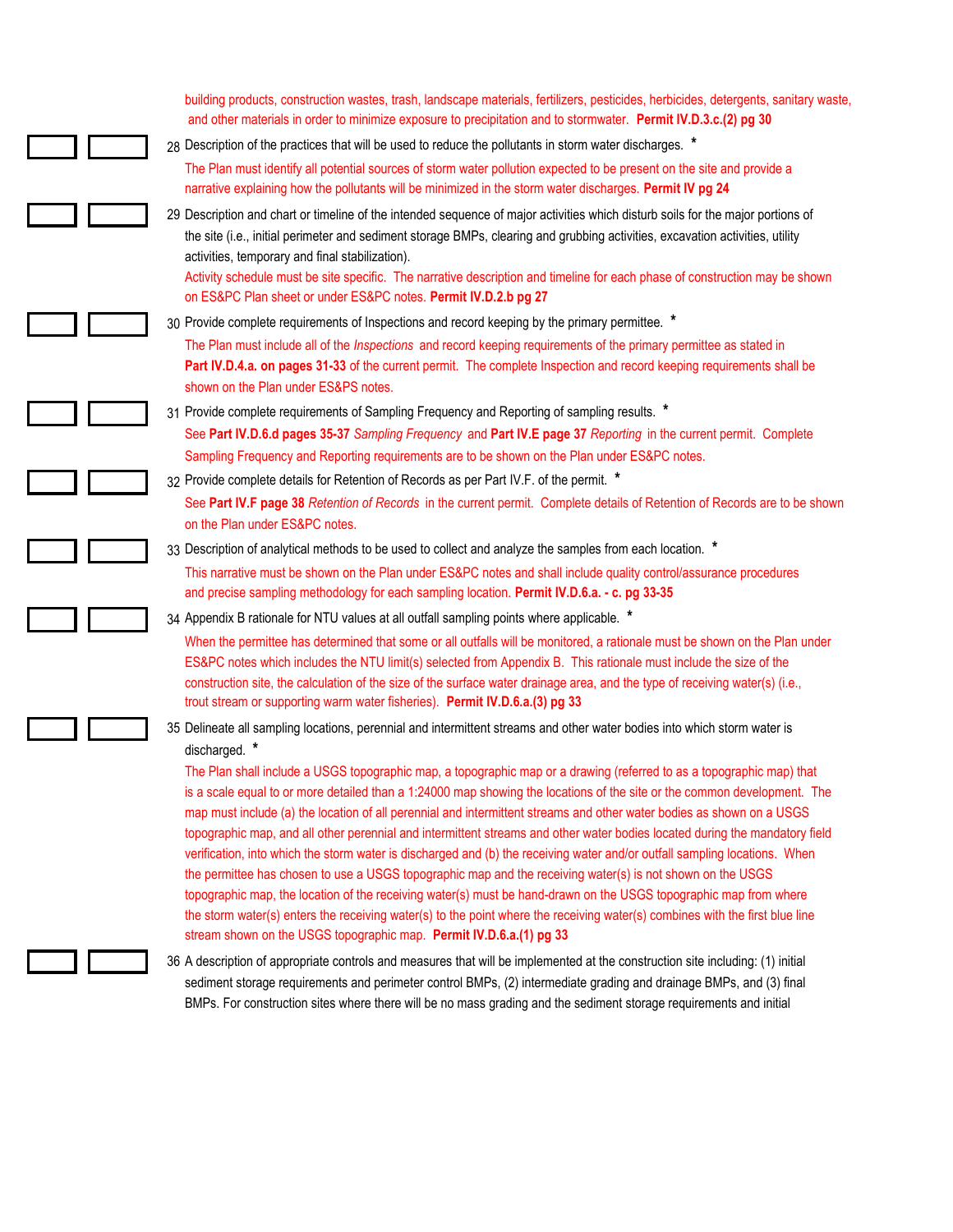building products, construction wastes, trash, landscape materials, fertilizers, pesticides, herbicides, detergents, sanitary waste, and other materials in order to minimize exposure to precipitation and to stormwater. **Permit IV.D.3.c.(2) pg 30**

28 Description of the practices that will be used to reduce the pollutants in storm water discharges. *

The Plan must identify all potential sources of storm water pollution expected to be present on the site and provide a narrative explaining how the pollutants will be minimized in the storm water discharges. **Permit IV pg 24**

29 Description and chart or timeline of the intended sequence of major activities which disturb soils for the major portions of the site (i.e., initial perimeter and sediment storage BMPs, clearing and grubbing activities, excavation activities, utility activities, temporary and final stabilization).

Activity schedule must be site specific. The narrative description and timeline for each phase of construction may be shown on ES&PC Plan sheet or under ES&PC notes. **Permit IV.D.2.b pg 27**

30 Provide complete requirements of Inspections and record keeping by the primary permittee. *

The Plan must include all of the *Inspections* and record keeping requirements of the primary permittee as stated in **Part IV.D.4.a. on pages 31-33** of the current permit. The complete Inspection and record keeping requirements shall be shown on the Plan under ES&PS notes.

31 Provide complete requirements of Sampling Frequency and Reporting of sampling results. *

See **Part IV.D.6.d pages 35-37** *Sampling Frequency* and **Part IV.E page 37** *Reporting* in the current permit. Complete Sampling Frequency and Reporting requirements are to be shown on the Plan under ES&PC notes.

32 Provide complete details for Retention of Records as per Part IV.F. of the permit. *

See **Part IV.F page 38** *Retention of Records* in the current permit. Complete details of Retention of Records are to be shown on the Plan under ES&PC notes.

33 Description of analytical methods to be used to collect and analyze the samples from each location. *

This narrative must be shown on the Plan under ES&PC notes and shall include quality control/assurance procedures and precise sampling methodology for each sampling location. **Permit IV.D.6.a. - c. pg 33-35**

34 Appendix B rationale for NTU values at all outfall sampling points where applicable. *

When the permittee has determined that some or all outfalls will be monitored, a rationale must be shown on the Plan under ES&PC notes which includes the NTU limit(s) selected from Appendix B. This rationale must include the size of the construction site, the calculation of the size of the surface water drainage area, and the type of receiving water(s) (i.e., trout stream or supporting warm water fisheries). **Permit IV.D.6.a.(3) pg 33**

35 Delineate all sampling locations, perennial and intermittent streams and other water bodies into which storm water is discharged. *

The Plan shall include a USGS topographic map, a topographic map or a drawing (referred to as a topographic map) that is a scale equal to or more detailed than a 1:24000 map showing the locations of the site or the common development. The map must include (a) the location of all perennial and intermittent streams and other water bodies as shown on a USGS topographic map, and all other perennial and intermittent streams and other water bodies located during the mandatory field verification, into which the storm water is discharged and (b) the receiving water and/or outfall sampling locations. When the permittee has chosen to use a USGS topographic map and the receiving water(s) is not shown on the USGS topographic map, the location of the receiving water(s) must be hand-drawn on the USGS topographic map from where the storm water(s) enters the receiving water(s) to the point where the receiving water(s) combines with the first blue line stream shown on the USGS topographic map. **Permit IV.D.6.a.(1) pg 33**

36 A description of appropriate controls and measures that will be implemented at the construction site including: (1) initial sediment storage requirements and perimeter control BMPs, (2) intermediate grading and drainage BMPs, and (3) final BMPs. For construction sites where there will be no mass grading and the sediment storage requirements and initial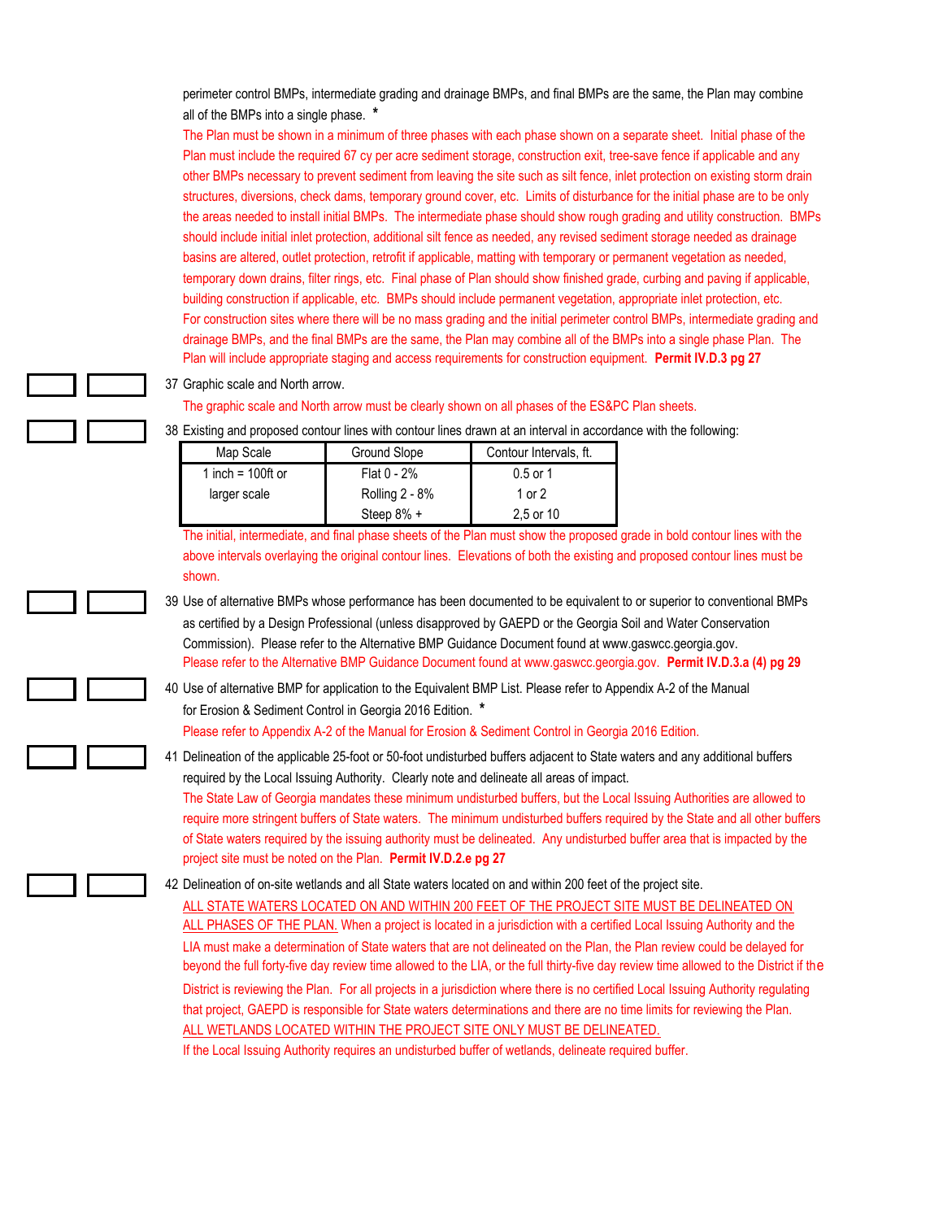perimeter control BMPs, intermediate grading and drainage BMPs, and final BMPs are the same, the Plan may combine all of the BMPs into a single phase. *

The Plan must be shown in a minimum of three phases with each phase shown on a separate sheet. Initial phase of the Plan must include the required 67 cy per acre sediment storage, construction exit, tree-save fence if applicable and any other BMPs necessary to prevent sediment from leaving the site such as silt fence, inlet protection on existing storm drain structures, diversions, check dams, temporary ground cover, etc. Limits of disturbance for the initial phase are to be only the areas needed to install initial BMPs. The intermediate phase should show rough grading and utility construction. BMPs should include initial inlet protection, additional silt fence as needed, any revised sediment storage needed as drainage basins are altered, outlet protection, retrofit if applicable, matting with temporary or permanent vegetation as needed, temporary down drains, filter rings, etc. Final phase of Plan should show finished grade, curbing and paving if applicable, building construction if applicable, etc. BMPs should include permanent vegetation, appropriate inlet protection, etc. For construction sites where there will be no mass grading and the initial perimeter control BMPs, intermediate grading and drainage BMPs, and the final BMPs are the same, the Plan may combine all of the BMPs into a single phase Plan. The Plan will include appropriate staging and access requirements for construction equipment. **Permit IV.D.3 pg 27**

37 Graphic scale and North arrow.

The graphic scale and North arrow must be clearly shown on all phases of the ES&PC Plan sheets.

38 Existing and proposed contour lines with contour lines drawn at an interval in accordance with the following:

| Map Scale | Ground Slope | Contour Intervals, ft. |
|---|---|---|
| 1 inch = 100ft or larger scale | Flat 0 - 2% | 0.5 or 1 |
| | Rolling 2 - 8% | 1 or 2 |
| | Steep 8% + | 2,5 or 10 |

The initial, intermediate, and final phase sheets of the Plan must show the proposed grade in bold contour lines with the above intervals overlaying the original contour lines. Elevations of both the existing and proposed contour lines must be shown.

39 Use of alternative BMPs whose performance has been documented to be equivalent to or superior to conventional BMPs as certified by a Design Professional (unless disapproved by GAEPD or the Georgia Soil and Water Conservation Commission). Please refer to the Alternative BMP Guidance Document found at www.gaswcc.georgia.gov.

Please refer to the Alternative BMP Guidance Document found at www.gaswcc.georgia.gov. **Permit IV.D.3.a (4) pg 29**

40 Use of alternative BMP for application to the Equivalent BMP List. Please refer to Appendix A-2 of the Manual for Erosion & Sediment Control in Georgia 2016 Edition. *

Please refer to Appendix A-2 of the Manual for Erosion & Sediment Control in Georgia 2016 Edition.

41 Delineation of the applicable 25-foot or 50-foot undisturbed buffers adjacent to State waters and any additional buffers required by the Local Issuing Authority. Clearly note and delineate all areas of impact.

The State Law of Georgia mandates these minimum undisturbed buffers, but the Local Issuing Authorities are allowed to require more stringent buffers of State waters. The minimum undisturbed buffers required by the State and all other buffers of State waters required by the issuing authority must be delineated. Any undisturbed buffer area that is impacted by the project site must be noted on the Plan. **Permit IV.D.2.e pg 27**

42 Delineation of on-site wetlands and all State waters located on and within 200 feet of the project site.

<u>ALL STATE WATERS LOCATED ON AND WITHIN 200 FEET OF THE PROJECT SITE MUST BE DELINEATED ON ALL PHASES OF THE PLAN.</u> When a project is located in a jurisdiction with a certified Local Issuing Authority and the LIA must make a determination of State waters that are not delineated on the Plan, the Plan review could be delayed for beyond the full forty-five day review time allowed to the LIA, or the full thirty-five day review time allowed to the District if the District is reviewing the Plan. For all projects in a jurisdiction where there is no certified Local Issuing Authority regulating that project, GAEPD is responsible for State waters determinations and there are no time limits for reviewing the Plan. <u>ALL WETLANDS LOCATED WITHIN THE PROJECT SITE ONLY MUST BE DELINEATED.</u>

If the Local Issuing Authority requires an undisturbed buffer of wetlands, delineate required buffer.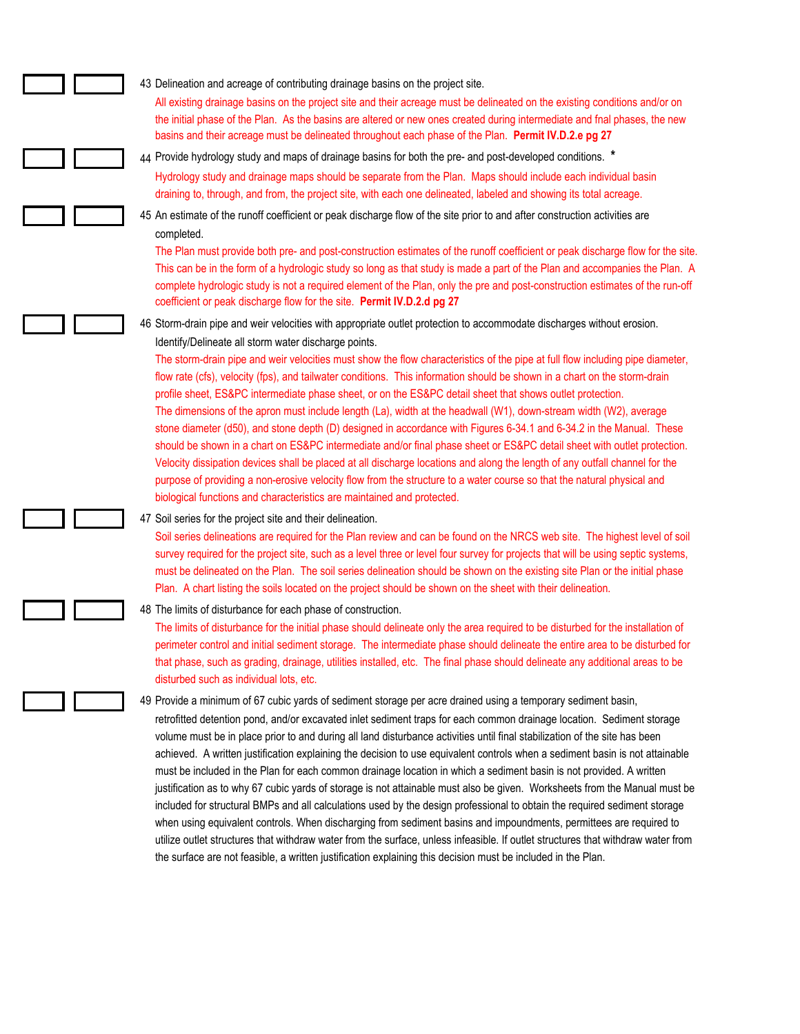43 Delineation and acreage of contributing drainage basins on the project site.

All existing drainage basins on the project site and their acreage must be delineated on the existing conditions and/or on the initial phase of the Plan. As the basins are altered or new ones created during intermediate and fnal phases, the new basins and their acreage must be delineated throughout each phase of the Plan. **Permit IV.D.2.e pg 27**

44 Provide hydrology study and maps of drainage basins for both the pre- and post-developed conditions. *

Hydrology study and drainage maps should be separate from the Plan. Maps should include each individual basin draining to, through, and from, the project site, with each one delineated, labeled and showing its total acreage.

45 An estimate of the runoff coefficient or peak discharge flow of the site prior to and after construction activities are completed.

The Plan must provide both pre- and post-construction estimates of the runoff coefficient or peak discharge flow for the site. This can be in the form of a hydrologic study so long as that study is made a part of the Plan and accompanies the Plan. A complete hydrologic study is not a required element of the Plan, only the pre and post-construction estimates of the run-off coefficient or peak discharge flow for the site. **Permit IV.D.2.d pg 27**

46 Storm-drain pipe and weir velocities with appropriate outlet protection to accommodate discharges without erosion. Identify/Delineate all storm water discharge points.

The storm-drain pipe and weir velocities must show the flow characteristics of the pipe at full flow including pipe diameter, flow rate (cfs), velocity (fps), and tailwater conditions. This information should be shown in a chart on the storm-drain profile sheet, ES&PC intermediate phase sheet, or on the ES&PC detail sheet that shows outlet protection.

The dimensions of the apron must include length (La), width at the headwall (W1), down-stream width (W2), average stone diameter (d50), and stone depth (D) designed in accordance with Figures 6-34.1 and 6-34.2 in the Manual. These should be shown in a chart on ES&PC intermediate and/or final phase sheet or ES&PC detail sheet with outlet protection.

Velocity dissipation devices shall be placed at all discharge locations and along the length of any outfall channel for the purpose of providing a non-erosive velocity flow from the structure to a water course so that the natural physical and biological functions and characteristics are maintained and protected.

47 Soil series for the project site and their delineation.

Soil series delineations are required for the Plan review and can be found on the NRCS web site. The highest level of soil survey required for the project site, such as a level three or level four survey for projects that will be using septic systems, must be delineated on the Plan. The soil series delineation should be shown on the existing site Plan or the initial phase Plan. A chart listing the soils located on the project should be shown on the sheet with their delineation.

48 The limits of disturbance for each phase of construction.

The limits of disturbance for the initial phase should delineate only the area required to be disturbed for the installation of perimeter control and initial sediment storage. The intermediate phase should delineate the entire area to be disturbed for that phase, such as grading, drainage, utilities installed, etc. The final phase should delineate any additional areas to be disturbed such as individual lots, etc.

49 Provide a minimum of 67 cubic yards of sediment storage per acre drained using a temporary sediment basin, retrofitted detention pond, and/or excavated inlet sediment traps for each common drainage location. Sediment storage volume must be in place prior to and during all land disturbance activities until final stabilization of the site has been achieved. A written justification explaining the decision to use equivalent controls when a sediment basin is not attainable must be included in the Plan for each common drainage location in which a sediment basin is not provided. A written justification as to why 67 cubic yards of storage is not attainable must also be given. Worksheets from the Manual must be included for structural BMPs and all calculations used by the design professional to obtain the required sediment storage when using equivalent controls. When discharging from sediment basins and impoundments, permittees are required to utilize outlet structures that withdraw water from the surface, unless infeasible. If outlet structures that withdraw water from the surface are not feasible, a written justification explaining this decision must be included in the Plan.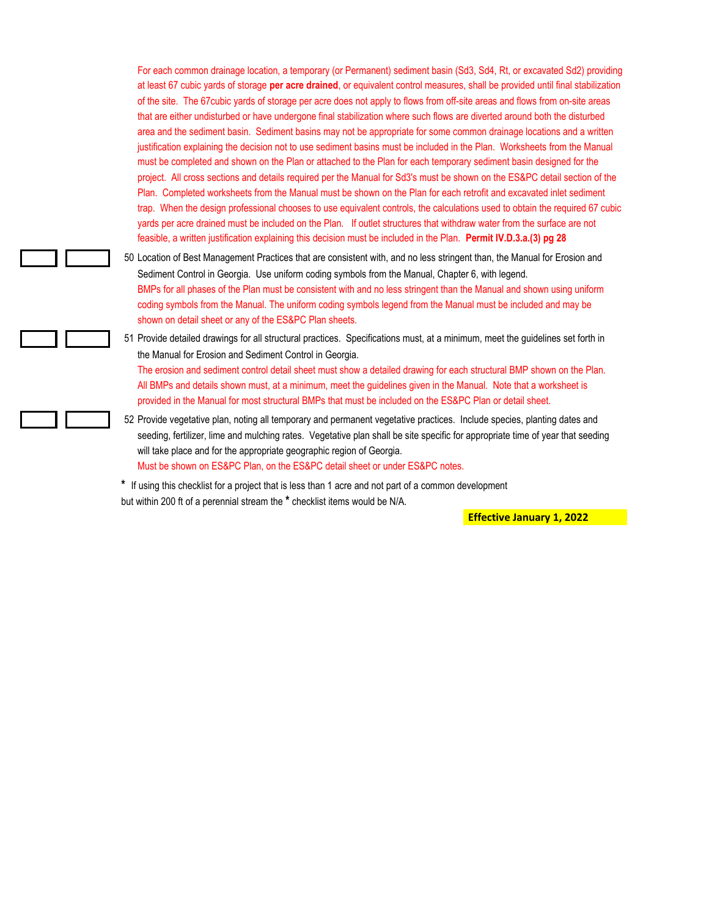For each common drainage location, a temporary (or Permanent) sediment basin (Sd3, Sd4, Rt, or excavated Sd2) providing at least 67 cubic yards of storage **per acre drained**, or equivalent control measures, shall be provided until final stabilization of the site. The 67cubic yards of storage per acre does not apply to flows from off-site areas and flows from on-site areas that are either undisturbed or have undergone final stabilization where such flows are diverted around both the disturbed area and the sediment basin. Sediment basins may not be appropriate for some common drainage locations and a written justification explaining the decision not to use sediment basins must be included in the Plan. Worksheets from the Manual must be completed and shown on the Plan or attached to the Plan for each temporary sediment basin designed for the project. All cross sections and details required per the Manual for Sd3's must be shown on the ES&PC detail section of the Plan. Completed worksheets from the Manual must be shown on the Plan for each retrofit and excavated inlet sediment trap. When the design professional chooses to use equivalent controls, the calculations used to obtain the required 67 cubic yards per acre drained must be included on the Plan. If outlet structures that withdraw water from the surface are not feasible, a written justification explaining this decision must be included in the Plan. **Permit IV.D.3.a.(3) pg 28**

| | | |
|---|---|---|
| ☐ | ☐ | 50 Location of Best Management Practices that are consistent with, and no less stringent than, the Manual for Erosion and Sediment Control in Georgia. Use uniform coding symbols from the Manual, Chapter 6, with legend. BMPs for all phases of the Plan must be consistent with and no less stringent than the Manual and shown using uniform coding symbols from the Manual. The uniform coding symbols legend from the Manual must be included and may be shown on detail sheet or any of the ES&PC Plan sheets. |
| ☐ | ☐ | 51 Provide detailed drawings for all structural practices. Specifications must, at a minimum, meet the guidelines set forth in the Manual for Erosion and Sediment Control in Georgia. The erosion and sediment control detail sheet must show a detailed drawing for each structural BMP shown on the Plan. All BMPs and details shown must, at a minimum, meet the guidelines given in the Manual. Note that a worksheet is provided in the Manual for most structural BMPs that must be included on the ES&PC Plan or detail sheet. |
| ☐ | ☐ | 52 Provide vegetative plan, noting all temporary and permanent vegetative practices. Include species, planting dates and seeding, fertilizer, lime and mulching rates. Vegetative plan shall be site specific for appropriate time of year that seeding will take place and for the appropriate geographic region of Georgia. Must be shown on ES&PC Plan, on the ES&PC detail sheet or under ES&PC notes. |

**\*** If using this checklist for a project that is less than 1 acre and not part of a common development but within 200 ft of a perennial stream the **\*** checklist items would be N/A.

**Effective January 1, 2022**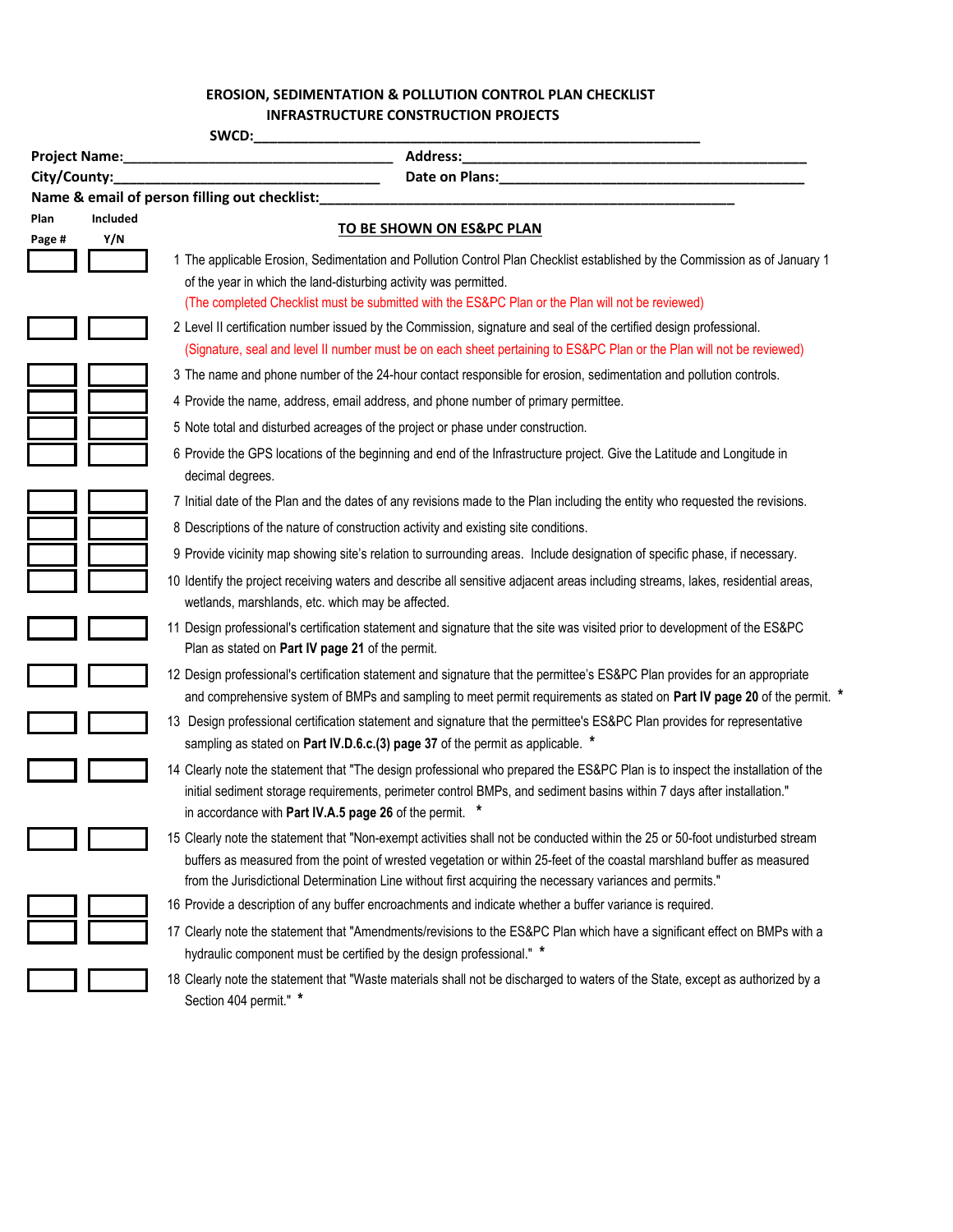## EROSION, SEDIMENTATION & POLLUTION CONTROL PLAN CHECKLIST
## INFRASTRUCTURE CONSTRUCTION PROJECTS

**SWCD:**_______________________________________________________

**Project Name:**___________________________________ **Address:**_____________________________________________

**City/County:**___________________________________ **Date on Plans:**________________________________________

**Name & email of person filling out checklist:**_______________________________________________________

| Plan Page # | Included Y/N | TO BE SHOWN ON ES&PC PLAN |
|---|---|---|
| | | 1 The applicable Erosion, Sedimentation and Pollution Control Plan Checklist established by the Commission as of January 1 of the year in which the land-disturbing activity was permitted. (The completed Checklist must be submitted with the ES&PC Plan or the Plan will not be reviewed) |
| | | 2 Level II certification number issued by the Commission, signature and seal of the certified design professional. (Signature, seal and level II number must be on each sheet pertaining to ES&PC Plan or the Plan will not be reviewed) |
| | | 3 The name and phone number of the 24-hour contact responsible for erosion, sedimentation and pollution controls. |
| | | 4 Provide the name, address, email address, and phone number of primary permittee. |
| | | 5 Note total and disturbed acreages of the project or phase under construction. |
| | | 6 Provide the GPS locations of the beginning and end of the Infrastructure project. Give the Latitude and Longitude in decimal degrees. |
| | | 7 Initial date of the Plan and the dates of any revisions made to the Plan including the entity who requested the revisions. |
| | | 8 Descriptions of the nature of construction activity and existing site conditions. |
| | | 9 Provide vicinity map showing site's relation to surrounding areas. Include designation of specific phase, if necessary. |
| | | 10 Identify the project receiving waters and describe all sensitive adjacent areas including streams, lakes, residential areas, wetlands, marshlands, etc. which may be affected. |
| | | 11 Design professional's certification statement and signature that the site was visited prior to development of the ES&PC Plan as stated on **Part IV page 21** of the permit. |
| | | 12 Design professional's certification statement and signature that the permittee's ES&PC Plan provides for an appropriate and comprehensive system of BMPs and sampling to meet permit requirements as stated on **Part IV page 20** of the permit. * |
| | | 13 Design professional certification statement and signature that the permittee's ES&PC Plan provides for representative sampling as stated on **Part IV.D.6.c.(3) page 37** of the permit as applicable. * |
| | | 14 Clearly note the statement that "The design professional who prepared the ES&PC Plan is to inspect the installation of the initial sediment storage requirements, perimeter control BMPs, and sediment basins within 7 days after installation." in accordance with **Part IV.A.5 page 26** of the permit. * |
| | | 15 Clearly note the statement that "Non-exempt activities shall not be conducted within the 25 or 50-foot undisturbed stream buffers as measured from the point of wrested vegetation or within 25-feet of the coastal marshland buffer as measured from the Jurisdictional Determination Line without first acquiring the necessary variances and permits." |
| | | 16 Provide a description of any buffer encroachments and indicate whether a buffer variance is required. |
| | | 17 Clearly note the statement that "Amendments/revisions to the ES&PC Plan which have a significant effect on BMPs with a hydraulic component must be certified by the design professional." * |
| | | 18 Clearly note the statement that "Waste materials shall not be discharged to waters of the State, except as authorized by a Section 404 permit." * |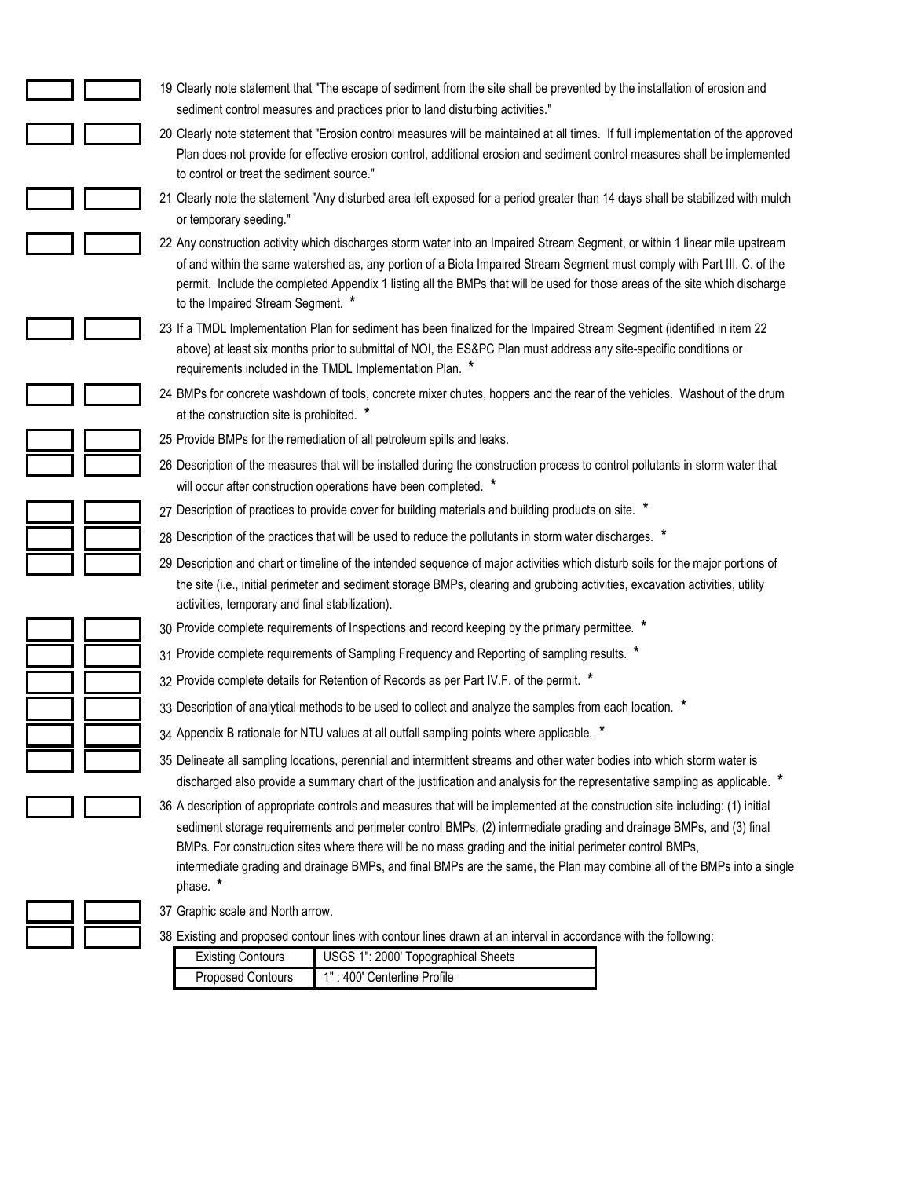19 Clearly note statement that "The escape of sediment from the site shall be prevented by the installation of erosion and sediment control measures and practices prior to land disturbing activities."

20 Clearly note statement that "Erosion control measures will be maintained at all times. If full implementation of the approved Plan does not provide for effective erosion control, additional erosion and sediment control measures shall be implemented to control or treat the sediment source."

21 Clearly note the statement "Any disturbed area left exposed for a period greater than 14 days shall be stabilized with mulch or temporary seeding."

22 Any construction activity which discharges storm water into an Impaired Stream Segment, or within 1 linear mile upstream of and within the same watershed as, any portion of a Biota Impaired Stream Segment must comply with Part III. C. of the permit. Include the completed Appendix 1 listing all the BMPs that will be used for those areas of the site which discharge to the Impaired Stream Segment. *

23 If a TMDL Implementation Plan for sediment has been finalized for the Impaired Stream Segment (identified in item 22 above) at least six months prior to submittal of NOI, the ES&PC Plan must address any site-specific conditions or requirements included in the TMDL Implementation Plan. *

24 BMPs for concrete washdown of tools, concrete mixer chutes, hoppers and the rear of the vehicles. Washout of the drum at the construction site is prohibited. *

25 Provide BMPs for the remediation of all petroleum spills and leaks.

26 Description of the measures that will be installed during the construction process to control pollutants in storm water that will occur after construction operations have been completed. *

27 Description of practices to provide cover for building materials and building products on site. *

28 Description of the practices that will be used to reduce the pollutants in storm water discharges. *

29 Description and chart or timeline of the intended sequence of major activities which disturb soils for the major portions of the site (i.e., initial perimeter and sediment storage BMPs, clearing and grubbing activities, excavation activities, utility activities, temporary and final stabilization).

30 Provide complete requirements of Inspections and record keeping by the primary permittee. *

31 Provide complete requirements of Sampling Frequency and Reporting of sampling results. *

32 Provide complete details for Retention of Records as per Part IV.F. of the permit. *

33 Description of analytical methods to be used to collect and analyze the samples from each location. *

34 Appendix B rationale for NTU values at all outfall sampling points where applicable. *

35 Delineate all sampling locations, perennial and intermittent streams and other water bodies into which storm water is discharged also provide a summary chart of the justification and analysis for the representative sampling as applicable. *

36 A description of appropriate controls and measures that will be implemented at the construction site including: (1) initial sediment storage requirements and perimeter control BMPs, (2) intermediate grading and drainage BMPs, and (3) final BMPs. For construction sites where there will be no mass grading and the initial perimeter control BMPs, intermediate grading and drainage BMPs, and final BMPs are the same, the Plan may combine all of the BMPs into a single phase. *

37 Graphic scale and North arrow.

38 Existing and proposed contour lines with contour lines drawn at an interval in accordance with the following:

| Existing Contours | USGS 1": 2000' Topographical Sheets |
|---|---|
| Proposed Contours | 1" : 400' Centerline Profile |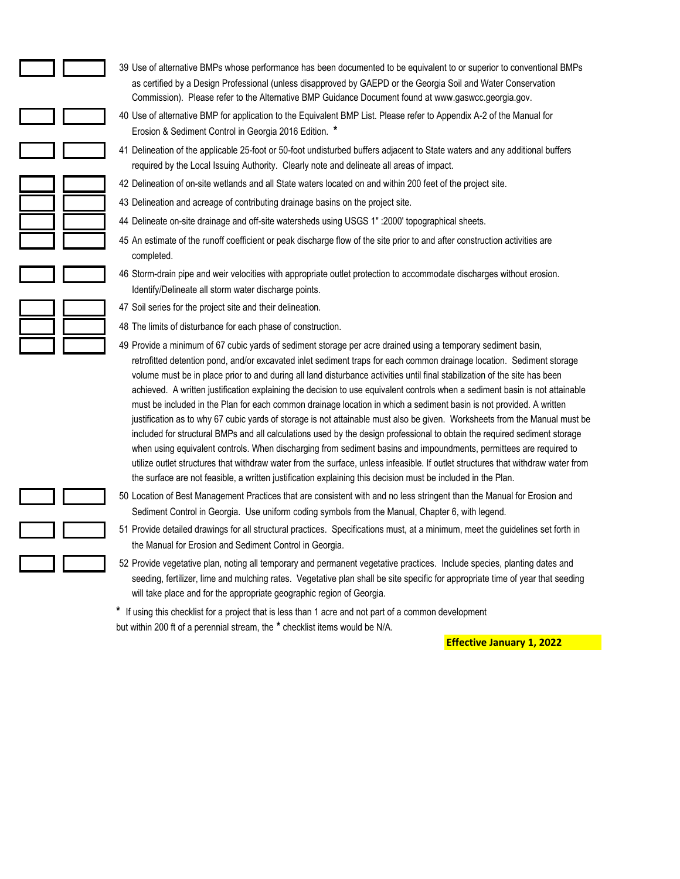39 Use of alternative BMPs whose performance has been documented to be equivalent to or superior to conventional BMPs as certified by a Design Professional (unless disapproved by GAEPD or the Georgia Soil and Water Conservation Commission). Please refer to the Alternative BMP Guidance Document found at www.gaswcc.georgia.gov.

40 Use of alternative BMP for application to the Equivalent BMP List. Please refer to Appendix A-2 of the Manual for Erosion & Sediment Control in Georgia 2016 Edition. *

41 Delineation of the applicable 25-foot or 50-foot undisturbed buffers adjacent to State waters and any additional buffers required by the Local Issuing Authority. Clearly note and delineate all areas of impact.

42 Delineation of on-site wetlands and all State waters located on and within 200 feet of the project site.

43 Delineation and acreage of contributing drainage basins on the project site.

44 Delineate on-site drainage and off-site watersheds using USGS 1" :2000' topographical sheets.

45 An estimate of the runoff coefficient or peak discharge flow of the site prior to and after construction activities are completed.

46 Storm-drain pipe and weir velocities with appropriate outlet protection to accommodate discharges without erosion. Identify/Delineate all storm water discharge points.

47 Soil series for the project site and their delineation.

48 The limits of disturbance for each phase of construction.

49 Provide a minimum of 67 cubic yards of sediment storage per acre drained using a temporary sediment basin, retrofitted detention pond, and/or excavated inlet sediment traps for each common drainage location. Sediment storage volume must be in place prior to and during all land disturbance activities until final stabilization of the site has been achieved. A written justification explaining the decision to use equivalent controls when a sediment basin is not attainable must be included in the Plan for each common drainage location in which a sediment basin is not provided. A written justification as to why 67 cubic yards of storage is not attainable must also be given. Worksheets from the Manual must be included for structural BMPs and all calculations used by the design professional to obtain the required sediment storage when using equivalent controls. When discharging from sediment basins and impoundments, permittees are required to utilize outlet structures that withdraw water from the surface, unless infeasible. If outlet structures that withdraw water from the surface are not feasible, a written justification explaining this decision must be included in the Plan.

50 Location of Best Management Practices that are consistent with and no less stringent than the Manual for Erosion and Sediment Control in Georgia. Use uniform coding symbols from the Manual, Chapter 6, with legend.

51 Provide detailed drawings for all structural practices. Specifications must, at a minimum, meet the guidelines set forth in the Manual for Erosion and Sediment Control in Georgia.

52 Provide vegetative plan, noting all temporary and permanent vegetative practices. Include species, planting dates and seeding, fertilizer, lime and mulching rates. Vegetative plan shall be site specific for appropriate time of year that seeding will take place and for the appropriate geographic region of Georgia.

* If using this checklist for a project that is less than 1 acre and not part of a common development but within 200 ft of a perennial stream, the * checklist items would be N/A.

**Effective January 1, 2022**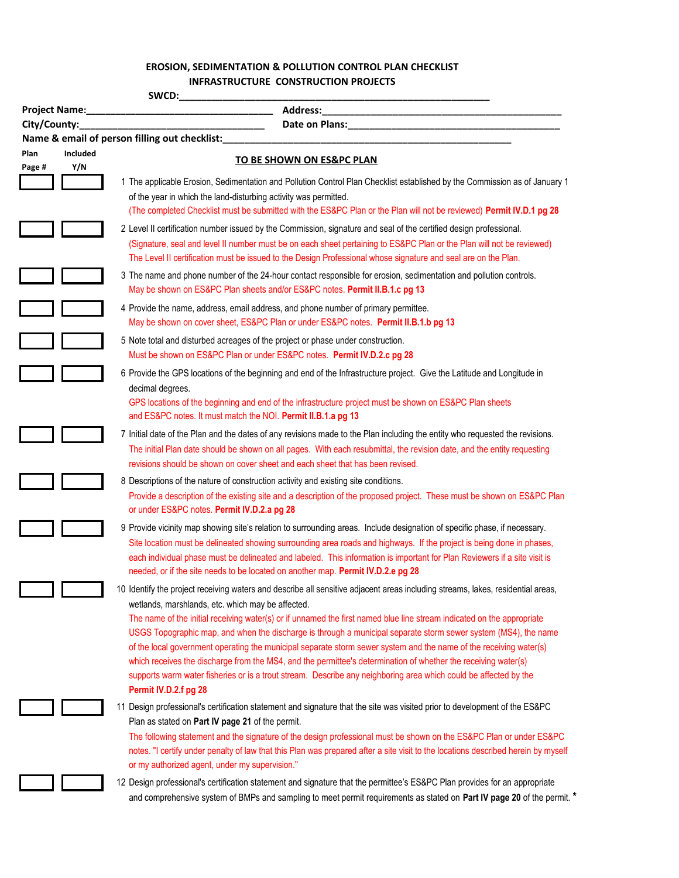## EROSION, SEDIMENTATION & POLLUTION CONTROL PLAN CHECKLIST
## INFRASTRUCTURE CONSTRUCTION PROJECTS

**SWCD:**\_\_\_\_\_\_\_\_\_\_\_\_\_\_\_\_\_\_\_\_\_\_\_\_\_\_\_\_\_\_\_\_\_\_\_\_\_\_\_\_\_\_\_\_\_\_\_\_\_\_\_\_\_\_\_\_\_\_

**Project Name:**\_\_\_\_\_\_\_\_\_\_\_\_\_\_\_\_\_\_\_\_\_\_\_\_\_\_\_\_\_\_\_\_\_\_ **Address:**\_\_\_\_\_\_\_\_\_\_\_\_\_\_\_\_\_\_\_\_\_\_\_\_\_\_\_\_\_\_\_\_\_\_\_\_\_\_\_\_\_\_\_

**City/County:**\_\_\_\_\_\_\_\_\_\_\_\_\_\_\_\_\_\_\_\_\_\_\_\_\_\_\_\_\_\_\_\_\_\_ **Date on Plans:**\_\_\_\_\_\_\_\_\_\_\_\_\_\_\_\_\_\_\_\_\_\_\_\_\_\_\_\_\_\_\_\_\_\_\_\_\_\_\_

**Name & email of person filling out checklist:**\_\_\_\_\_\_\_\_\_\_\_\_\_\_\_\_\_\_\_\_\_\_\_\_\_\_\_\_\_\_\_\_\_\_\_\_\_\_\_\_\_\_\_\_\_\_\_\_\_\_\_\_\_\_\_

| Plan Page # | Included Y/N | TO BE SHOWN ON ES&PC PLAN |
|---|---|---|
| | | 1 The applicable Erosion, Sedimentation and Pollution Control Plan Checklist established by the Commission as of January 1 of the year in which the land-disturbing activity was permitted. (The completed Checklist must be submitted with the ES&PC Plan or the Plan will not be reviewed) **Permit IV.D.1 pg 28** |
| | | 2 Level II certification number issued by the Commission, signature and seal of the certified design professional. (Signature, seal and level II number must be on each sheet pertaining to ES&PC Plan or the Plan will not be reviewed) The Level II certification must be issued to the Design Professional whose signature and seal are on the Plan. |
| | | 3 The name and phone number of the 24-hour contact responsible for erosion, sedimentation and pollution controls. May be shown on ES&PC Plan sheets and/or ES&PC notes. **Permit II.B.1.c pg 13** |
| | | 4 Provide the name, address, email address, and phone number of primary permittee. May be shown on cover sheet, ES&PC Plan or under ES&PC notes. **Permit II.B.1.b pg 13** |
| | | 5 Note total and disturbed acreages of the project or phase under construction. Must be shown on ES&PC Plan or under ES&PC notes. **Permit IV.D.2.c pg 28** |
| | | 6 Provide the GPS locations of the beginning and end of the Infrastructure project. Give the Latitude and Longitude in decimal degrees. GPS locations of the beginning and end of the infrastructure project must be shown on ES&PC Plan sheets and ES&PC notes. It must match the NOI. **Permit II.B.1.a pg 13** |
| | | 7 Initial date of the Plan and the dates of any revisions made to the Plan including the entity who requested the revisions. The initial Plan date should be shown on all pages. With each resubmittal, the revision date, and the entity requesting revisions should be shown on cover sheet and each sheet that has been revised. |
| | | 8 Descriptions of the nature of construction activity and existing site conditions. Provide a description of the existing site and a description of the proposed project. These must be shown on ES&PC Plan or under ES&PC notes. **Permit IV.D.2.a pg 28** |
| | | 9 Provide vicinity map showing site's relation to surrounding areas. Include designation of specific phase, if necessary. Site location must be delineated showing surrounding area roads and highways. If the project is being done in phases, each individual phase must be delineated and labeled. This information is important for Plan Reviewers if a site visit is needed, or if the site needs to be located on another map. **Permit IV.D.2.e pg 28** |
| | | 10 Identify the project receiving waters and describe all sensitive adjacent areas including streams, lakes, residential areas, wetlands, marshlands, etc. which may be affected. The name of the initial receiving water(s) or if unnamed the first named blue line stream indicated on the appropriate USGS Topographic map, and when the discharge is through a municipal separate storm sewer system (MS4), the name of the local government operating the municipal separate storm sewer system and the name of the receiving water(s) which receives the discharge from the MS4, and the permittee's determination of whether the receiving water(s) supports warm water fisheries or is a trout stream. Describe any neighboring area which could be affected by the **Permit IV.D.2.f pg 28** |
| | | 11 Design professional's certification statement and signature that the site was visited prior to development of the ES&PC Plan as stated on **Part IV page 21** of the permit. The following statement and the signature of the design professional must be shown on the ES&PC Plan or under ES&PC notes. "I certify under penalty of law that this Plan was prepared after a site visit to the locations described herein by myself or my authorized agent, under my supervision." |
| | | 12 Design professional's certification statement and signature that the permittee's ES&PC Plan provides for an appropriate and comprehensive system of BMPs and sampling to meet permit requirements as stated on **Part IV page 20** of the permit. * |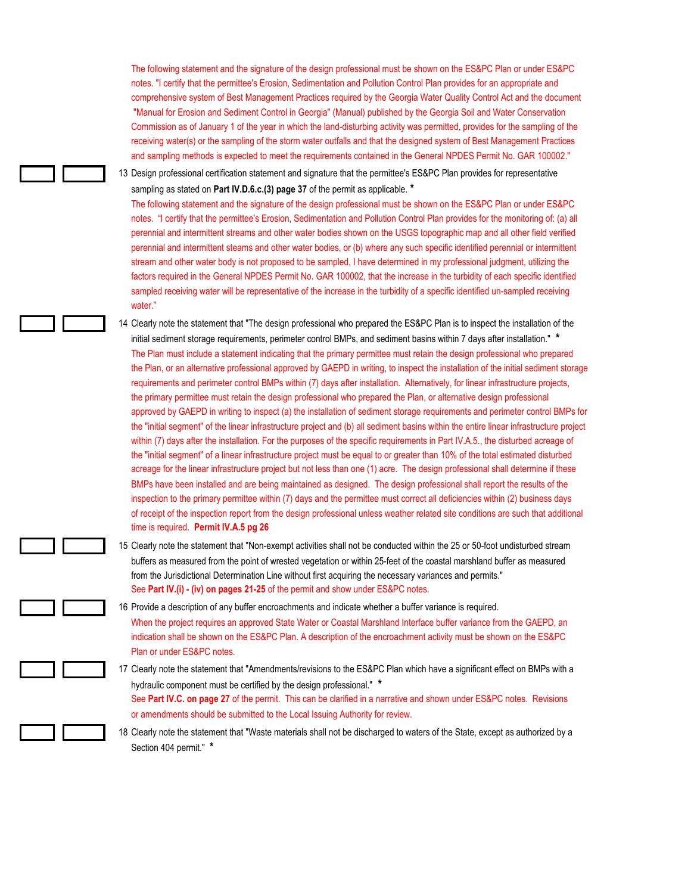The following statement and the signature of the design professional must be shown on the ES&PC Plan or under ES&PC notes. "I certify that the permittee's Erosion, Sedimentation and Pollution Control Plan provides for an appropriate and comprehensive system of Best Management Practices required by the Georgia Water Quality Control Act and the document "Manual for Erosion and Sediment Control in Georgia" (Manual) published by the Georgia Soil and Water Conservation Commission as of January 1 of the year in which the land-disturbing activity was permitted, provides for the sampling of the receiving water(s) or the sampling of the storm water outfalls and that the designed system of Best Management Practices and sampling methods is expected to meet the requirements contained in the General NPDES Permit No. GAR 100002."

13 Design professional certification statement and signature that the permittee's ES&PC Plan provides for representative sampling as stated on **Part IV.D.6.c.(3) page 37** of the permit as applicable. *

The following statement and the signature of the design professional must be shown on the ES&PC Plan or under ES&PC notes. "I certify that the permittee's Erosion, Sedimentation and Pollution Control Plan provides for the monitoring of: (a) all perennial and intermittent streams and other water bodies shown on the USGS topographic map and all other field verified perennial and intermittent steams and other water bodies, or (b) where any such specific identified perennial or intermittent stream and other water body is not proposed to be sampled, I have determined in my professional judgment, utilizing the factors required in the General NPDES Permit No. GAR 100002, that the increase in the turbidity of each specific identified sampled receiving water will be representative of the increase in the turbidity of a specific identified un-sampled receiving water."

14 Clearly note the statement that "The design professional who prepared the ES&PC Plan is to inspect the installation of the initial sediment storage requirements, perimeter control BMPs, and sediment basins within 7 days after installation." *

The Plan must include a statement indicating that the primary permittee must retain the design professional who prepared the Plan, or an alternative professional approved by GAEPD in writing, to inspect the installation of the initial sediment storage requirements and perimeter control BMPs within (7) days after installation. Alternatively, for linear infrastructure projects, the primary permittee must retain the design professional who prepared the Plan, or alternative design professional approved by GAEPD in writing to inspect (a) the installation of sediment storage requirements and perimeter control BMPs for the "initial segment" of the linear infrastructure project and (b) all sediment basins within the entire linear infrastructure project within (7) days after the installation. For the purposes of the specific requirements in Part IV.A.5., the disturbed acreage of the "initial segment" of a linear infrastructure project must be equal to or greater than 10% of the total estimated disturbed acreage for the linear infrastructure project but not less than one (1) acre. The design professional shall determine if these BMPs have been installed and are being maintained as designed. The design professional shall report the results of the inspection to the primary permittee within (7) days and the permittee must correct all deficiencies within (2) business days of receipt of the inspection report from the design professional unless weather related site conditions are such that additional time is required. **Permit IV.A.5 pg 26**

15 Clearly note the statement that "Non-exempt activities shall not be conducted within the 25 or 50-foot undisturbed stream buffers as measured from the point of wrested vegetation or within 25-feet of the coastal marshland buffer as measured from the Jurisdictional Determination Line without first acquiring the necessary variances and permits."

See **Part IV.(i) - (iv) on pages 21-25** of the permit and show under ES&PC notes.

16 Provide a description of any buffer encroachments and indicate whether a buffer variance is required.

When the project requires an approved State Water or Coastal Marshland Interface buffer variance from the GAEPD, an indication shall be shown on the ES&PC Plan. A description of the encroachment activity must be shown on the ES&PC Plan or under ES&PC notes.

17 Clearly note the statement that "Amendments/revisions to the ES&PC Plan which have a significant effect on BMPs with a hydraulic component must be certified by the design professional." *

See **Part IV.C. on page 27** of the permit. This can be clarified in a narrative and shown under ES&PC notes. Revisions or amendments should be submitted to the Local Issuing Authority for review.

18 Clearly note the statement that "Waste materials shall not be discharged to waters of the State, except as authorized by a Section 404 permit." *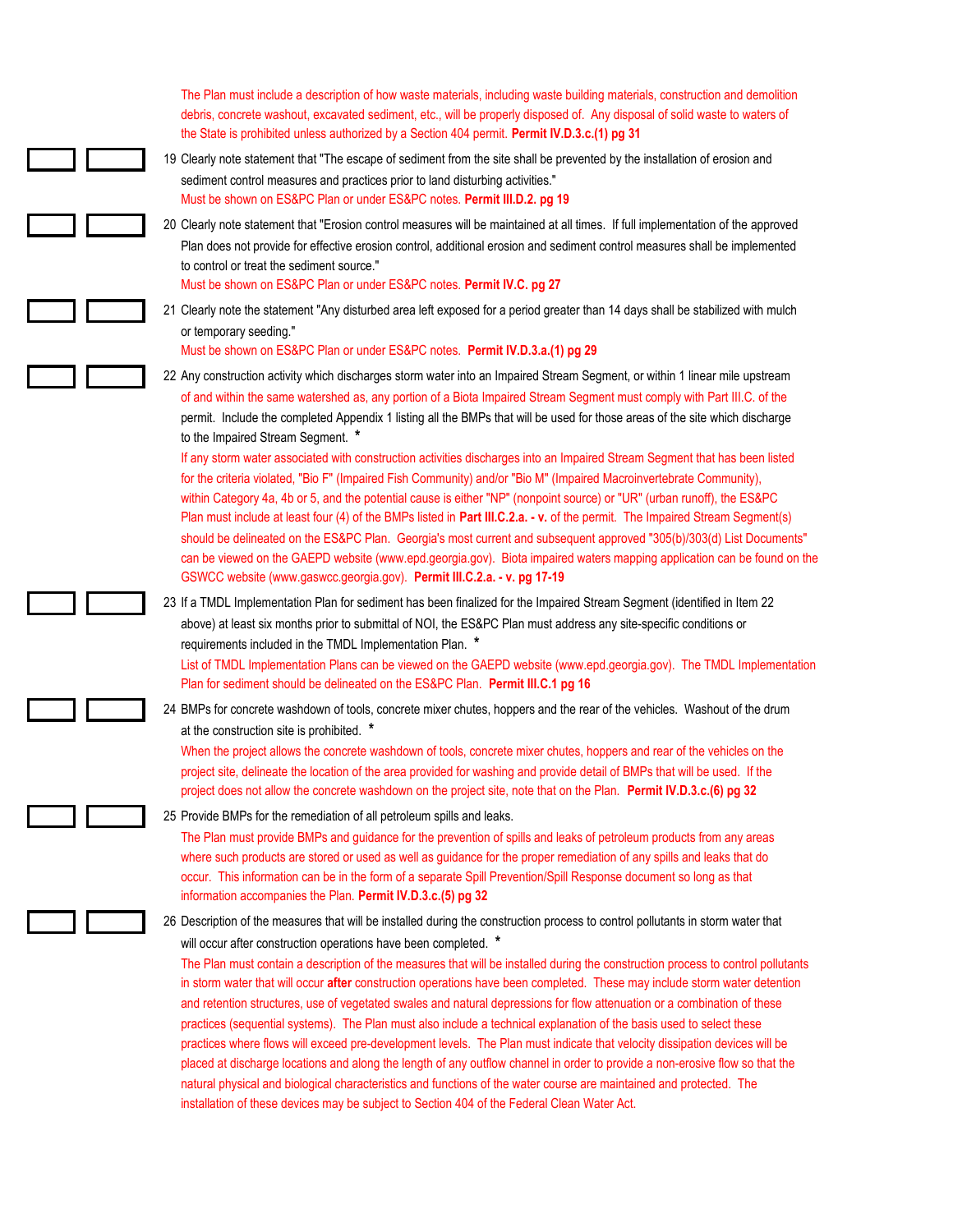The Plan must include a description of how waste materials, including waste building materials, construction and demolition debris, concrete washout, excavated sediment, etc., will be properly disposed of. Any disposal of solid waste to waters of the State is prohibited unless authorized by a Section 404 permit. **Permit IV.D.3.c.(1) pg 31**

19 Clearly note statement that "The escape of sediment from the site shall be prevented by the installation of erosion and sediment control measures and practices prior to land disturbing activities."
Must be shown on ES&PC Plan or under ES&PC notes. **Permit III.D.2. pg 19**

20 Clearly note statement that "Erosion control measures will be maintained at all times. If full implementation of the approved Plan does not provide for effective erosion control, additional erosion and sediment control measures shall be implemented to control or treat the sediment source."
Must be shown on ES&PC Plan or under ES&PC notes. **Permit IV.C. pg 27**

21 Clearly note the statement "Any disturbed area left exposed for a period greater than 14 days shall be stabilized with mulch or temporary seeding."
Must be shown on ES&PC Plan or under ES&PC notes. **Permit IV.D.3.a.(1) pg 29**

22 Any construction activity which discharges storm water into an Impaired Stream Segment, or within 1 linear mile upstream of and within the same watershed as, any portion of a Biota Impaired Stream Segment must comply with Part III.C. of the permit. Include the completed Appendix 1 listing all the BMPs that will be used for those areas of the site which discharge to the Impaired Stream Segment. *
If any storm water associated with construction activities discharges into an Impaired Stream Segment that has been listed for the criteria violated, "Bio F" (Impaired Fish Community) and/or "Bio M" (Impaired Macroinvertebrate Community), within Category 4a, 4b or 5, and the potential cause is either "NP" (nonpoint source) or "UR" (urban runoff), the ES&PC Plan must include at least four (4) of the BMPs listed in **Part III.C.2.a. - v.** of the permit. The Impaired Stream Segment(s) should be delineated on the ES&PC Plan. Georgia's most current and subsequent approved "305(b)/303(d) List Documents" can be viewed on the GAEPD website (www.epd.georgia.gov). Biota impaired waters mapping application can be found on the GSWCC website (www.gaswcc.georgia.gov). **Permit III.C.2.a. - v. pg 17-19**

23 If a TMDL Implementation Plan for sediment has been finalized for the Impaired Stream Segment (identified in Item 22 above) at least six months prior to submittal of NOI, the ES&PC Plan must address any site-specific conditions or requirements included in the TMDL Implementation Plan. *
List of TMDL Implementation Plans can be viewed on the GAEPD website (www.epd.georgia.gov). The TMDL Implementation Plan for sediment should be delineated on the ES&PC Plan. **Permit III.C.1 pg 16**

24 BMPs for concrete washdown of tools, concrete mixer chutes, hoppers and the rear of the vehicles. Washout of the drum at the construction site is prohibited. *
When the project allows the concrete washdown of tools, concrete mixer chutes, hoppers and rear of the vehicles on the project site, delineate the location of the area provided for washing and provide detail of BMPs that will be used. If the project does not allow the concrete washdown on the project site, note that on the Plan. **Permit IV.D.3.c.(6) pg 32**

25 Provide BMPs for the remediation of all petroleum spills and leaks.
The Plan must provide BMPs and guidance for the prevention of spills and leaks of petroleum products from any areas where such products are stored or used as well as guidance for the proper remediation of any spills and leaks that do occur. This information can be in the form of a separate Spill Prevention/Spill Response document so long as that information accompanies the Plan. **Permit IV.D.3.c.(5) pg 32**

26 Description of the measures that will be installed during the construction process to control pollutants in storm water that will occur after construction operations have been completed. *
The Plan must contain a description of the measures that will be installed during the construction process to control pollutants in storm water that will occur **after** construction operations have been completed. These may include storm water detention and retention structures, use of vegetated swales and natural depressions for flow attenuation or a combination of these practices (sequential systems). The Plan must also include a technical explanation of the basis used to select these practices where flows will exceed pre-development levels. The Plan must indicate that velocity dissipation devices will be placed at discharge locations and along the length of any outflow channel in order to provide a non-erosive flow so that the natural physical and biological characteristics and functions of the water course are maintained and protected. The installation of these devices may be subject to Section 404 of the Federal Clean Water Act.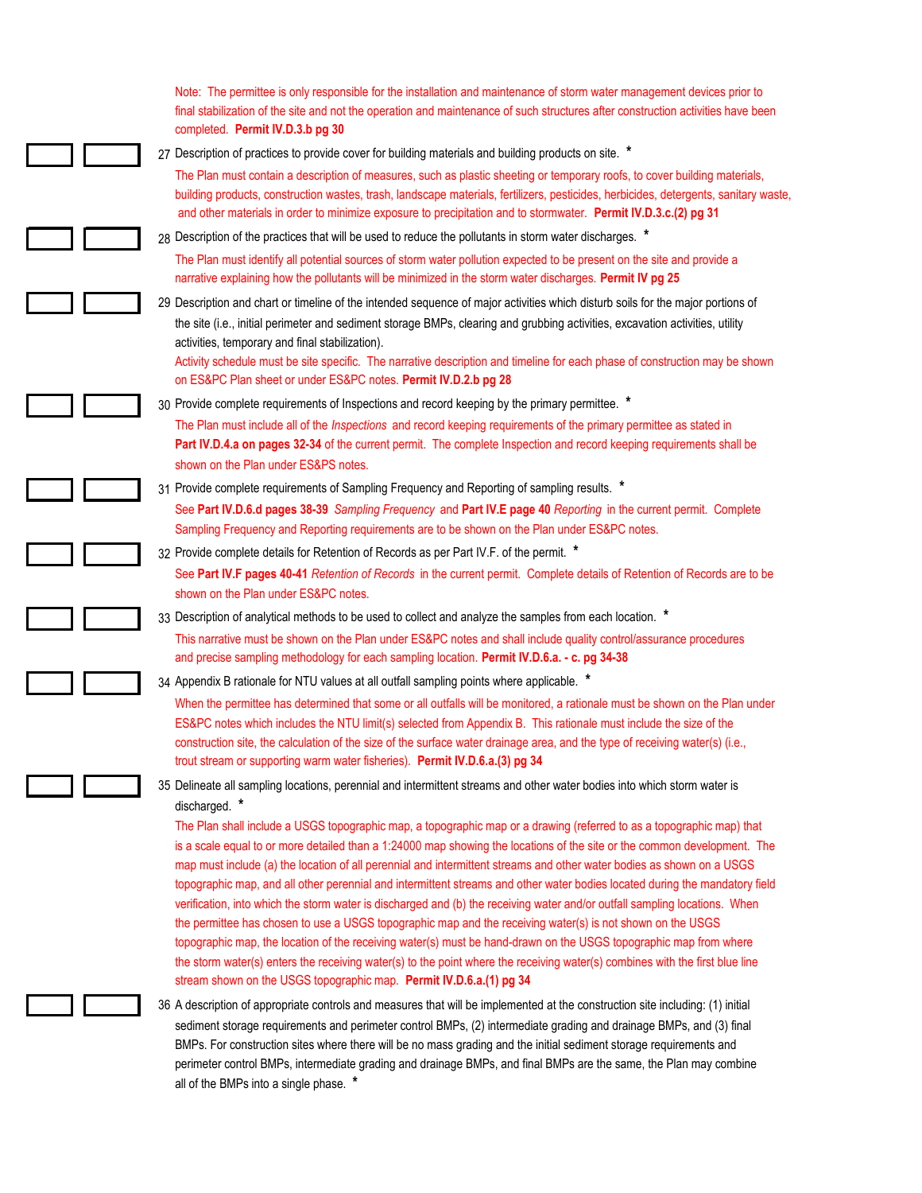Note: The permittee is only responsible for the installation and maintenance of storm water management devices prior to final stabilization of the site and not the operation and maintenance of such structures after construction activities have been completed. **Permit IV.D.3.b pg 30**

27 Description of practices to provide cover for building materials and building products on site. *

The Plan must contain a description of measures, such as plastic sheeting or temporary roofs, to cover building materials, building products, construction wastes, trash, landscape materials, fertilizers, pesticides, herbicides, detergents, sanitary waste, and other materials in order to minimize exposure to precipitation and to stormwater. **Permit IV.D.3.c.(2) pg 31**

28 Description of the practices that will be used to reduce the pollutants in storm water discharges. *

The Plan must identify all potential sources of storm water pollution expected to be present on the site and provide a narrative explaining how the pollutants will be minimized in the storm water discharges. **Permit IV pg 25**

29 Description and chart or timeline of the intended sequence of major activities which disturb soils for the major portions of the site (i.e., initial perimeter and sediment storage BMPs, clearing and grubbing activities, excavation activities, utility activities, temporary and final stabilization).

Activity schedule must be site specific. The narrative description and timeline for each phase of construction may be shown on ES&PC Plan sheet or under ES&PC notes. **Permit IV.D.2.b pg 28**

30 Provide complete requirements of Inspections and record keeping by the primary permittee. *

The Plan must include all of the *Inspections* and record keeping requirements of the primary permittee as stated in **Part IV.D.4.a on pages 32-34** of the current permit. The complete Inspection and record keeping requirements shall be shown on the Plan under ES&PS notes.

31 Provide complete requirements of Sampling Frequency and Reporting of sampling results. *

See **Part IV.D.6.d pages 38-39** *Sampling Frequency* and **Part IV.E page 40** *Reporting* in the current permit. Complete Sampling Frequency and Reporting requirements are to be shown on the Plan under ES&PC notes.

32 Provide complete details for Retention of Records as per Part IV.F. of the permit. *

See **Part IV.F pages 40-41** *Retention of Records* in the current permit. Complete details of Retention of Records are to be shown on the Plan under ES&PC notes.

33 Description of analytical methods to be used to collect and analyze the samples from each location. *

This narrative must be shown on the Plan under ES&PC notes and shall include quality control/assurance procedures and precise sampling methodology for each sampling location. **Permit IV.D.6.a. - c. pg 34-38**

34 Appendix B rationale for NTU values at all outfall sampling points where applicable. *

When the permittee has determined that some or all outfalls will be monitored, a rationale must be shown on the Plan under ES&PC notes which includes the NTU limit(s) selected from Appendix B. This rationale must include the size of the construction site, the calculation of the size of the surface water drainage area, and the type of receiving water(s) (i.e., trout stream or supporting warm water fisheries). **Permit IV.D.6.a.(3) pg 34**

35 Delineate all sampling locations, perennial and intermittent streams and other water bodies into which storm water is discharged. *

The Plan shall include a USGS topographic map, a topographic map or a drawing (referred to as a topographic map) that is a scale equal to or more detailed than a 1:24000 map showing the locations of the site or the common development. The map must include (a) the location of all perennial and intermittent streams and other water bodies as shown on a USGS topographic map, and all other perennial and intermittent streams and other water bodies located during the mandatory field verification, into which the storm water is discharged and (b) the receiving water and/or outfall sampling locations. When the permittee has chosen to use a USGS topographic map and the receiving water(s) is not shown on the USGS topographic map, the location of the receiving water(s) must be hand-drawn on the USGS topographic map from where the storm water(s) enters the receiving water(s) to the point where the receiving water(s) combines with the first blue line stream shown on the USGS topographic map. **Permit IV.D.6.a.(1) pg 34**

36 A description of appropriate controls and measures that will be implemented at the construction site including: (1) initial sediment storage requirements and perimeter control BMPs, (2) intermediate grading and drainage BMPs, and (3) final BMPs. For construction sites where there will be no mass grading and the initial sediment storage requirements and perimeter control BMPs, intermediate grading and drainage BMPs, and final BMPs are the same, the Plan may combine all of the BMPs into a single phase. *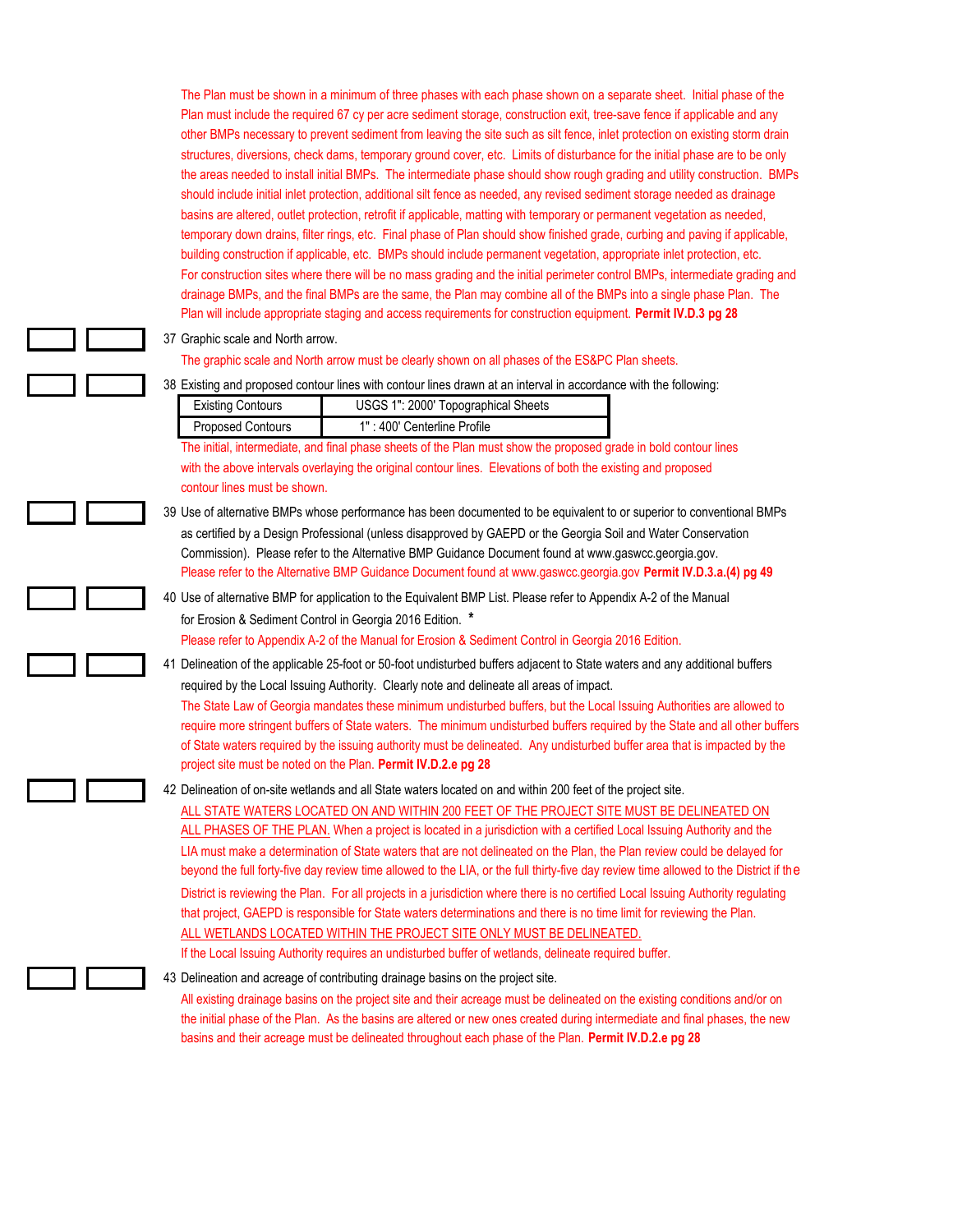The Plan must be shown in a minimum of three phases with each phase shown on a separate sheet. Initial phase of the Plan must include the required 67 cy per acre sediment storage, construction exit, tree-save fence if applicable and any other BMPs necessary to prevent sediment from leaving the site such as silt fence, inlet protection on existing storm drain structures, diversions, check dams, temporary ground cover, etc. Limits of disturbance for the initial phase are to be only the areas needed to install initial BMPs. The intermediate phase should show rough grading and utility construction. BMPs should include initial inlet protection, additional silt fence as needed, any revised sediment storage needed as drainage basins are altered, outlet protection, retrofit if applicable, matting with temporary or permanent vegetation as needed, temporary down drains, filter rings, etc. Final phase of Plan should show finished grade, curbing and paving if applicable, building construction if applicable, etc. BMPs should include permanent vegetation, appropriate inlet protection, etc. For construction sites where there will be no mass grading and the initial perimeter control BMPs, intermediate grading and drainage BMPs, and the final BMPs are the same, the Plan may combine all of the BMPs into a single phase Plan. The Plan will include appropriate staging and access requirements for construction equipment. **Permit IV.D.3 pg 28**

37 Graphic scale and North arrow.

The graphic scale and North arrow must be clearly shown on all phases of the ES&PC Plan sheets.

38 Existing and proposed contour lines with contour lines drawn at an interval in accordance with the following:

| Existing Contours | USGS 1": 2000' Topographical Sheets |
|---|---|
| Proposed Contours | 1" : 400' Centerline Profile |

The initial, intermediate, and final phase sheets of the Plan must show the proposed grade in bold contour lines with the above intervals overlaying the original contour lines. Elevations of both the existing and proposed contour lines must be shown.

39 Use of alternative BMPs whose performance has been documented to be equivalent to or superior to conventional BMPs as certified by a Design Professional (unless disapproved by GAEPD or the Georgia Soil and Water Conservation Commission). Please refer to the Alternative BMP Guidance Document found at www.gaswcc.georgia.gov.

Please refer to the Alternative BMP Guidance Document found at www.gaswcc.georgia.gov **Permit IV.D.3.a.(4) pg 49**

40 Use of alternative BMP for application to the Equivalent BMP List. Please refer to Appendix A-2 of the Manual for Erosion & Sediment Control in Georgia 2016 Edition. *

Please refer to Appendix A-2 of the Manual for Erosion & Sediment Control in Georgia 2016 Edition.

41 Delineation of the applicable 25-foot or 50-foot undisturbed buffers adjacent to State waters and any additional buffers required by the Local Issuing Authority. Clearly note and delineate all areas of impact.

The State Law of Georgia mandates these minimum undisturbed buffers, but the Local Issuing Authorities are allowed to require more stringent buffers of State waters. The minimum undisturbed buffers required by the State and all other buffers of State waters required by the issuing authority must be delineated. Any undisturbed buffer area that is impacted by the project site must be noted on the Plan. **Permit IV.D.2.e pg 28**

42 Delineation of on-site wetlands and all State waters located on and within 200 feet of the project site.

ALL STATE WATERS LOCATED ON AND WITHIN 200 FEET OF THE PROJECT SITE MUST BE DELINEATED ON ALL PHASES OF THE PLAN. When a project is located in a jurisdiction with a certified Local Issuing Authority and the LIA must make a determination of State waters that are not delineated on the Plan, the Plan review could be delayed for beyond the full forty-five day review time allowed to the LIA, or the full thirty-five day review time allowed to the District if the District is reviewing the Plan. For all projects in a jurisdiction where there is no certified Local Issuing Authority regulating that project, GAEPD is responsible for State waters determinations and there is no time limit for reviewing the Plan. ALL WETLANDS LOCATED WITHIN THE PROJECT SITE ONLY MUST BE DELINEATED.

If the Local Issuing Authority requires an undisturbed buffer of wetlands, delineate required buffer.

43 Delineation and acreage of contributing drainage basins on the project site.

All existing drainage basins on the project site and their acreage must be delineated on the existing conditions and/or on the initial phase of the Plan. As the basins are altered or new ones created during intermediate and final phases, the new basins and their acreage must be delineated throughout each phase of the Plan. **Permit IV.D.2.e pg 28**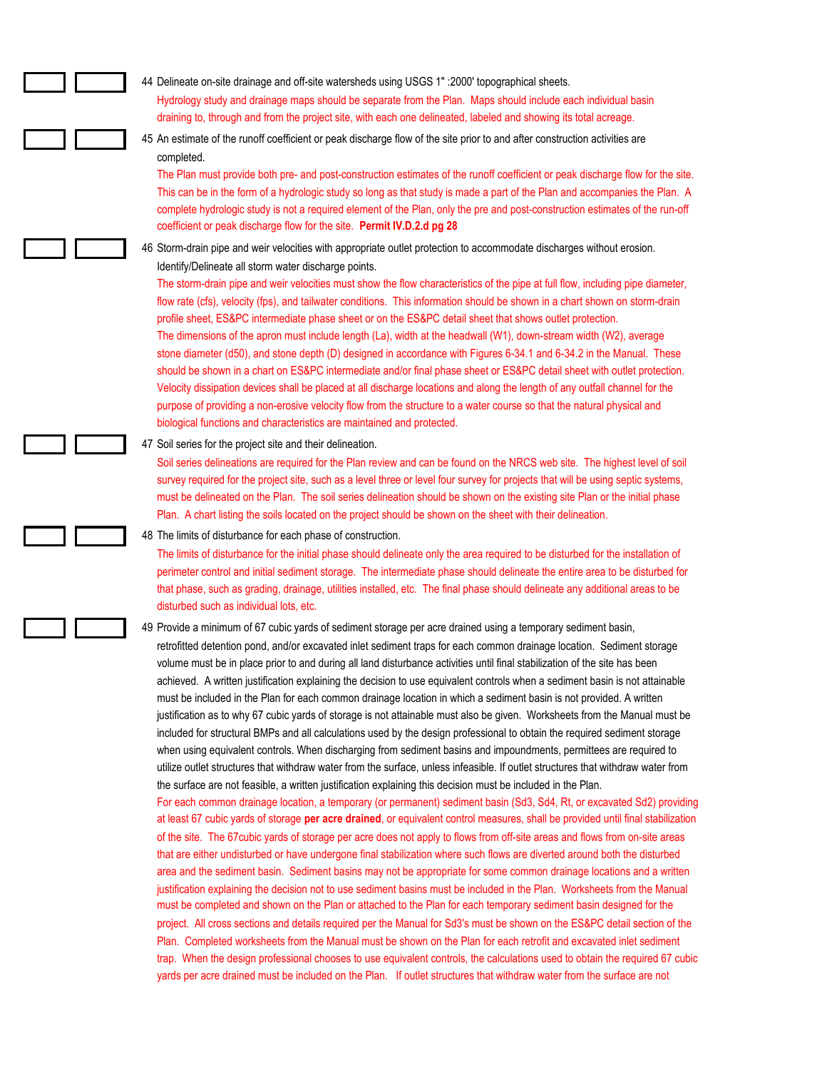44 Delineate on-site drainage and off-site watersheds using USGS 1" :2000' topographical sheets.

Hydrology study and drainage maps should be separate from the Plan. Maps should include each individual basin draining to, through and from the project site, with each one delineated, labeled and showing its total acreage.

45 An estimate of the runoff coefficient or peak discharge flow of the site prior to and after construction activities are completed.

The Plan must provide both pre- and post-construction estimates of the runoff coefficient or peak discharge flow for the site. This can be in the form of a hydrologic study so long as that study is made a part of the Plan and accompanies the Plan. A complete hydrologic study is not a required element of the Plan, only the pre and post-construction estimates of the run-off coefficient or peak discharge flow for the site. **Permit IV.D.2.d pg 28**

46 Storm-drain pipe and weir velocities with appropriate outlet protection to accommodate discharges without erosion. Identify/Delineate all storm water discharge points.

The storm-drain pipe and weir velocities must show the flow characteristics of the pipe at full flow, including pipe diameter, flow rate (cfs), velocity (fps), and tailwater conditions. This information should be shown in a chart shown on storm-drain profile sheet, ES&PC intermediate phase sheet or on the ES&PC detail sheet that shows outlet protection.
The dimensions of the apron must include length (La), width at the headwall (W1), down-stream width (W2), average stone diameter (d50), and stone depth (D) designed in accordance with Figures 6-34.1 and 6-34.2 in the Manual. These should be shown in a chart on ES&PC intermediate and/or final phase sheet or ES&PC detail sheet with outlet protection.
Velocity dissipation devices shall be placed at all discharge locations and along the length of any outfall channel for the purpose of providing a non-erosive velocity flow from the structure to a water course so that the natural physical and biological functions and characteristics are maintained and protected.

47 Soil series for the project site and their delineation.

Soil series delineations are required for the Plan review and can be found on the NRCS web site. The highest level of soil survey required for the project site, such as a level three or level four survey for projects that will be using septic systems, must be delineated on the Plan. The soil series delineation should be shown on the existing site Plan or the initial phase Plan. A chart listing the soils located on the project should be shown on the sheet with their delineation.

48 The limits of disturbance for each phase of construction.

The limits of disturbance for the initial phase should delineate only the area required to be disturbed for the installation of perimeter control and initial sediment storage. The intermediate phase should delineate the entire area to be disturbed for that phase, such as grading, drainage, utilities installed, etc. The final phase should delineate any additional areas to be disturbed such as individual lots, etc.

49 Provide a minimum of 67 cubic yards of sediment storage per acre drained using a temporary sediment basin, retrofitted detention pond, and/or excavated inlet sediment traps for each common drainage location. Sediment storage volume must be in place prior to and during all land disturbance activities until final stabilization of the site has been achieved. A written justification explaining the decision to use equivalent controls when a sediment basin is not attainable must be included in the Plan for each common drainage location in which a sediment basin is not provided. A written justification as to why 67 cubic yards of storage is not attainable must also be given. Worksheets from the Manual must be included for structural BMPs and all calculations used by the design professional to obtain the required sediment storage when using equivalent controls. When discharging from sediment basins and impoundments, permittees are required to utilize outlet structures that withdraw water from the surface, unless infeasible. If outlet structures that withdraw water from the surface are not feasible, a written justification explaining this decision must be included in the Plan.

For each common drainage location, a temporary (or permanent) sediment basin (Sd3, Sd4, Rt, or excavated Sd2) providing at least 67 cubic yards of storage **per acre drained**, or equivalent control measures, shall be provided until final stabilization of the site. The 67cubic yards of storage per acre does not apply to flows from off-site areas and flows from on-site areas that are either undisturbed or have undergone final stabilization where such flows are diverted around both the disturbed area and the sediment basin. Sediment basins may not be appropriate for some common drainage locations and a written justification explaining the decision not to use sediment basins must be included in the Plan. Worksheets from the Manual must be completed and shown on the Plan or attached to the Plan for each temporary sediment basin designed for the project. All cross sections and details required per the Manual for Sd3's must be shown on the ES&PC detail section of the Plan. Completed worksheets from the Manual must be shown on the Plan for each retrofit and excavated inlet sediment trap. When the design professional chooses to use equivalent controls, the calculations used to obtain the required 67 cubic yards per acre drained must be included on the Plan. If outlet structures that withdraw water from the surface are not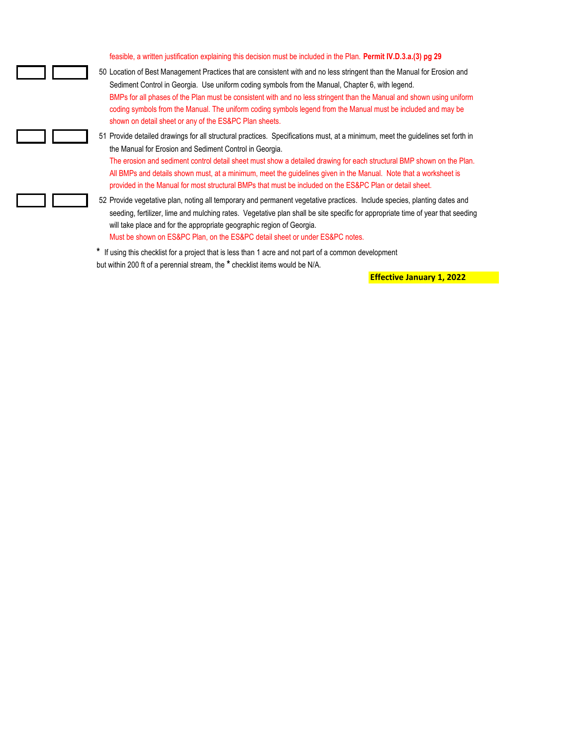feasible, a written justification explaining this decision must be included in the Plan. **Permit IV.D.3.a.(3) pg 29**

50 Location of Best Management Practices that are consistent with and no less stringent than the Manual for Erosion and Sediment Control in Georgia. Use uniform coding symbols from the Manual, Chapter 6, with legend.
BMPs for all phases of the Plan must be consistent with and no less stringent than the Manual and shown using uniform coding symbols from the Manual. The uniform coding symbols legend from the Manual must be included and may be shown on detail sheet or any of the ES&PC Plan sheets.

51 Provide detailed drawings for all structural practices. Specifications must, at a minimum, meet the guidelines set forth in the Manual for Erosion and Sediment Control in Georgia.
The erosion and sediment control detail sheet must show a detailed drawing for each structural BMP shown on the Plan. All BMPs and details shown must, at a minimum, meet the guidelines given in the Manual. Note that a worksheet is provided in the Manual for most structural BMPs that must be included on the ES&PC Plan or detail sheet.

52 Provide vegetative plan, noting all temporary and permanent vegetative practices. Include species, planting dates and seeding, fertilizer, lime and mulching rates. Vegetative plan shall be site specific for appropriate time of year that seeding will take place and for the appropriate geographic region of Georgia.
Must be shown on ES&PC Plan, on the ES&PC detail sheet or under ES&PC notes.

**\*** If using this checklist for a project that is less than 1 acre and not part of a common development but within 200 ft of a perennial stream, the **\*** checklist items would be N/A.

**Effective January 1, 2022**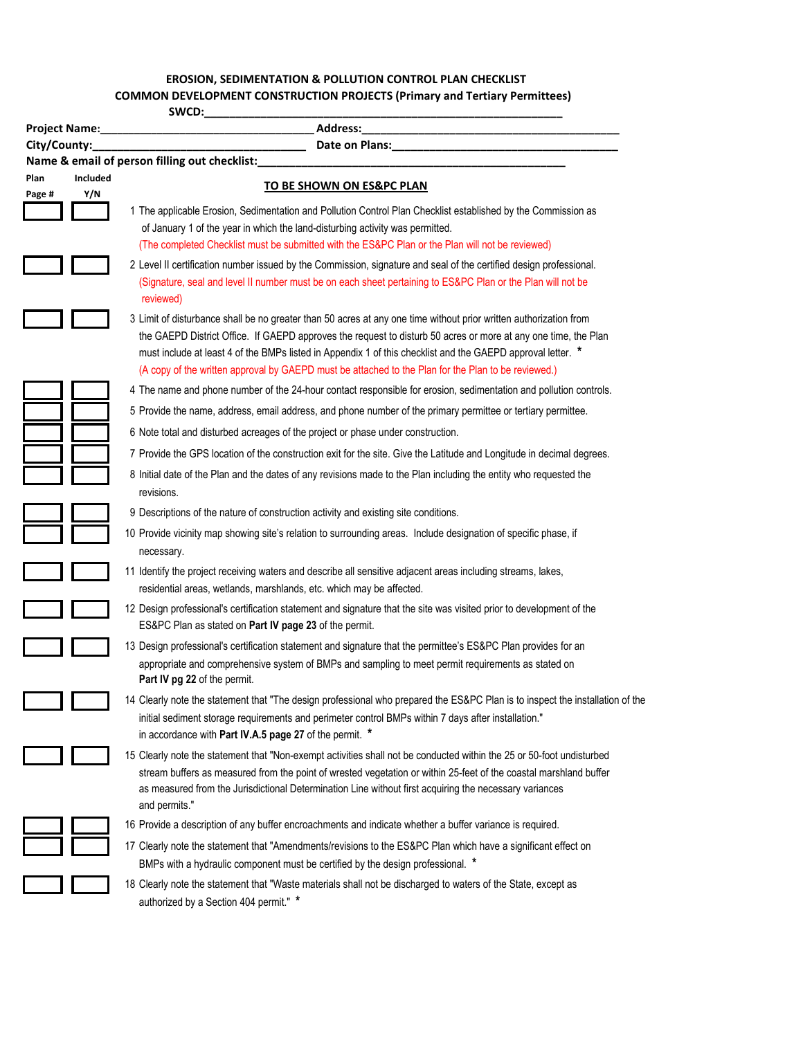**EROSION, SEDIMENTATION & POLLUTION CONTROL PLAN CHECKLIST**
**COMMON DEVELOPMENT CONSTRUCTION PROJECTS (Primary and Tertiary Permittees)**
**SWCD:**_______________________________________________________________

**Project Name:**___________________________________ **Address:**___________________________________________
**City/County:**___________________________________ **Date on Plans:**_____________________________________
**Name & email of person filling out checklist:**_____________________________________________________

| Plan Page # | Included Y/N | TO BE SHOWN ON ES&PC PLAN |
|---|---|---|
| | | 1 The applicable Erosion, Sedimentation and Pollution Control Plan Checklist established by the Commission as of January 1 of the year in which the land-disturbing activity was permitted. (The completed Checklist must be submitted with the ES&PC Plan or the Plan will not be reviewed) |
| | | 2 Level II certification number issued by the Commission, signature and seal of the certified design professional. (Signature, seal and level II number must be on each sheet pertaining to ES&PC Plan or the Plan will not be reviewed) |
| | | 3 Limit of disturbance shall be no greater than 50 acres at any one time without prior written authorization from the GAEPD District Office. If GAEPD approves the request to disturb 50 acres or more at any one time, the Plan must include at least 4 of the BMPs listed in Appendix 1 of this checklist and the GAEPD approval letter. * (A copy of the written approval by GAEPD must be attached to the Plan for the Plan to be reviewed.) |
| | | 4 The name and phone number of the 24-hour contact responsible for erosion, sedimentation and pollution controls. |
| | | 5 Provide the name, address, email address, and phone number of the primary permittee or tertiary permittee. |
| | | 6 Note total and disturbed acreages of the project or phase under construction. |
| | | 7 Provide the GPS location of the construction exit for the site. Give the Latitude and Longitude in decimal degrees. |
| | | 8 Initial date of the Plan and the dates of any revisions made to the Plan including the entity who requested the revisions. |
| | | 9 Descriptions of the nature of construction activity and existing site conditions. |
| | | 10 Provide vicinity map showing site's relation to surrounding areas. Include designation of specific phase, if necessary. |
| | | 11 Identify the project receiving waters and describe all sensitive adjacent areas including streams, lakes, residential areas, wetlands, marshlands, etc. which may be affected. |
| | | 12 Design professional's certification statement and signature that the site was visited prior to development of the ES&PC Plan as stated on **Part IV page 23** of the permit. |
| | | 13 Design professional's certification statement and signature that the permittee's ES&PC Plan provides for an appropriate and comprehensive system of BMPs and sampling to meet permit requirements as stated on **Part IV pg 22** of the permit. |
| | | 14 Clearly note the statement that "The design professional who prepared the ES&PC Plan is to inspect the installation of the initial sediment storage requirements and perimeter control BMPs within 7 days after installation." in accordance with **Part IV.A.5 page 27** of the permit. * |
| | | 15 Clearly note the statement that "Non-exempt activities shall not be conducted within the 25 or 50-foot undisturbed stream buffers as measured from the point of wrested vegetation or within 25-feet of the coastal marshland buffer as measured from the Jurisdictional Determination Line without first acquiring the necessary variances and permits." |
| | | 16 Provide a description of any buffer encroachments and indicate whether a buffer variance is required. |
| | | 17 Clearly note the statement that "Amendments/revisions to the ES&PC Plan which have a significant effect on BMPs with a hydraulic component must be certified by the design professional. * |
| | | 18 Clearly note the statement that "Waste materials shall not be discharged to waters of the State, except as authorized by a Section 404 permit." * |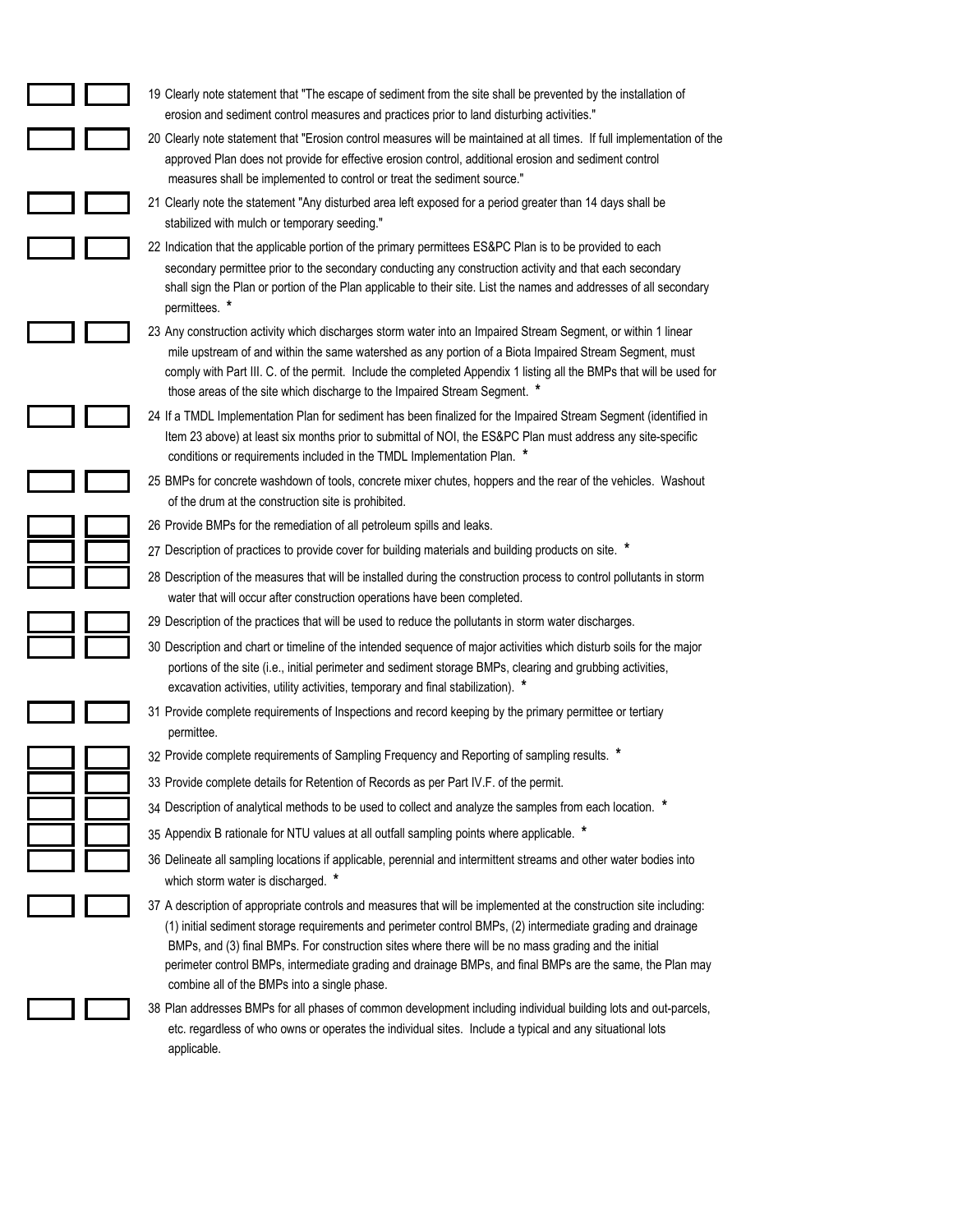| | | |
|---|---|---|
| | | 19 Clearly note statement that "The escape of sediment from the site shall be prevented by the installation of erosion and sediment control measures and practices prior to land disturbing activities." |
| | | 20 Clearly note statement that "Erosion control measures will be maintained at all times. If full implementation of the approved Plan does not provide for effective erosion control, additional erosion and sediment control measures shall be implemented to control or treat the sediment source." |
| | | 21 Clearly note the statement "Any disturbed area left exposed for a period greater than 14 days shall be stabilized with mulch or temporary seeding." |
| | | 22 Indication that the applicable portion of the primary permittees ES&PC Plan is to be provided to each secondary permittee prior to the secondary conducting any construction activity and that each secondary shall sign the Plan or portion of the Plan applicable to their site. List the names and addresses of all secondary permittees. * |
| | | 23 Any construction activity which discharges storm water into an Impaired Stream Segment, or within 1 linear mile upstream of and within the same watershed as any portion of a Biota Impaired Stream Segment, must comply with Part III. C. of the permit. Include the completed Appendix 1 listing all the BMPs that will be used for those areas of the site which discharge to the Impaired Stream Segment. * |
| | | 24 If a TMDL Implementation Plan for sediment has been finalized for the Impaired Stream Segment (identified in Item 23 above) at least six months prior to submittal of NOI, the ES&PC Plan must address any site-specific conditions or requirements included in the TMDL Implementation Plan. * |
| | | 25 BMPs for concrete washdown of tools, concrete mixer chutes, hoppers and the rear of the vehicles. Washout of the drum at the construction site is prohibited. |
| | | 26 Provide BMPs for the remediation of all petroleum spills and leaks. |
| | | 27 Description of practices to provide cover for building materials and building products on site. * |
| | | 28 Description of the measures that will be installed during the construction process to control pollutants in storm water that will occur after construction operations have been completed. |
| | | 29 Description of the practices that will be used to reduce the pollutants in storm water discharges. |
| | | 30 Description and chart or timeline of the intended sequence of major activities which disturb soils for the major portions of the site (i.e., initial perimeter and sediment storage BMPs, clearing and grubbing activities, excavation activities, utility activities, temporary and final stabilization). * |
| | | 31 Provide complete requirements of Inspections and record keeping by the primary permittee or tertiary permittee. |
| | | 32 Provide complete requirements of Sampling Frequency and Reporting of sampling results. * |
| | | 33 Provide complete details for Retention of Records as per Part IV.F. of the permit. |
| | | 34 Description of analytical methods to be used to collect and analyze the samples from each location. * |
| | | 35 Appendix B rationale for NTU values at all outfall sampling points where applicable. * |
| | | 36 Delineate all sampling locations if applicable, perennial and intermittent streams and other water bodies into which storm water is discharged. * |
| | | 37 A description of appropriate controls and measures that will be implemented at the construction site including: (1) initial sediment storage requirements and perimeter control BMPs, (2) intermediate grading and drainage BMPs, and (3) final BMPs. For construction sites where there will be no mass grading and the initial perimeter control BMPs, intermediate grading and drainage BMPs, and final BMPs are the same, the Plan may combine all of the BMPs into a single phase. |
| | | 38 Plan addresses BMPs for all phases of common development including individual building lots and out-parcels, etc. regardless of who owns or operates the individual sites. Include a typical and any situational lots applicable. |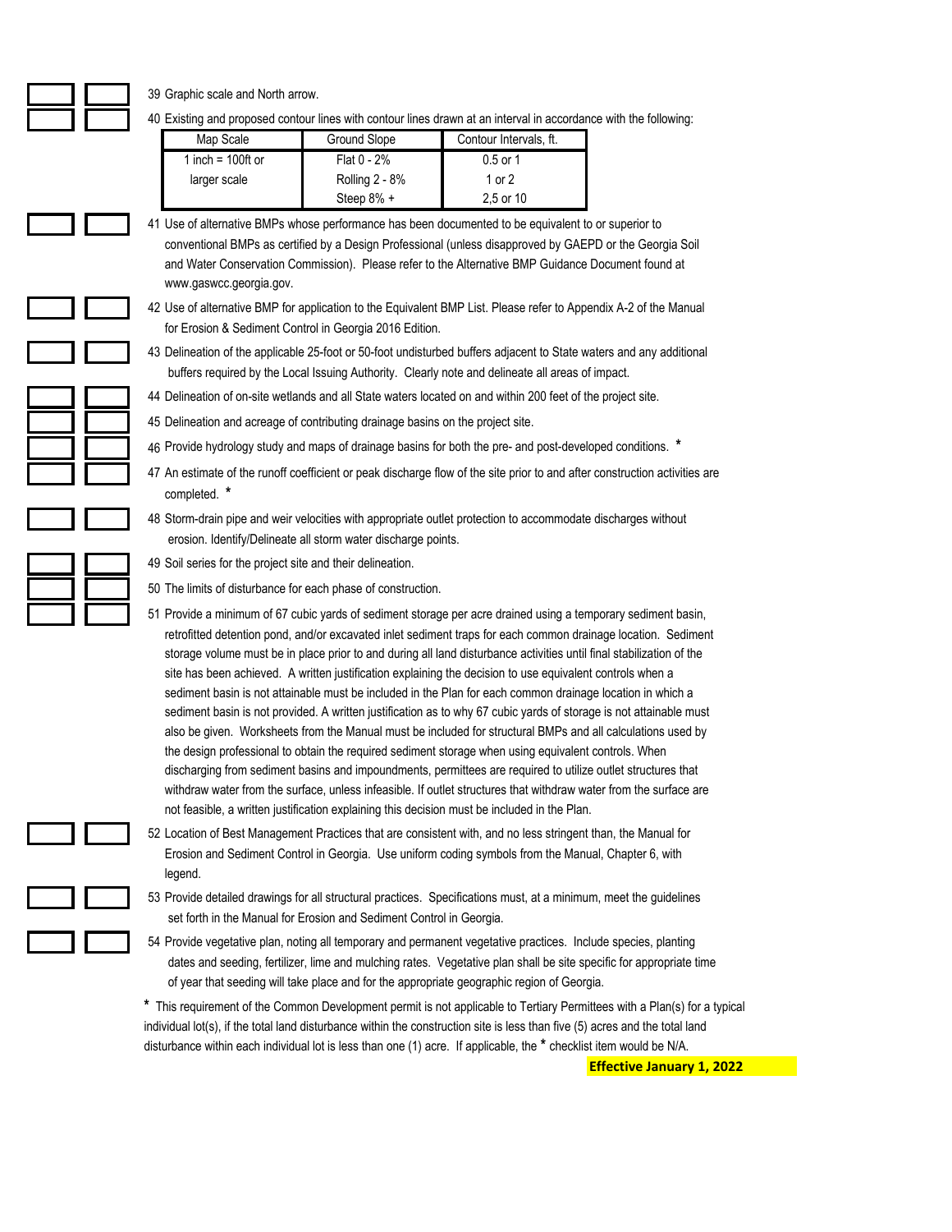39 Graphic scale and North arrow.

40 Existing and proposed contour lines with contour lines drawn at an interval in accordance with the following:

| Map Scale | Ground Slope | Contour Intervals, ft. |
| --- | --- | --- |
| 1 inch = 100ft or | Flat 0 - 2% | 0.5 or 1 |
| larger scale | Rolling 2 - 8% | 1 or 2 |
| | Steep 8% + | 2,5 or 10 |

41 Use of alternative BMPs whose performance has been documented to be equivalent to or superior to conventional BMPs as certified by a Design Professional (unless disapproved by GAEPD or the Georgia Soil and Water Conservation Commission). Please refer to the Alternative BMP Guidance Document found at www.gaswcc.georgia.gov.

42 Use of alternative BMP for application to the Equivalent BMP List. Please refer to Appendix A-2 of the Manual for Erosion & Sediment Control in Georgia 2016 Edition.

43 Delineation of the applicable 25-foot or 50-foot undisturbed buffers adjacent to State waters and any additional buffers required by the Local Issuing Authority. Clearly note and delineate all areas of impact.

44 Delineation of on-site wetlands and all State waters located on and within 200 feet of the project site.

45 Delineation and acreage of contributing drainage basins on the project site.

46 Provide hydrology study and maps of drainage basins for both the pre- and post-developed conditions. *

47 An estimate of the runoff coefficient or peak discharge flow of the site prior to and after construction activities are completed. *

48 Storm-drain pipe and weir velocities with appropriate outlet protection to accommodate discharges without erosion. Identify/Delineate all storm water discharge points.

49 Soil series for the project site and their delineation.

50 The limits of disturbance for each phase of construction.

51 Provide a minimum of 67 cubic yards of sediment storage per acre drained using a temporary sediment basin, retrofitted detention pond, and/or excavated inlet sediment traps for each common drainage location. Sediment storage volume must be in place prior to and during all land disturbance activities until final stabilization of the site has been achieved. A written justification explaining the decision to use equivalent controls when a sediment basin is not attainable must be included in the Plan for each common drainage location in which a sediment basin is not provided. A written justification as to why 67 cubic yards of storage is not attainable must also be given. Worksheets from the Manual must be included for structural BMPs and all calculations used by the design professional to obtain the required sediment storage when using equivalent controls. When discharging from sediment basins and impoundments, permittees are required to utilize outlet structures that withdraw water from the surface, unless infeasible. If outlet structures that withdraw water from the surface are not feasible, a written justification explaining this decision must be included in the Plan.

52 Location of Best Management Practices that are consistent with, and no less stringent than, the Manual for Erosion and Sediment Control in Georgia. Use uniform coding symbols from the Manual, Chapter 6, with legend.

53 Provide detailed drawings for all structural practices. Specifications must, at a minimum, meet the guidelines set forth in the Manual for Erosion and Sediment Control in Georgia.

54 Provide vegetative plan, noting all temporary and permanent vegetative practices. Include species, planting dates and seeding, fertilizer, lime and mulching rates. Vegetative plan shall be site specific for appropriate time of year that seeding will take place and for the appropriate geographic region of Georgia.

* This requirement of the Common Development permit is not applicable to Tertiary Permittees with a Plan(s) for a typical individual lot(s), if the total land disturbance within the construction site is less than five (5) acres and the total land disturbance within each individual lot is less than one (1) acre. If applicable, the * checklist item would be N/A.

**Effective January 1, 2022**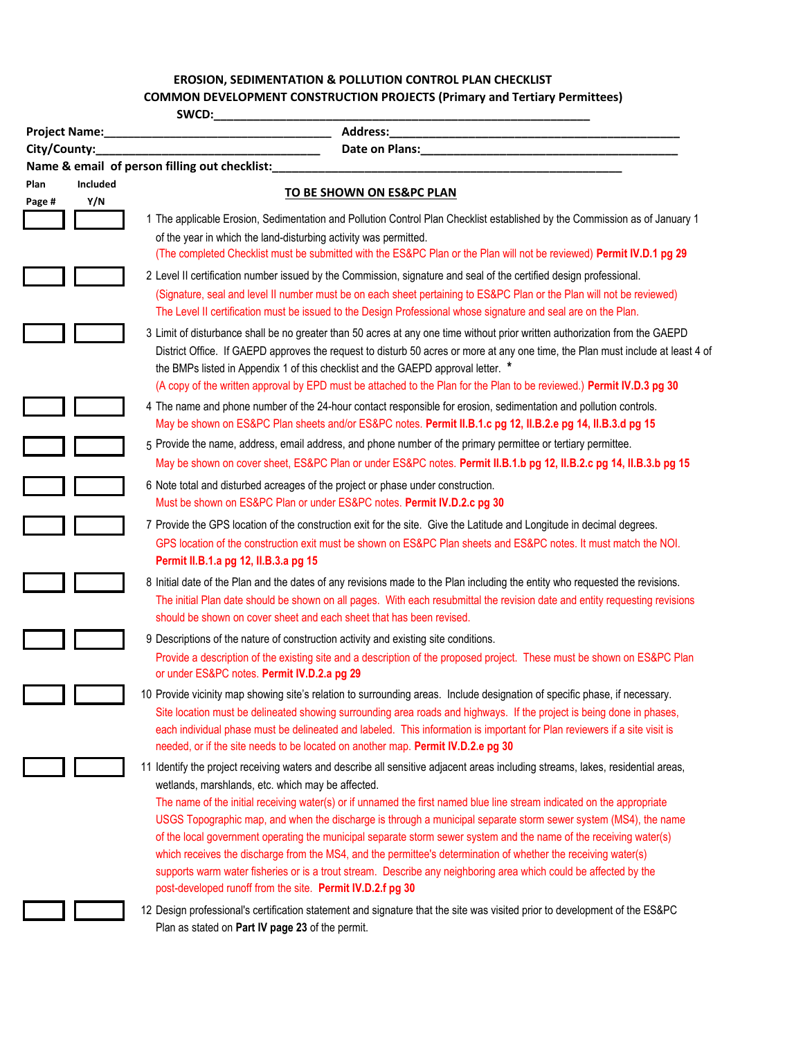**EROSION, SEDIMENTATION & POLLUTION CONTROL PLAN CHECKLIST**

**COMMON DEVELOPMENT CONSTRUCTION PROJECTS (Primary and Tertiary Permittees)**

**SWCD:**\_\_\_\_\_\_\_\_\_\_\_\_\_\_\_\_\_\_\_\_\_\_\_\_\_\_\_\_\_\_\_\_\_\_\_\_\_\_\_\_\_\_\_\_\_\_\_\_\_\_\_\_\_\_

**Project Name:**\_\_\_\_\_\_\_\_\_\_\_\_\_\_\_\_\_\_\_\_\_\_\_\_\_\_\_\_\_\_\_\_\_\_\_ **Address:**\_\_\_\_\_\_\_\_\_\_\_\_\_\_\_\_\_\_\_\_\_\_\_\_\_\_\_\_\_\_\_\_\_\_\_\_\_\_\_\_\_\_\_\_\_

**City/County:**\_\_\_\_\_\_\_\_\_\_\_\_\_\_\_\_\_\_\_\_\_\_\_\_\_\_\_\_\_\_\_\_\_\_\_ **Date on Plans:**\_\_\_\_\_\_\_\_\_\_\_\_\_\_\_\_\_\_\_\_\_\_\_\_\_\_\_\_\_\_\_\_\_\_\_\_\_\_\_\_\_

**Name & email of person filling out checklist:**\_\_\_\_\_\_\_\_\_\_\_\_\_\_\_\_\_\_\_\_\_\_\_\_\_\_\_\_\_\_\_\_\_\_\_\_\_\_\_\_\_\_\_\_\_\_\_\_\_\_\_\_\_\_\_\_

| Plan Page # | Included Y/N | TO BE SHOWN ON ES&PC PLAN |
|---|---|---|
| | | 1 The applicable Erosion, Sedimentation and Pollution Control Plan Checklist established by the Commission as of January 1 of the year in which the land-disturbing activity was permitted. (The completed Checklist must be submitted with the ES&PC Plan or the Plan will not be reviewed) **Permit IV.D.1 pg 29** |
| | | 2 Level II certification number issued by the Commission, signature and seal of the certified design professional. (Signature, seal and level II number must be on each sheet pertaining to ES&PC Plan or the Plan will not be reviewed) The Level II certification must be issued to the Design Professional whose signature and seal are on the Plan. |
| | | 3 Limit of disturbance shall be no greater than 50 acres at any one time without prior written authorization from the GAEPD District Office. If GAEPD approves the request to disturb 50 acres or more at any one time, the Plan must include at least 4 of the BMPs listed in Appendix 1 of this checklist and the GAEPD approval letter. * (A copy of the written approval by EPD must be attached to the Plan for the Plan to be reviewed.) **Permit IV.D.3 pg 30** |
| | | 4 The name and phone number of the 24-hour contact responsible for erosion, sedimentation and pollution controls. May be shown on ES&PC Plan sheets and/or ES&PC notes. **Permit II.B.1.c pg 12, II.B.2.e pg 14, II.B.3.d pg 15** |
| | | 5 Provide the name, address, email address, and phone number of the primary permittee or tertiary permittee. May be shown on cover sheet, ES&PC Plan or under ES&PC notes. **Permit II.B.1.b pg 12, II.B.2.c pg 14, II.B.3.b pg 15** |
| | | 6 Note total and disturbed acreages of the project or phase under construction. Must be shown on ES&PC Plan or under ES&PC notes. **Permit IV.D.2.c pg 30** |
| | | 7 Provide the GPS location of the construction exit for the site. Give the Latitude and Longitude in decimal degrees. GPS location of the construction exit must be shown on ES&PC Plan sheets and ES&PC notes. It must match the NOI. **Permit II.B.1.a pg 12, II.B.3.a pg 15** |
| | | 8 Initial date of the Plan and the dates of any revisions made to the Plan including the entity who requested the revisions. The initial Plan date should be shown on all pages. With each resubmittal the revision date and entity requesting revisions should be shown on cover sheet and each sheet that has been revised. |
| | | 9 Descriptions of the nature of construction activity and existing site conditions. Provide a description of the existing site and a description of the proposed project. These must be shown on ES&PC Plan or under ES&PC notes. **Permit IV.D.2.a pg 29** |
| | | 10 Provide vicinity map showing site's relation to surrounding areas. Include designation of specific phase, if necessary. Site location must be delineated showing surrounding area roads and highways. If the project is being done in phases, each individual phase must be delineated and labeled. This information is important for Plan reviewers if a site visit is needed, or if the site needs to be located on another map. **Permit IV.D.2.e pg 30** |
| | | 11 Identify the project receiving waters and describe all sensitive adjacent areas including streams, lakes, residential areas, wetlands, marshlands, etc. which may be affected. The name of the initial receiving water(s) or if unnamed the first named blue line stream indicated on the appropriate USGS Topographic map, and when the discharge is through a municipal separate storm sewer system (MS4), the name of the local government operating the municipal separate storm sewer system and the name of the receiving water(s) which receives the discharge from the MS4, and the permittee's determination of whether the receiving water(s) supports warm water fisheries or is a trout stream. Describe any neighboring area which could be affected by the post-developed runoff from the site. **Permit IV.D.2.f pg 30** |
| | | 12 Design professional's certification statement and signature that the site was visited prior to development of the ES&PC Plan as stated on **Part IV page 23** of the permit. |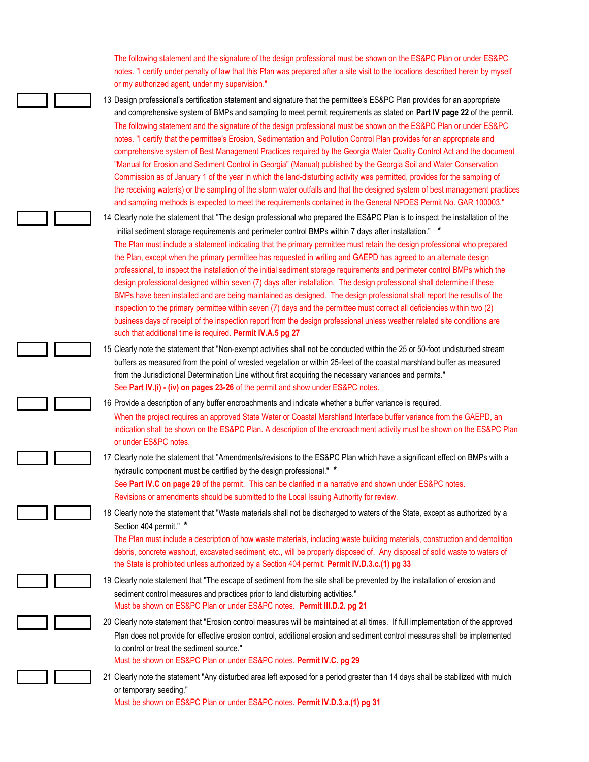The following statement and the signature of the design professional must be shown on the ES&PC Plan or under ES&PC notes. "I certify under penalty of law that this Plan was prepared after a site visit to the locations described herein by myself or my authorized agent, under my supervision."

13 Design professional's certification statement and signature that the permittee's ES&PC Plan provides for an appropriate and comprehensive system of BMPs and sampling to meet permit requirements as stated on **Part IV page 22** of the permit.
The following statement and the signature of the design professional must be shown on the ES&PC Plan or under ES&PC notes. "I certify that the permittee's Erosion, Sedimentation and Pollution Control Plan provides for an appropriate and comprehensive system of Best Management Practices required by the Georgia Water Quality Control Act and the document "Manual for Erosion and Sediment Control in Georgia" (Manual) published by the Georgia Soil and Water Conservation Commission as of January 1 of the year in which the land-disturbing activity was permitted, provides for the sampling of the receiving water(s) or the sampling of the storm water outfalls and that the designed system of best management practices and sampling methods is expected to meet the requirements contained in the General NPDES Permit No. GAR 100003."

14 Clearly note the statement that "The design professional who prepared the ES&PC Plan is to inspect the installation of the initial sediment storage requirements and perimeter control BMPs within 7 days after installation." *
The Plan must include a statement indicating that the primary permittee must retain the design professional who prepared the Plan, except when the primary permittee has requested in writing and GAEPD has agreed to an alternate design professional, to inspect the installation of the initial sediment storage requirements and perimeter control BMPs which the design professional designed within seven (7) days after installation. The design professional shall determine if these BMPs have been installed and are being maintained as designed. The design professional shall report the results of the inspection to the primary permittee within seven (7) days and the permittee must correct all deficiencies within two (2) business days of receipt of the inspection report from the design professional unless weather related site conditions are such that additional time is required. **Permit IV.A.5 pg 27**

15 Clearly note the statement that "Non-exempt activities shall not be conducted within the 25 or 50-foot undisturbed stream buffers as measured from the point of wrested vegetation or within 25-feet of the coastal marshland buffer as measured from the Jurisdictional Determination Line without first acquiring the necessary variances and permits."
See **Part IV.(i) - (iv) on pages 23-26** of the permit and show under ES&PC notes.

16 Provide a description of any buffer encroachments and indicate whether a buffer variance is required.
When the project requires an approved State Water or Coastal Marshland Interface buffer variance from the GAEPD, an indication shall be shown on the ES&PC Plan. A description of the encroachment activity must be shown on the ES&PC Plan or under ES&PC notes.

17 Clearly note the statement that "Amendments/revisions to the ES&PC Plan which have a significant effect on BMPs with a hydraulic component must be certified by the design professional." *
See **Part IV.C on page 29** of the permit. This can be clarified in a narrative and shown under ES&PC notes. Revisions or amendments should be submitted to the Local Issuing Authority for review.

18 Clearly note the statement that "Waste materials shall not be discharged to waters of the State, except as authorized by a Section 404 permit." *
The Plan must include a description of how waste materials, including waste building materials, construction and demolition debris, concrete washout, excavated sediment, etc., will be properly disposed of. Any disposal of solid waste to waters of the State is prohibited unless authorized by a Section 404 permit. **Permit IV.D.3.c.(1) pg 33**

19 Clearly note statement that "The escape of sediment from the site shall be prevented by the installation of erosion and sediment control measures and practices prior to land disturbing activities."
Must be shown on ES&PC Plan or under ES&PC notes. **Permit III.D.2. pg 21**

20 Clearly note statement that "Erosion control measures will be maintained at all times. If full implementation of the approved Plan does not provide for effective erosion control, additional erosion and sediment control measures shall be implemented to control or treat the sediment source."
Must be shown on ES&PC Plan or under ES&PC notes. **Permit IV.C. pg 29**

21 Clearly note the statement "Any disturbed area left exposed for a period greater than 14 days shall be stabilized with mulch or temporary seeding."
Must be shown on ES&PC Plan or under ES&PC notes. **Permit IV.D.3.a.(1) pg 31**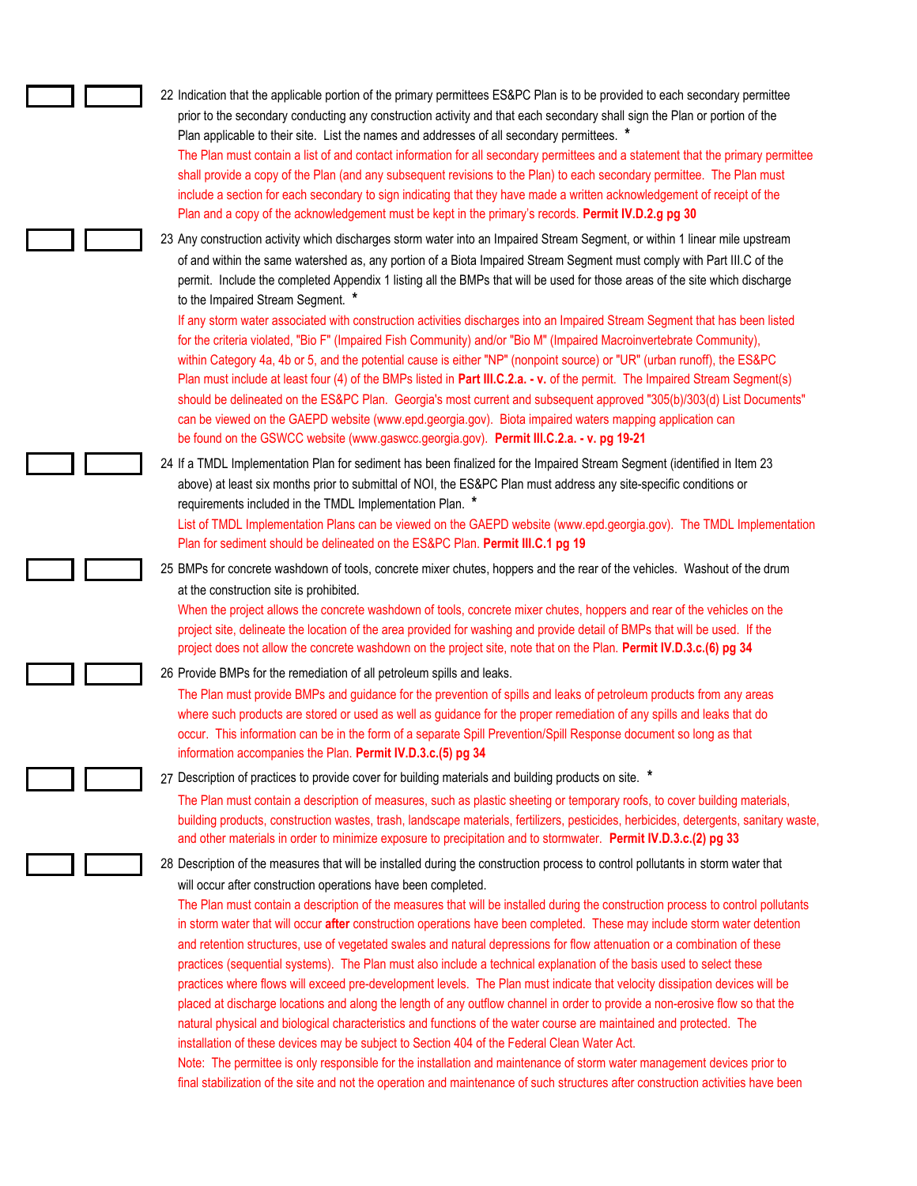22 Indication that the applicable portion of the primary permittees ES&PC Plan is to be provided to each secondary permittee prior to the secondary conducting any construction activity and that each secondary shall sign the Plan or portion of the Plan applicable to their site. List the names and addresses of all secondary permittees. *

The Plan must contain a list of and contact information for all secondary permittees and a statement that the primary permittee shall provide a copy of the Plan (and any subsequent revisions to the Plan) to each secondary permittee. The Plan must include a section for each secondary to sign indicating that they have made a written acknowledgement of receipt of the Plan and a copy of the acknowledgement must be kept in the primary's records. **Permit IV.D.2.g pg 30**

23 Any construction activity which discharges storm water into an Impaired Stream Segment, or within 1 linear mile upstream of and within the same watershed as, any portion of a Biota Impaired Stream Segment must comply with Part III.C of the permit. Include the completed Appendix 1 listing all the BMPs that will be used for those areas of the site which discharge to the Impaired Stream Segment. *

If any storm water associated with construction activities discharges into an Impaired Stream Segment that has been listed for the criteria violated, "Bio F" (Impaired Fish Community) and/or "Bio M" (Impaired Macroinvertebrate Community), within Category 4a, 4b or 5, and the potential cause is either "NP" (nonpoint source) or "UR" (urban runoff), the ES&PC Plan must include at least four (4) of the BMPs listed in **Part III.C.2.a. - v.** of the permit. The Impaired Stream Segment(s) should be delineated on the ES&PC Plan. Georgia's most current and subsequent approved "305(b)/303(d) List Documents" can be viewed on the GAEPD website (www.epd.georgia.gov). Biota impaired waters mapping application can be found on the GSWCC website (www.gaswcc.georgia.gov). **Permit III.C.2.a. - v. pg 19-21**

24 If a TMDL Implementation Plan for sediment has been finalized for the Impaired Stream Segment (identified in Item 23 above) at least six months prior to submittal of NOI, the ES&PC Plan must address any site-specific conditions or requirements included in the TMDL Implementation Plan. *

List of TMDL Implementation Plans can be viewed on the GAEPD website (www.epd.georgia.gov). The TMDL Implementation Plan for sediment should be delineated on the ES&PC Plan. **Permit III.C.1 pg 19**

25 BMPs for concrete washdown of tools, concrete mixer chutes, hoppers and the rear of the vehicles. Washout of the drum at the construction site is prohibited.

When the project allows the concrete washdown of tools, concrete mixer chutes, hoppers and rear of the vehicles on the project site, delineate the location of the area provided for washing and provide detail of BMPs that will be used. If the project does not allow the concrete washdown on the project site, note that on the Plan. **Permit IV.D.3.c.(6) pg 34**

26 Provide BMPs for the remediation of all petroleum spills and leaks.

The Plan must provide BMPs and guidance for the prevention of spills and leaks of petroleum products from any areas where such products are stored or used as well as guidance for the proper remediation of any spills and leaks that do occur. This information can be in the form of a separate Spill Prevention/Spill Response document so long as that information accompanies the Plan. **Permit IV.D.3.c.(5) pg 34**

27 Description of practices to provide cover for building materials and building products on site. *

The Plan must contain a description of measures, such as plastic sheeting or temporary roofs, to cover building materials, building products, construction wastes, trash, landscape materials, fertilizers, pesticides, herbicides, detergents, sanitary waste, and other materials in order to minimize exposure to precipitation and to stormwater. **Permit IV.D.3.c.(2) pg 33**

28 Description of the measures that will be installed during the construction process to control pollutants in storm water that will occur after construction operations have been completed.

The Plan must contain a description of the measures that will be installed during the construction process to control pollutants in storm water that will occur **after** construction operations have been completed. These may include storm water detention and retention structures, use of vegetated swales and natural depressions for flow attenuation or a combination of these practices (sequential systems). The Plan must also include a technical explanation of the basis used to select these practices where flows will exceed pre-development levels. The Plan must indicate that velocity dissipation devices will be placed at discharge locations and along the length of any outflow channel in order to provide a non-erosive flow so that the natural physical and biological characteristics and functions of the water course are maintained and protected. The installation of these devices may be subject to Section 404 of the Federal Clean Water Act.

Note: The permittee is only responsible for the installation and maintenance of storm water management devices prior to final stabilization of the site and not the operation and maintenance of such structures after construction activities have been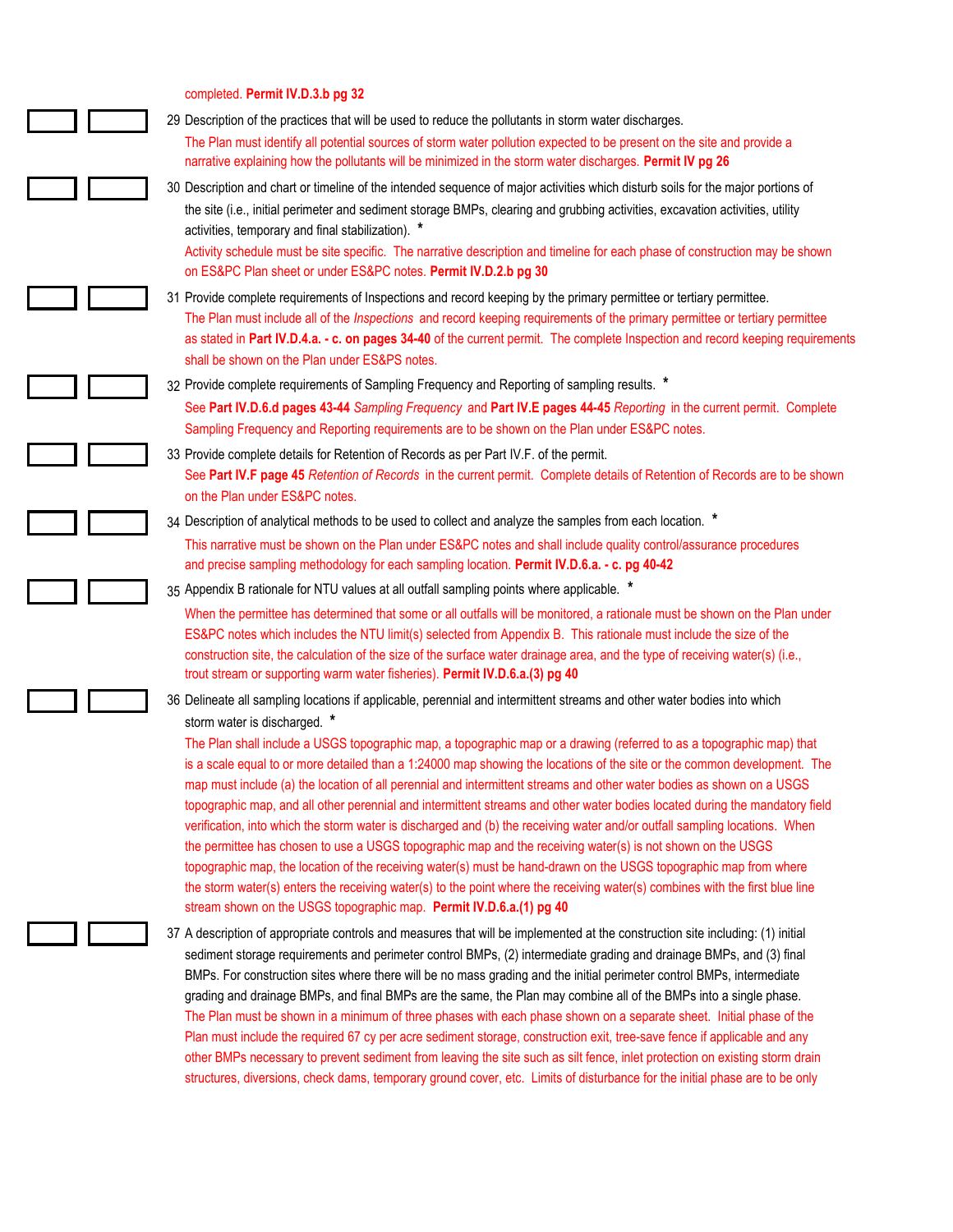completed. **Permit IV.D.3.b pg 32**

29 Description of the practices that will be used to reduce the pollutants in storm water discharges.
The Plan must identify all potential sources of storm water pollution expected to be present on the site and provide a narrative explaining how the pollutants will be minimized in the storm water discharges. **Permit IV pg 26**

30 Description and chart or timeline of the intended sequence of major activities which disturb soils for the major portions of the site (i.e., initial perimeter and sediment storage BMPs, clearing and grubbing activities, excavation activities, utility activities, temporary and final stabilization). *
Activity schedule must be site specific. The narrative description and timeline for each phase of construction may be shown on ES&PC Plan sheet or under ES&PC notes. **Permit IV.D.2.b pg 30**

31 Provide complete requirements of Inspections and record keeping by the primary permittee or tertiary permittee.
The Plan must include all of the *Inspections* and record keeping requirements of the primary permittee or tertiary permittee as stated in **Part IV.D.4.a. - c. on pages 34-40** of the current permit. The complete Inspection and record keeping requirements shall be shown on the Plan under ES&PS notes.

32 Provide complete requirements of Sampling Frequency and Reporting of sampling results. *
See **Part IV.D.6.d pages 43-44** *Sampling Frequency* and **Part IV.E pages 44-45** *Reporting* in the current permit. Complete Sampling Frequency and Reporting requirements are to be shown on the Plan under ES&PC notes.

33 Provide complete details for Retention of Records as per Part IV.F. of the permit.
See **Part IV.F page 45** *Retention of Records* in the current permit. Complete details of Retention of Records are to be shown on the Plan under ES&PC notes.

34 Description of analytical methods to be used to collect and analyze the samples from each location. *
This narrative must be shown on the Plan under ES&PC notes and shall include quality control/assurance procedures and precise sampling methodology for each sampling location. **Permit IV.D.6.a. - c. pg 40-42**

35 Appendix B rationale for NTU values at all outfall sampling points where applicable. *
When the permittee has determined that some or all outfalls will be monitored, a rationale must be shown on the Plan under ES&PC notes which includes the NTU limit(s) selected from Appendix B. This rationale must include the size of the construction site, the calculation of the size of the surface water drainage area, and the type of receiving water(s) (i.e., trout stream or supporting warm water fisheries). **Permit IV.D.6.a.(3) pg 40**

36 Delineate all sampling locations if applicable, perennial and intermittent streams and other water bodies into which storm water is discharged. *
The Plan shall include a USGS topographic map, a topographic map or a drawing (referred to as a topographic map) that is a scale equal to or more detailed than a 1:24000 map showing the locations of the site or the common development. The map must include (a) the location of all perennial and intermittent streams and other water bodies as shown on a USGS topographic map, and all other perennial and intermittent streams and other water bodies located during the mandatory field verification, into which the storm water is discharged and (b) the receiving water and/or outfall sampling locations. When the permittee has chosen to use a USGS topographic map and the receiving water(s) is not shown on the USGS topographic map, the location of the receiving water(s) must be hand-drawn on the USGS topographic map from where the storm water(s) enters the receiving water(s) to the point where the receiving water(s) combines with the first blue line stream shown on the USGS topographic map. **Permit IV.D.6.a.(1) pg 40**

37 A description of appropriate controls and measures that will be implemented at the construction site including: (1) initial sediment storage requirements and perimeter control BMPs, (2) intermediate grading and drainage BMPs, and (3) final BMPs. For construction sites where there will be no mass grading and the initial perimeter control BMPs, intermediate grading and drainage BMPs, and final BMPs are the same, the Plan may combine all of the BMPs into a single phase.
The Plan must be shown in a minimum of three phases with each phase shown on a separate sheet. Initial phase of the Plan must include the required 67 cy per acre sediment storage, construction exit, tree-save fence if applicable and any other BMPs necessary to prevent sediment from leaving the site such as silt fence, inlet protection on existing storm drain structures, diversions, check dams, temporary ground cover, etc. Limits of disturbance for the initial phase are to be only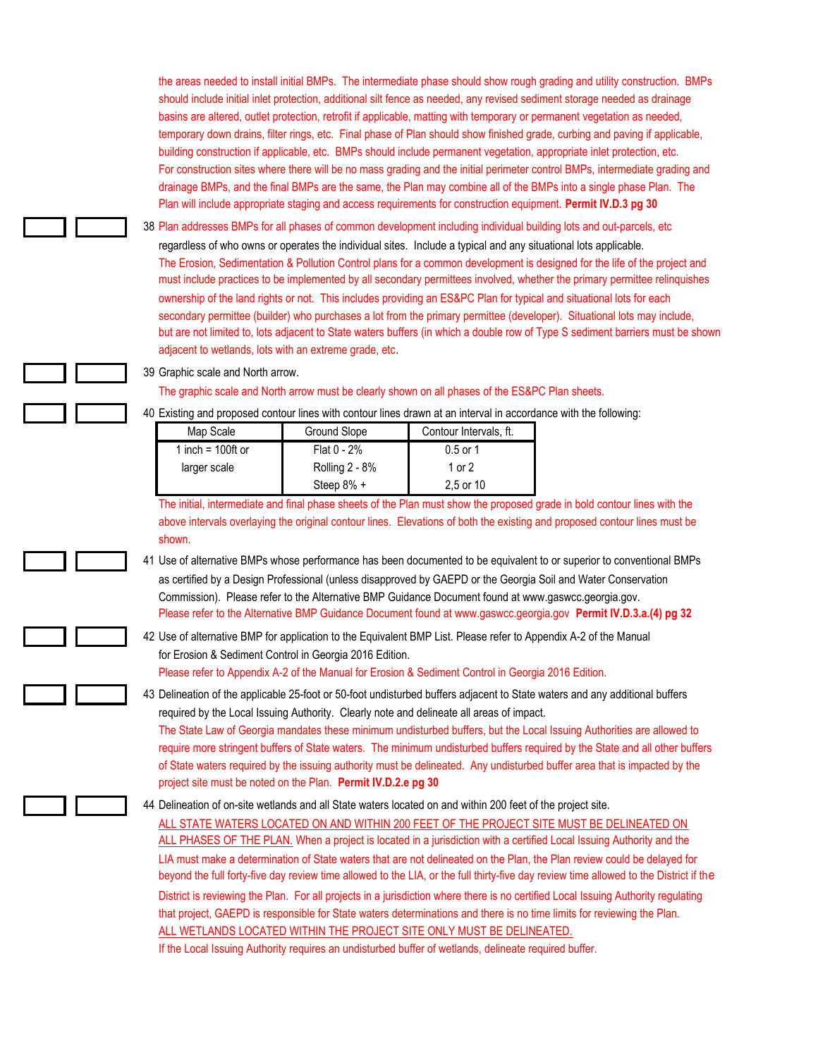the areas needed to install initial BMPs. The intermediate phase should show rough grading and utility construction. BMPs should include initial inlet protection, additional silt fence as needed, any revised sediment storage needed as drainage basins are altered, outlet protection, retrofit if applicable, matting with temporary or permanent vegetation as needed, temporary down drains, filter rings, etc. Final phase of Plan should show finished grade, curbing and paving if applicable, building construction if applicable, etc. BMPs should include permanent vegetation, appropriate inlet protection, etc. For construction sites where there will be no mass grading and the initial perimeter control BMPs, intermediate grading and drainage BMPs, and the final BMPs are the same, the Plan may combine all of the BMPs into a single phase Plan. The Plan will include appropriate staging and access requirements for construction equipment. **Permit IV.D.3 pg 30**

38 Plan addresses BMPs for all phases of common development including individual building lots and out-parcels, etc regardless of who owns or operates the individual sites. Include a typical and any situational lots applicable.
The Erosion, Sedimentation & Pollution Control plans for a common development is designed for the life of the project and must include practices to be implemented by all secondary permittees involved, whether the primary permittee relinquishes ownership of the land rights or not. This includes providing an ES&PC Plan for typical and situational lots for each secondary permittee (builder) who purchases a lot from the primary permittee (developer). Situational lots may include, but are not limited to, lots adjacent to State waters buffers (in which a double row of Type S sediment barriers must be shown adjacent to wetlands, lots with an extreme grade, etc.

39 Graphic scale and North arrow.
The graphic scale and North arrow must be clearly shown on all phases of the ES&PC Plan sheets.

40 Existing and proposed contour lines with contour lines drawn at an interval in accordance with the following:

| Map Scale | Ground Slope | Contour Intervals, ft. |
|---|---|---|
| 1 inch = 100ft or larger scale | Flat 0 - 2% | 0.5 or 1 |
| | Rolling 2 - 8% | 1 or 2 |
| | Steep 8% + | 2,5 or 10 |

The initial, intermediate and final phase sheets of the Plan must show the proposed grade in bold contour lines with the above intervals overlaying the original contour lines. Elevations of both the existing and proposed contour lines must be shown.

41 Use of alternative BMPs whose performance has been documented to be equivalent to or superior to conventional BMPs as certified by a Design Professional (unless disapproved by GAEPD or the Georgia Soil and Water Conservation Commission). Please refer to the Alternative BMP Guidance Document found at www.gaswcc.georgia.gov.
Please refer to the Alternative BMP Guidance Document found at www.gaswcc.georgia.gov **Permit IV.D.3.a.(4) pg 32**

42 Use of alternative BMP for application to the Equivalent BMP List. Please refer to Appendix A-2 of the Manual for Erosion & Sediment Control in Georgia 2016 Edition.
Please refer to Appendix A-2 of the Manual for Erosion & Sediment Control in Georgia 2016 Edition.

43 Delineation of the applicable 25-foot or 50-foot undisturbed buffers adjacent to State waters and any additional buffers required by the Local Issuing Authority. Clearly note and delineate all areas of impact.
The State Law of Georgia mandates these minimum undisturbed buffers, but the Local Issuing Authorities are allowed to require more stringent buffers of State waters. The minimum undisturbed buffers required by the State and all other buffers of State waters required by the issuing authority must be delineated. Any undisturbed buffer area that is impacted by the project site must be noted on the Plan. **Permit IV.D.2.e pg 30**

44 Delineation of on-site wetlands and all State waters located on and within 200 feet of the project site.
ALL STATE WATERS LOCATED ON AND WITHIN 200 FEET OF THE PROJECT SITE MUST BE DELINEATED ON ALL PHASES OF THE PLAN. When a project is located in a jurisdiction with a certified Local Issuing Authority and the LIA must make a determination of State waters that are not delineated on the Plan, the Plan review could be delayed for beyond the full forty-five day review time allowed to the LIA, or the full thirty-five day review time allowed to the District if the District is reviewing the Plan. For all projects in a jurisdiction where there is no certified Local Issuing Authority regulating that project, GAEPD is responsible for State waters determinations and there is no time limits for reviewing the Plan.
ALL WETLANDS LOCATED WITHIN THE PROJECT SITE ONLY MUST BE DELINEATED.
If the Local Issuing Authority requires an undisturbed buffer of wetlands, delineate required buffer.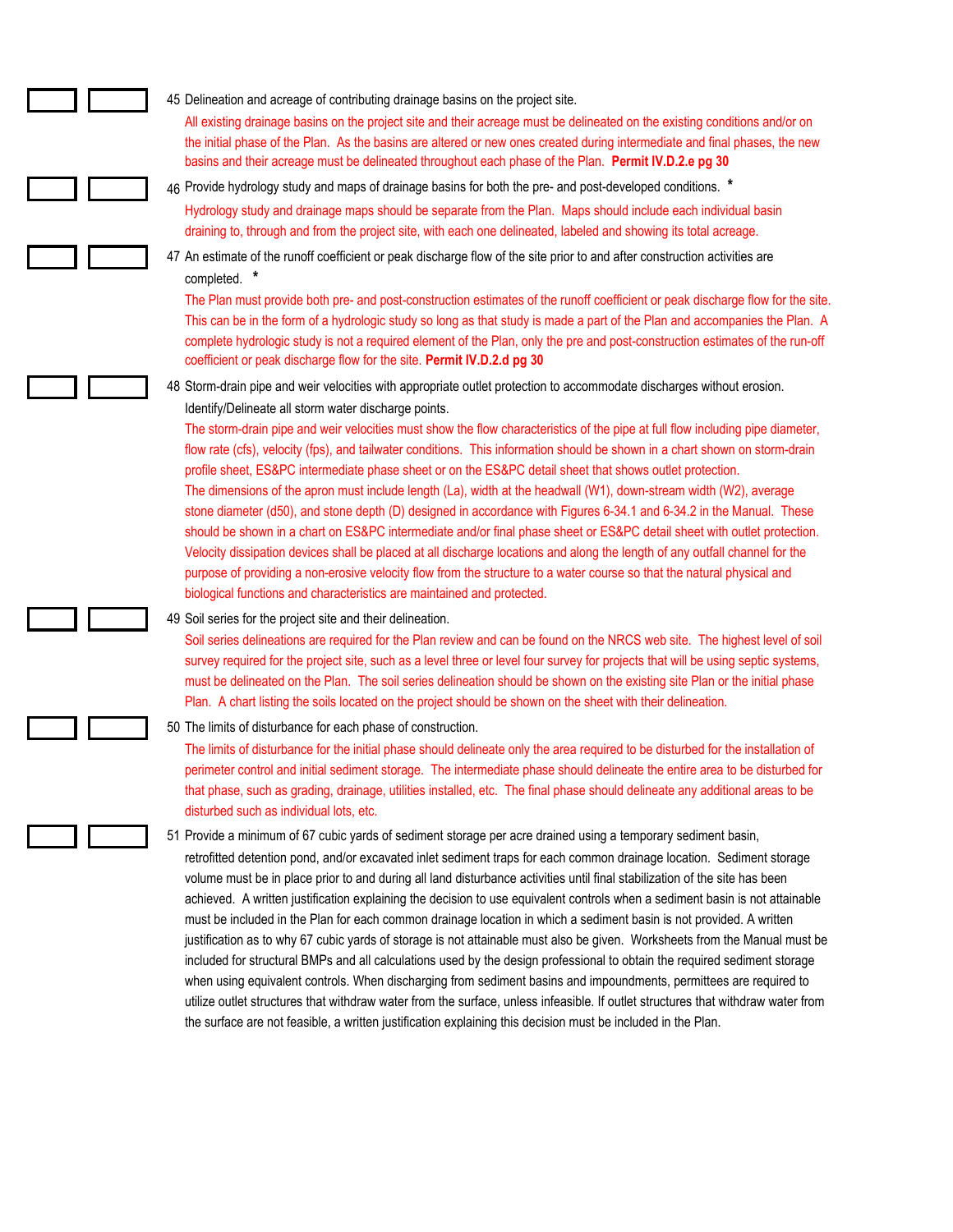45 Delineation and acreage of contributing drainage basins on the project site.

All existing drainage basins on the project site and their acreage must be delineated on the existing conditions and/or on the initial phase of the Plan. As the basins are altered or new ones created during intermediate and final phases, the new basins and their acreage must be delineated throughout each phase of the Plan. **Permit IV.D.2.e pg 30**

46 Provide hydrology study and maps of drainage basins for both the pre- and post-developed conditions. *

Hydrology study and drainage maps should be separate from the Plan. Maps should include each individual basin draining to, through and from the project site, with each one delineated, labeled and showing its total acreage.

47 An estimate of the runoff coefficient or peak discharge flow of the site prior to and after construction activities are completed. *

The Plan must provide both pre- and post-construction estimates of the runoff coefficient or peak discharge flow for the site. This can be in the form of a hydrologic study so long as that study is made a part of the Plan and accompanies the Plan. A complete hydrologic study is not a required element of the Plan, only the pre and post-construction estimates of the run-off coefficient or peak discharge flow for the site. **Permit IV.D.2.d pg 30**

48 Storm-drain pipe and weir velocities with appropriate outlet protection to accommodate discharges without erosion. Identify/Delineate all storm water discharge points.

The storm-drain pipe and weir velocities must show the flow characteristics of the pipe at full flow including pipe diameter, flow rate (cfs), velocity (fps), and tailwater conditions. This information should be shown in a chart shown on storm-drain profile sheet, ES&PC intermediate phase sheet or on the ES&PC detail sheet that shows outlet protection.

The dimensions of the apron must include length (La), width at the headwall (W1), down-stream width (W2), average stone diameter (d50), and stone depth (D) designed in accordance with Figures 6-34.1 and 6-34.2 in the Manual. These should be shown in a chart on ES&PC intermediate and/or final phase sheet or ES&PC detail sheet with outlet protection.

Velocity dissipation devices shall be placed at all discharge locations and along the length of any outfall channel for the purpose of providing a non-erosive velocity flow from the structure to a water course so that the natural physical and biological functions and characteristics are maintained and protected.

49 Soil series for the project site and their delineation.

Soil series delineations are required for the Plan review and can be found on the NRCS web site. The highest level of soil survey required for the project site, such as a level three or level four survey for projects that will be using septic systems, must be delineated on the Plan. The soil series delineation should be shown on the existing site Plan or the initial phase Plan. A chart listing the soils located on the project should be shown on the sheet with their delineation.

50 The limits of disturbance for each phase of construction.

The limits of disturbance for the initial phase should delineate only the area required to be disturbed for the installation of perimeter control and initial sediment storage. The intermediate phase should delineate the entire area to be disturbed for that phase, such as grading, drainage, utilities installed, etc. The final phase should delineate any additional areas to be disturbed such as individual lots, etc.

51 Provide a minimum of 67 cubic yards of sediment storage per acre drained using a temporary sediment basin, retrofitted detention pond, and/or excavated inlet sediment traps for each common drainage location. Sediment storage volume must be in place prior to and during all land disturbance activities until final stabilization of the site has been achieved. A written justification explaining the decision to use equivalent controls when a sediment basin is not attainable must be included in the Plan for each common drainage location in which a sediment basin is not provided. A written justification as to why 67 cubic yards of storage is not attainable must also be given. Worksheets from the Manual must be included for structural BMPs and all calculations used by the design professional to obtain the required sediment storage when using equivalent controls. When discharging from sediment basins and impoundments, permittees are required to utilize outlet structures that withdraw water from the surface, unless infeasible. If outlet structures that withdraw water from the surface are not feasible, a written justification explaining this decision must be included in the Plan.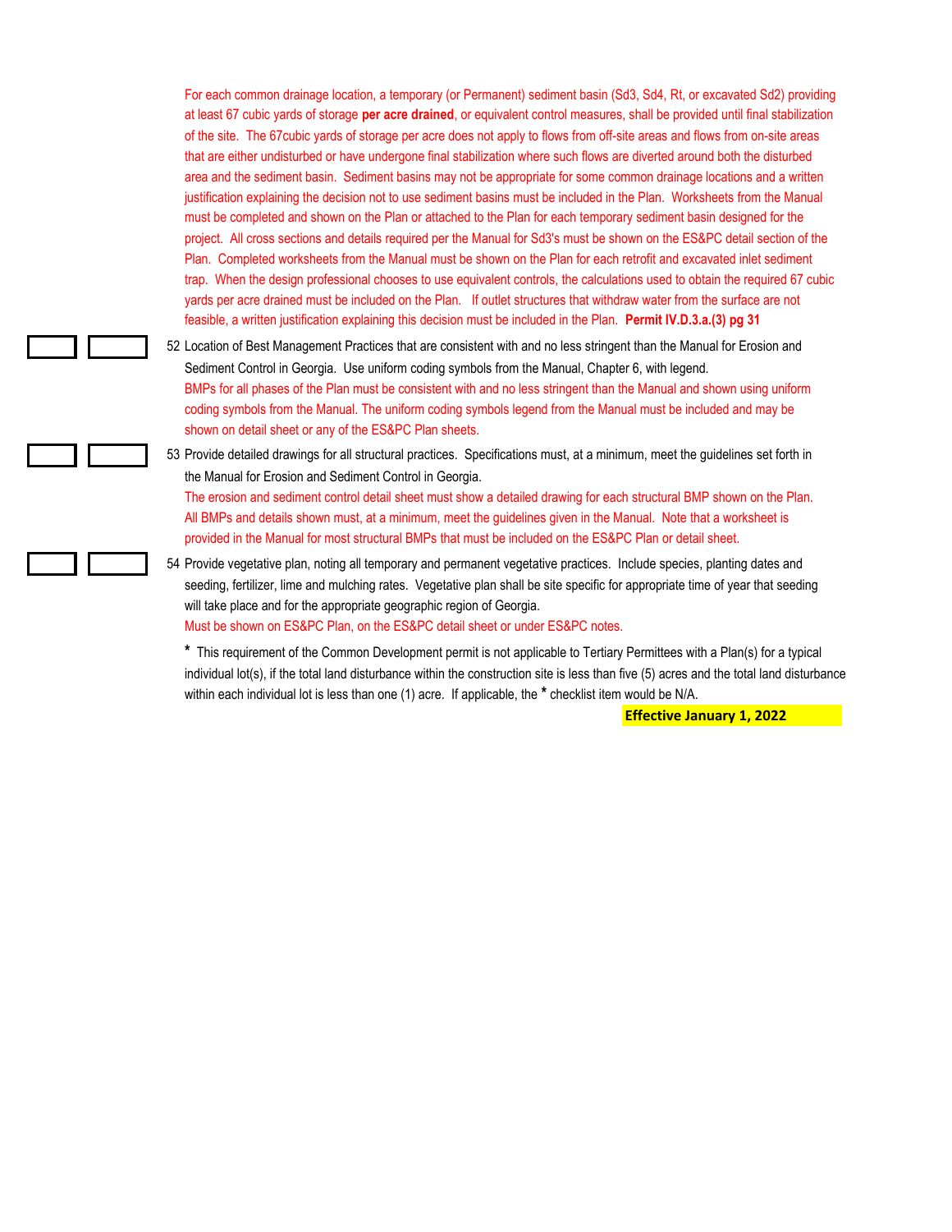For each common drainage location, a temporary (or Permanent) sediment basin (Sd3, Sd4, Rt, or excavated Sd2) providing at least 67 cubic yards of storage **per acre drained**, or equivalent control measures, shall be provided until final stabilization of the site. The 67cubic yards of storage per acre does not apply to flows from off-site areas and flows from on-site areas that are either undisturbed or have undergone final stabilization where such flows are diverted around both the disturbed area and the sediment basin. Sediment basins may not be appropriate for some common drainage locations and a written justification explaining the decision not to use sediment basins must be included in the Plan. Worksheets from the Manual must be completed and shown on the Plan or attached to the Plan for each temporary sediment basin designed for the project. All cross sections and details required per the Manual for Sd3's must be shown on the ES&PC detail section of the Plan. Completed worksheets from the Manual must be shown on the Plan for each retrofit and excavated inlet sediment trap. When the design professional chooses to use equivalent controls, the calculations used to obtain the required 67 cubic yards per acre drained must be included on the Plan. If outlet structures that withdraw water from the surface are not feasible, a written justification explaining this decision must be included in the Plan. **Permit IV.D.3.a.(3) pg 31**

☐ ☐ 52 Location of Best Management Practices that are consistent with and no less stringent than the Manual for Erosion and Sediment Control in Georgia. Use uniform coding symbols from the Manual, Chapter 6, with legend.
BMPs for all phases of the Plan must be consistent with and no less stringent than the Manual and shown using uniform coding symbols from the Manual. The uniform coding symbols legend from the Manual must be included and may be shown on detail sheet or any of the ES&PC Plan sheets.

☐ ☐ 53 Provide detailed drawings for all structural practices. Specifications must, at a minimum, meet the guidelines set forth in the Manual for Erosion and Sediment Control in Georgia.
The erosion and sediment control detail sheet must show a detailed drawing for each structural BMP shown on the Plan. All BMPs and details shown must, at a minimum, meet the guidelines given in the Manual. Note that a worksheet is provided in the Manual for most structural BMPs that must be included on the ES&PC Plan or detail sheet.

☐ ☐ 54 Provide vegetative plan, noting all temporary and permanent vegetative practices. Include species, planting dates and seeding, fertilizer, lime and mulching rates. Vegetative plan shall be site specific for appropriate time of year that seeding will take place and for the appropriate geographic region of Georgia.
Must be shown on ES&PC Plan, on the ES&PC detail sheet or under ES&PC notes.

**\*** This requirement of the Common Development permit is not applicable to Tertiary Permittees with a Plan(s) for a typical individual lot(s), if the total land disturbance within the construction site is less than five (5) acres and the total land disturbance within each individual lot is less than one (1) acre. If applicable, the **\*** checklist item would be N/A.

**Effective January 1, 2022**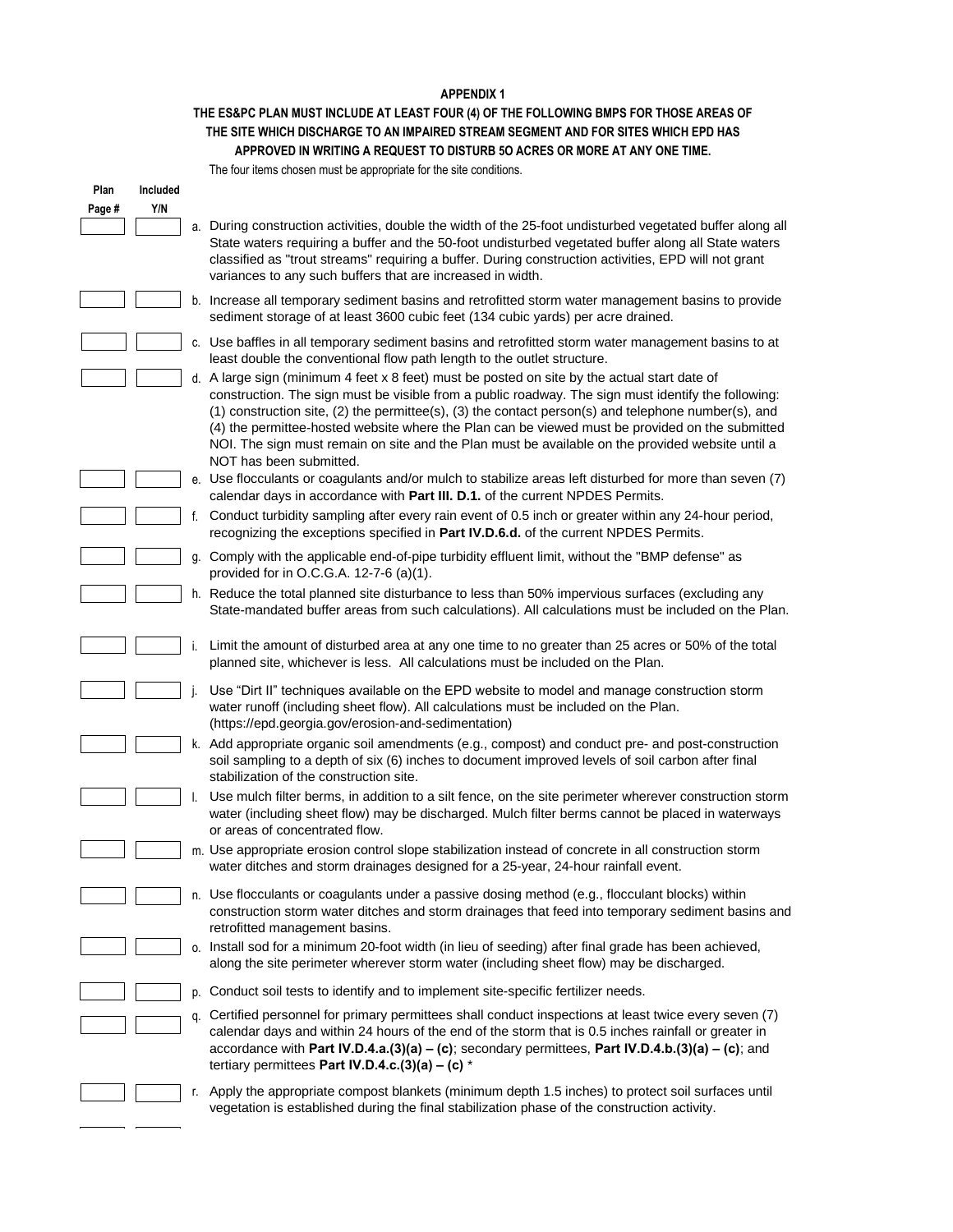## APPENDIX 1

### THE ES&PC PLAN MUST INCLUDE AT LEAST FOUR (4) OF THE FOLLOWING BMPS FOR THOSE AREAS OF THE SITE WHICH DISCHARGE TO AN IMPAIRED STREAM SEGMENT AND FOR SITES WHICH EPD HAS APPROVED IN WRITING A REQUEST TO DISTURB 5O ACRES OR MORE AT ANY ONE TIME.

The four items chosen must be appropriate for the site conditions.

| Plan Page # | Included Y/N | |
|---|---|---|
| | | a. During construction activities, double the width of the 25-foot undisturbed vegetated buffer along all State waters requiring a buffer and the 50-foot undisturbed vegetated buffer along all State waters classified as "trout streams" requiring a buffer. During construction activities, EPD will not grant variances to any such buffers that are increased in width. |
| | | b. Increase all temporary sediment basins and retrofitted storm water management basins to provide sediment storage of at least 3600 cubic feet (134 cubic yards) per acre drained. |
| | | c. Use baffles in all temporary sediment basins and retrofitted storm water management basins to at least double the conventional flow path length to the outlet structure. |
| | | d. A large sign (minimum 4 feet x 8 feet) must be posted on site by the actual start date of construction. The sign must be visible from a public roadway. The sign must identify the following: (1) construction site, (2) the permittee(s), (3) the contact person(s) and telephone number(s), and (4) the permittee-hosted website where the Plan can be viewed must be provided on the submitted NOI. The sign must remain on site and the Plan must be available on the provided website until a NOT has been submitted. |
| | | e. Use flocculants or coagulants and/or mulch to stabilize areas left disturbed for more than seven (7) calendar days in accordance with **Part III. D.1.** of the current NPDES Permits. |
| | | f. Conduct turbidity sampling after every rain event of 0.5 inch or greater within any 24-hour period, recognizing the exceptions specified in **Part IV.D.6.d.** of the current NPDES Permits. |
| | | g. Comply with the applicable end-of-pipe turbidity effluent limit, without the "BMP defense" as provided for in O.C.G.A. 12-7-6 (a)(1). |
| | | h. Reduce the total planned site disturbance to less than 50% impervious surfaces (excluding any State-mandated buffer areas from such calculations). All calculations must be included on the Plan. |
| | | i. Limit the amount of disturbed area at any one time to no greater than 25 acres or 50% of the total planned site, whichever is less. All calculations must be included on the Plan. |
| | | j. Use "Dirt II" techniques available on the EPD website to model and manage construction storm water runoff (including sheet flow). All calculations must be included on the Plan. (https://epd.georgia.gov/erosion-and-sedimentation) |
| | | k. Add appropriate organic soil amendments (e.g., compost) and conduct pre- and post-construction soil sampling to a depth of six (6) inches to document improved levels of soil carbon after final stabilization of the construction site. |
| | | l. Use mulch filter berms, in addition to a silt fence, on the site perimeter wherever construction storm water (including sheet flow) may be discharged. Mulch filter berms cannot be placed in waterways or areas of concentrated flow. |
| | | m. Use appropriate erosion control slope stabilization instead of concrete in all construction storm water ditches and storm drainages designed for a 25-year, 24-hour rainfall event. |
| | | n. Use flocculants or coagulants under a passive dosing method (e.g., flocculant blocks) within construction storm water ditches and storm drainages that feed into temporary sediment basins and retrofitted management basins. |
| | | o. Install sod for a minimum 20-foot width (in lieu of seeding) after final grade has been achieved, along the site perimeter wherever storm water (including sheet flow) may be discharged. |
| | | p. Conduct soil tests to identify and to implement site-specific fertilizer needs. |
| | | q. Certified personnel for primary permittees shall conduct inspections at least twice every seven (7) calendar days and within 24 hours of the end of the storm that is 0.5 inches rainfall or greater in accordance with **Part IV.D.4.a.(3)(a) – (c)**; secondary permittees, **Part IV.D.4.b.(3)(a) – (c)**; and tertiary permittees **Part IV.D.4.c.(3)(a) – (c)** * |
| | | r. Apply the appropriate compost blankets (minimum depth 1.5 inches) to protect soil surfaces until vegetation is established during the final stabilization phase of the construction activity. |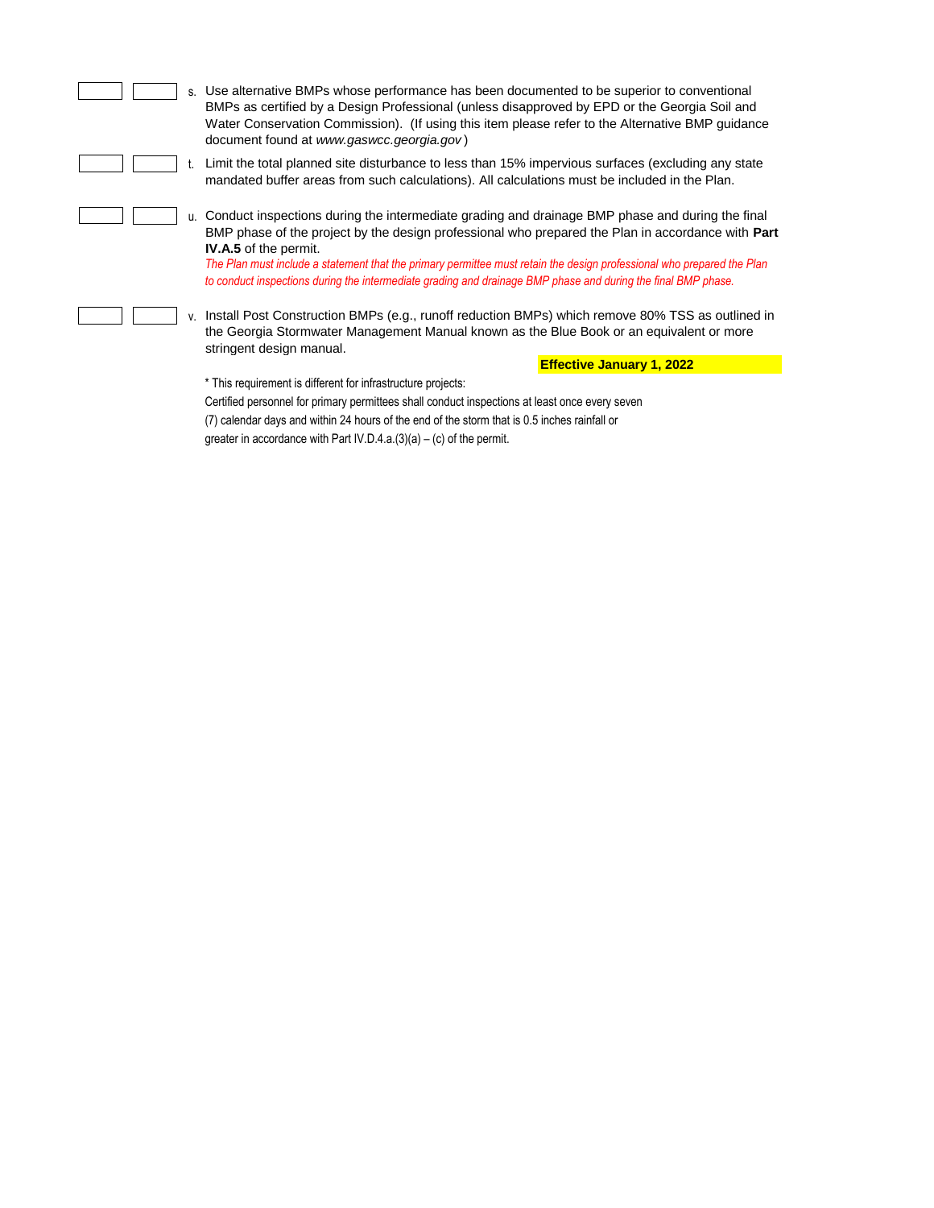| | | |
|---|---|---|
| | | s. Use alternative BMPs whose performance has been documented to be superior to conventional BMPs as certified by a Design Professional (unless disapproved by EPD or the Georgia Soil and Water Conservation Commission). (If using this item please refer to the Alternative BMP guidance document found at *www.gaswcc.georgia.gov* ) |
| | | t. Limit the total planned site disturbance to less than 15% impervious surfaces (excluding any state mandated buffer areas from such calculations). All calculations must be included in the Plan. |
| | | u. Conduct inspections during the intermediate grading and drainage BMP phase and during the final BMP phase of the project by the design professional who prepared the Plan in accordance with **Part IV.A.5** of the permit. *The Plan must include a statement that the primary permittee must retain the design professional who prepared the Plan to conduct inspections during the intermediate grading and drainage BMP phase and during the final BMP phase.* |
| | | v. Install Post Construction BMPs (e.g., runoff reduction BMPs) which remove 80% TSS as outlined in the Georgia Stormwater Management Manual known as the Blue Book or an equivalent or more stringent design manual. |

**Effective January 1, 2022**

* This requirement is different for infrastructure projects:
Certified personnel for primary permittees shall conduct inspections at least once every seven (7) calendar days and within 24 hours of the end of the storm that is 0.5 inches rainfall or greater in accordance with Part IV.D.4.a.(3)(a) – (c) of the permit.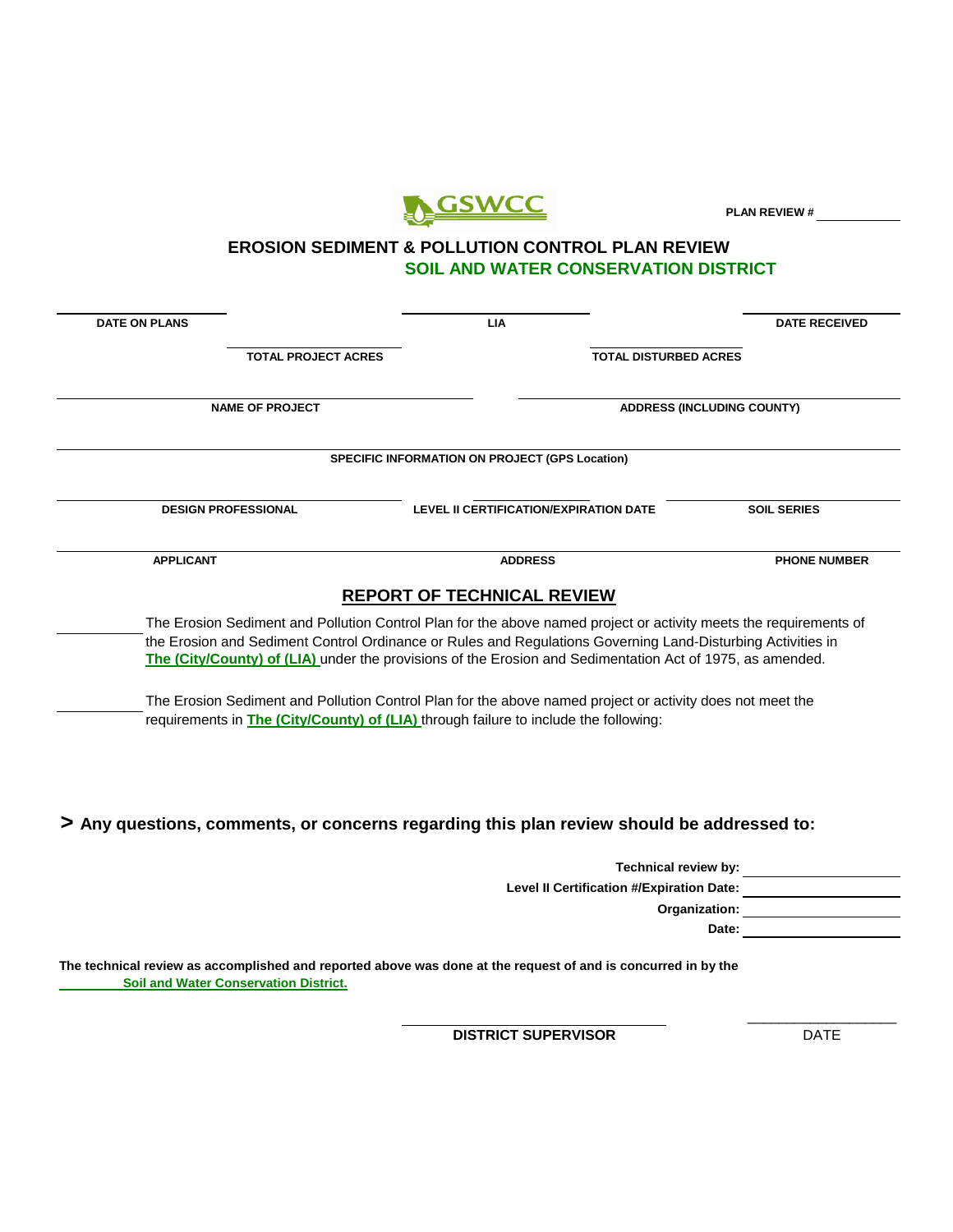GSWCC

PLAN REVIEW # \_\_\_\_\_\_\_\_\_\_

## EROSION SEDIMENT & POLLUTION CONTROL PLAN REVIEW

**SOIL AND WATER CONSERVATION DISTRICT**

| DATE ON PLANS | LIA | DATE RECEIVED |
|---|---|---|
| | | |

| TOTAL PROJECT ACRES | TOTAL DISTURBED ACRES |
|---|---|
| | |

| NAME OF PROJECT | ADDRESS (INCLUDING COUNTY) |
|---|---|
| | |

**SPECIFIC INFORMATION ON PROJECT (GPS Location)**

| DESIGN PROFESSIONAL | LEVEL II CERTIFICATION/EXPIRATION DATE | SOIL SERIES |
|---|---|---|
| | | |

| APPLICANT | ADDRESS | PHONE NUMBER |
|---|---|---|
| | | |

## REPORT OF TECHNICAL REVIEW

\_\_\_\_\_\_\_\_ The Erosion Sediment and Pollution Control Plan for the above named project or activity meets the requirements of the Erosion and Sediment Control Ordinance or Rules and Regulations Governing Land-Disturbing Activities in **The (City/County) of (LIA)** under the provisions of the Erosion and Sedimentation Act of 1975, as amended.

\_\_\_\_\_\_\_\_ The Erosion Sediment and Pollution Control Plan for the above named project or activity does not meet the requirements in **The (City/County) of (LIA)** through failure to include the following:

**> Any questions, comments, or concerns regarding this plan review should be addressed to:**

**Technical review by:** \_\_\_\_\_\_\_\_\_\_

**Level II Certification #/Expiration Date:** \_\_\_\_\_\_\_\_\_\_

**Organization:** \_\_\_\_\_\_\_\_\_\_

**Date:** \_\_\_\_\_\_\_\_\_\_

**The technical review as accomplished and reported above was done at the request of and is concurred in by the \_\_\_\_\_\_\_\_ Soil and Water Conservation District.**

| DISTRICT SUPERVISOR | DATE |
|---|---|
| | |